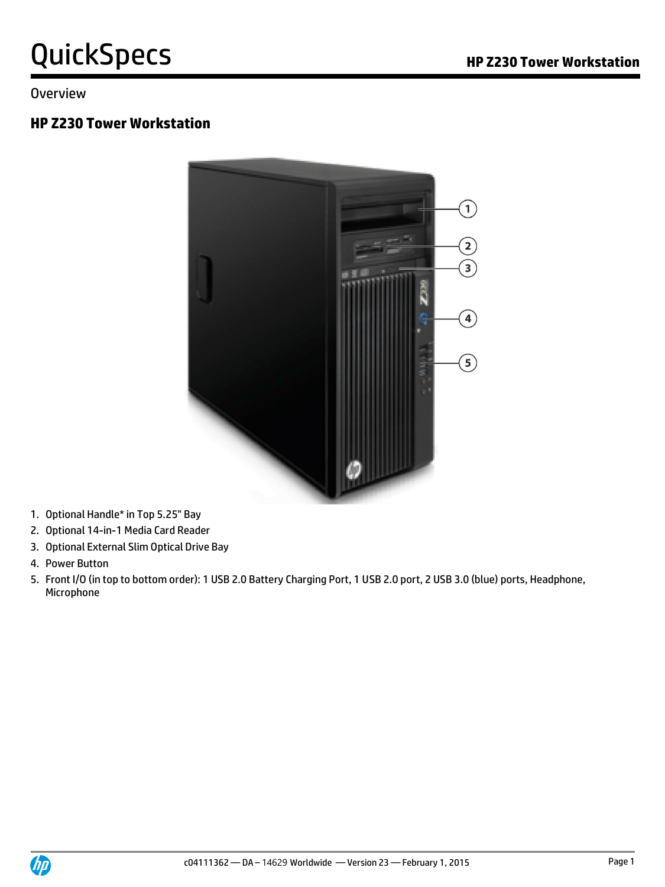# QuickSpecs

HP Z230 Tower Workstation

## Overview

### HP Z230 Tower Workstation

1. Optional Handle* in Top 5.25" Bay
2. Optional 14-in-1 Media Card Reader
3. Optional External Slim Optical Drive Bay
4. Power Button
5. Front I/O (in top to bottom order): 1 USB 2.0 Battery Charging Port, 1 USB 2.0 port, 2 USB 3.0 (blue) ports, Headphone, Microphone

c04111362 — DA – 14629 Worldwide — Version 23 — February 1, 2015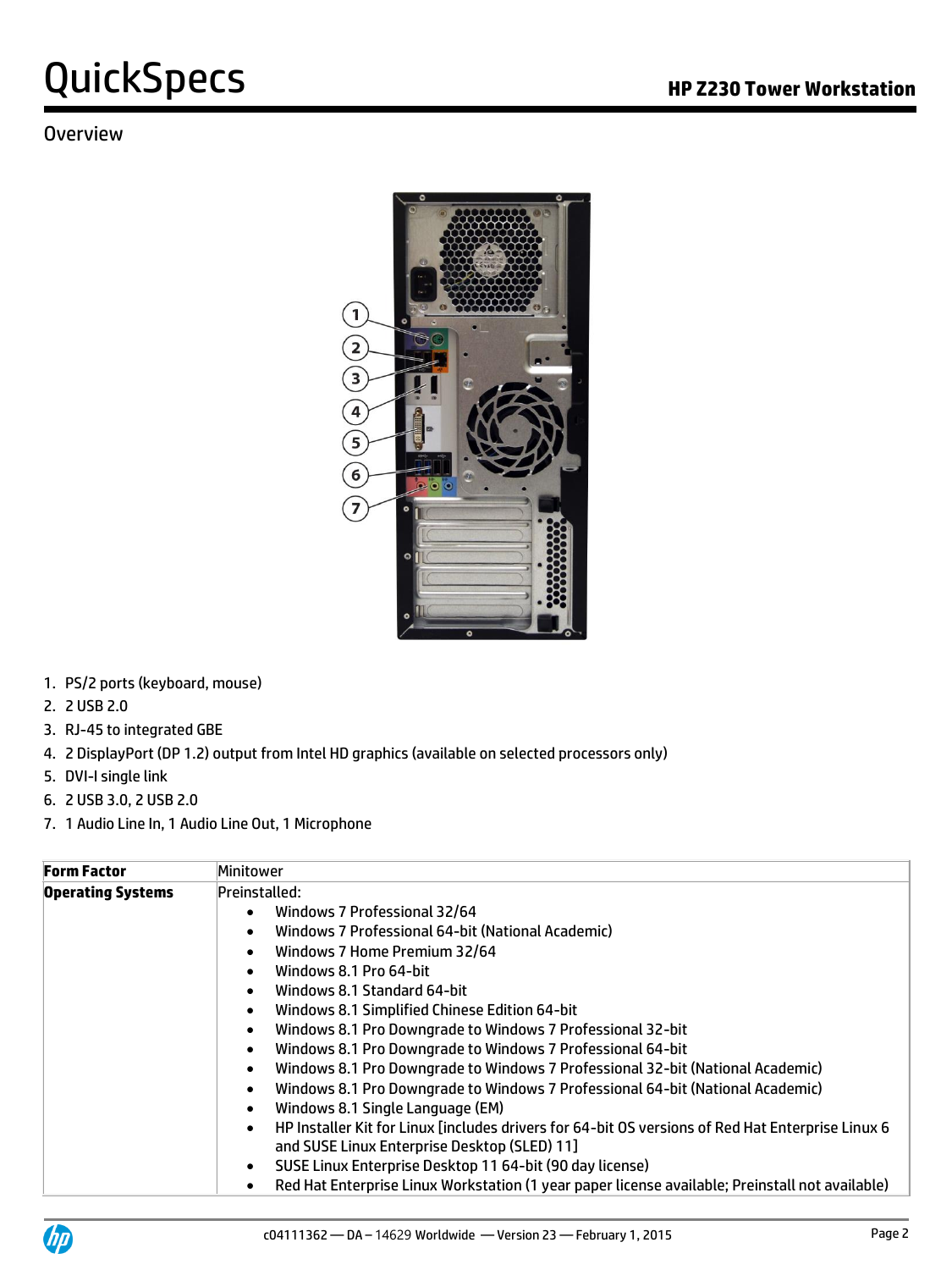## Overview

1. PS/2 ports (keyboard, mouse)
2. 2 USB 2.0
3. RJ-45 to integrated GBE
4. 2 DisplayPort (DP 1.2) output from Intel HD graphics (available on selected processors only)
5. DVI-I single link
6. 2 USB 3.0, 2 USB 2.0
7. 1 Audio Line In, 1 Audio Line Out, 1 Microphone

| **Form Factor** | Minitower |
|---|---|
| **Operating Systems** | Preinstalled:<br>• Windows 7 Professional 32/64<br>• Windows 7 Professional 64-bit (National Academic)<br>• Windows 7 Home Premium 32/64<br>• Windows 8.1 Pro 64-bit<br>• Windows 8.1 Standard 64-bit<br>• Windows 8.1 Simplified Chinese Edition 64-bit<br>• Windows 8.1 Pro Downgrade to Windows 7 Professional 32-bit<br>• Windows 8.1 Pro Downgrade to Windows 7 Professional 64-bit<br>• Windows 8.1 Pro Downgrade to Windows 7 Professional 32-bit (National Academic)<br>• Windows 8.1 Pro Downgrade to Windows 7 Professional 64-bit (National Academic)<br>• Windows 8.1 Single Language (EM)<br>• HP Installer Kit for Linux [includes drivers for 64-bit OS versions of Red Hat Enterprise Linux 6 and SUSE Linux Enterprise Desktop (SLED) 11]<br>• SUSE Linux Enterprise Desktop 11 64-bit (90 day license)<br>• Red Hat Enterprise Linux Workstation (1 year paper license available; Preinstall not available) |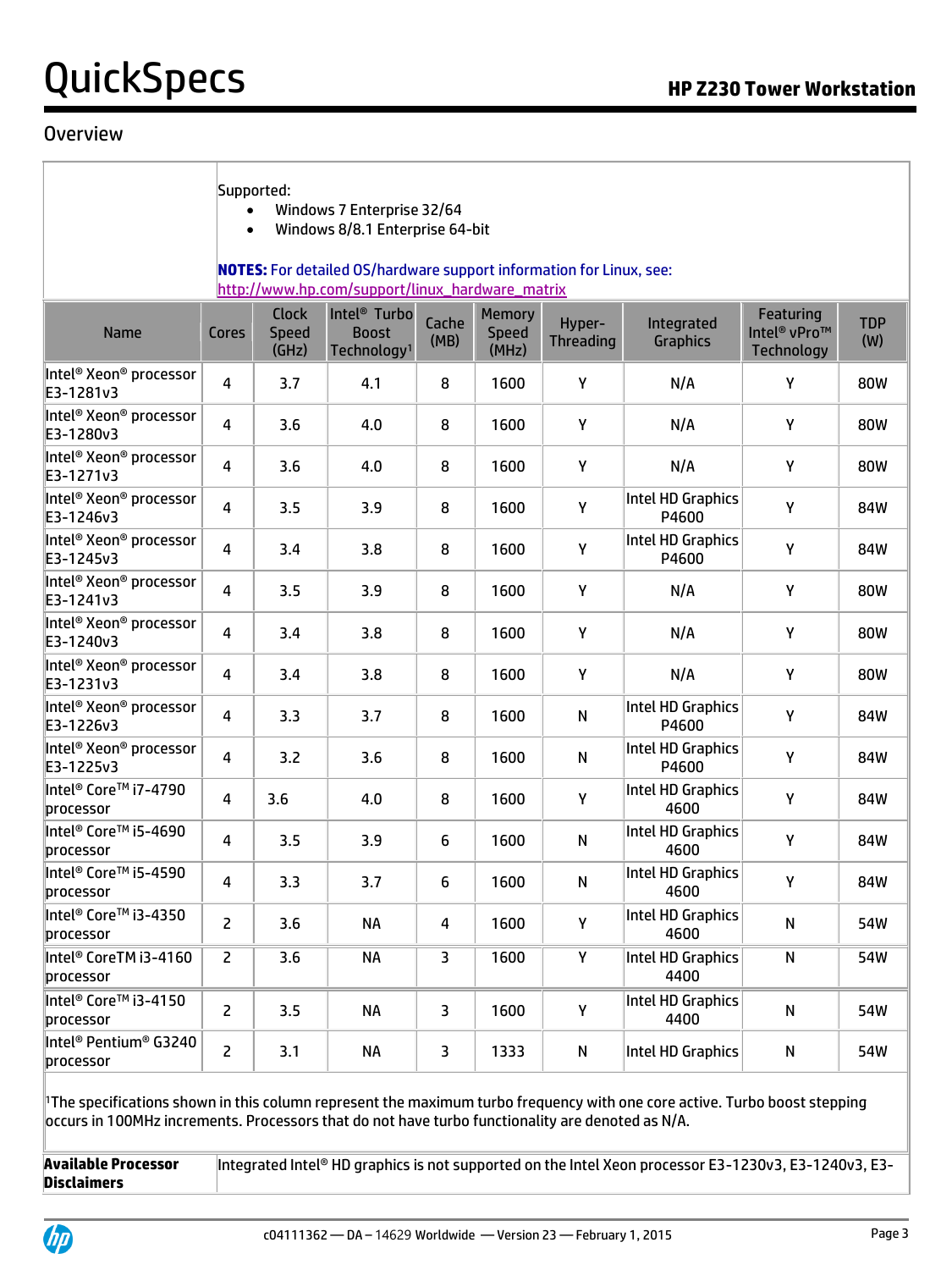## Overview

Supported:

- Windows 7 Enterprise 32/64
- Windows 8/8.1 Enterprise 64-bit

**NOTES:** For detailed OS/hardware support information for Linux, see: http://www.hp.com/support/linux_hardware_matrix

| Name | Cores | Clock Speed (GHz) | Intel® Turbo Boost Technology[1] | Cache (MB) | Memory Speed (MHz) | Hyper-Threading | Integrated Graphics | Featuring Intel® vPro™ Technology | TDP (W) |
|---|---|---|---|---|---|---|---|---|---|
| Intel® Xeon® processor E3-1281v3 | 4 | 3.7 | 4.1 | 8 | 1600 | Y | N/A | Y | 80W |
| Intel® Xeon® processor E3-1280v3 | 4 | 3.6 | 4.0 | 8 | 1600 | Y | N/A | Y | 80W |
| Intel® Xeon® processor E3-1271v3 | 4 | 3.6 | 4.0 | 8 | 1600 | Y | N/A | Y | 80W |
| Intel® Xeon® processor E3-1246v3 | 4 | 3.5 | 3.9 | 8 | 1600 | Y | Intel HD Graphics P4600 | Y | 84W |
| Intel® Xeon® processor E3-1245v3 | 4 | 3.4 | 3.8 | 8 | 1600 | Y | Intel HD Graphics P4600 | Y | 84W |
| Intel® Xeon® processor E3-1241v3 | 4 | 3.5 | 3.9 | 8 | 1600 | Y | N/A | Y | 80W |
| Intel® Xeon® processor E3-1240v3 | 4 | 3.4 | 3.8 | 8 | 1600 | Y | N/A | Y | 80W |
| Intel® Xeon® processor E3-1231v3 | 4 | 3.4 | 3.8 | 8 | 1600 | Y | N/A | Y | 80W |
| Intel® Xeon® processor E3-1226v3 | 4 | 3.3 | 3.7 | 8 | 1600 | N | Intel HD Graphics P4600 | Y | 84W |
| Intel® Xeon® processor E3-1225v3 | 4 | 3.2 | 3.6 | 8 | 1600 | N | Intel HD Graphics P4600 | Y | 84W |
| Intel® Core™ i7-4790 processor | 4 | 3.6 | 4.0 | 8 | 1600 | Y | Intel HD Graphics 4600 | Y | 84W |
| Intel® Core™ i5-4690 processor | 4 | 3.5 | 3.9 | 6 | 1600 | N | Intel HD Graphics 4600 | Y | 84W |
| Intel® Core™ i5-4590 processor | 4 | 3.3 | 3.7 | 6 | 1600 | N | Intel HD Graphics 4600 | Y | 84W |
| Intel® Core™ i3-4350 processor | 2 | 3.6 | NA | 4 | 1600 | Y | Intel HD Graphics 4600 | N | 54W |
| Intel® CoreTM i3-4160 processor | 2 | 3.6 | NA | 3 | 1600 | Y | Intel HD Graphics 4400 | N | 54W |
| Intel® Core™ i3-4150 processor | 2 | 3.5 | NA | 3 | 1600 | Y | Intel HD Graphics 4400 | N | 54W |
| Intel® Pentium® G3240 processor | 2 | 3.1 | NA | 3 | 1333 | N | Intel HD Graphics | N | 54W |

[1]The specifications shown in this column represent the maximum turbo frequency with one core active. Turbo boost stepping occurs in 100MHz increments. Processors that do not have turbo functionality are denoted as N/A.

**Available Processor Disclaimers**

Integrated Intel® HD graphics is not supported on the Intel Xeon processor E3-1230v3, E3-1240v3, E3-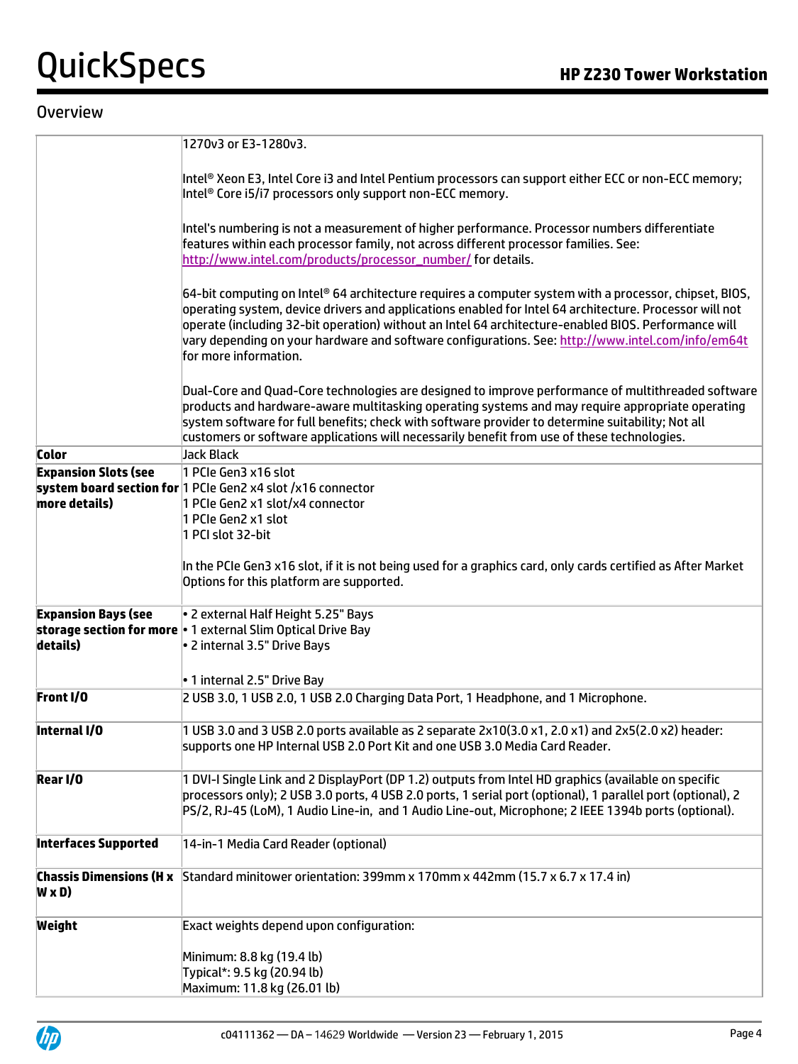## Overview

| | |
|---|---|
| | 1270v3 or E3-1280v3.<br><br>Intel® Xeon E3, Intel Core i3 and Intel Pentium processors can support either ECC or non-ECC memory; Intel® Core i5/i7 processors only support non-ECC memory.<br><br>Intel's numbering is not a measurement of higher performance. Processor numbers differentiate features within each processor family, not across different processor families. See: http://www.intel.com/products/processor_number/ for details.<br><br>64-bit computing on Intel® 64 architecture requires a computer system with a processor, chipset, BIOS, operating system, device drivers and applications enabled for Intel 64 architecture. Processor will not operate (including 32-bit operation) without an Intel 64 architecture-enabled BIOS. Performance will vary depending on your hardware and software configurations. See: http://www.intel.com/info/em64t for more information.<br><br>Dual-Core and Quad-Core technologies are designed to improve performance of multithreaded software products and hardware-aware multitasking operating systems and may require appropriate operating system software for full benefits; check with software provider to determine suitability; Not all customers or software applications will necessarily benefit from use of these technologies. |
| **Color** | Jack Black |
| **Expansion Slots (see system board section for more details)** | 1 PCIe Gen3 x16 slot<br>1 PCIe Gen2 x4 slot /x16 connector<br>1 PCIe Gen2 x1 slot/x4 connector<br>1 PCIe Gen2 x1 slot<br>1 PCI slot 32-bit<br><br>In the PCIe Gen3 x16 slot, if it is not being used for a graphics card, only cards certified as After Market Options for this platform are supported. |
| **Expansion Bays (see storage section for more details)** | • 2 external Half Height 5.25" Bays<br>• 1 external Slim Optical Drive Bay<br>• 2 internal 3.5" Drive Bays<br><br>• 1 internal 2.5" Drive Bay |
| **Front I/O** | 2 USB 3.0, 1 USB 2.0, 1 USB 2.0 Charging Data Port, 1 Headphone, and 1 Microphone. |
| **Internal I/O** | 1 USB 3.0 and 3 USB 2.0 ports available as 2 separate 2x10(3.0 x1, 2.0 x1) and 2x5(2.0 x2) header: supports one HP Internal USB 2.0 Port Kit and one USB 3.0 Media Card Reader. |
| **Rear I/O** | 1 DVI-I Single Link and 2 DisplayPort (DP 1.2) outputs from Intel HD graphics (available on specific processors only); 2 USB 3.0 ports, 4 USB 2.0 ports, 1 serial port (optional), 1 parallel port (optional), 2 PS/2, RJ-45 (LoM), 1 Audio Line-in, and 1 Audio Line-out, Microphone; 2 IEEE 1394b ports (optional). |
| **Interfaces Supported** | 14-in-1 Media Card Reader (optional) |
| **Chassis Dimensions (H x W x D)** | Standard minitower orientation: 399mm x 170mm x 442mm (15.7 x 6.7 x 17.4 in) |
| **Weight** | Exact weights depend upon configuration:<br><br>Minimum: 8.8 kg (19.4 lb)<br>Typical*: 9.5 kg (20.94 lb)<br>Maximum: 11.8 kg (26.01 lb) |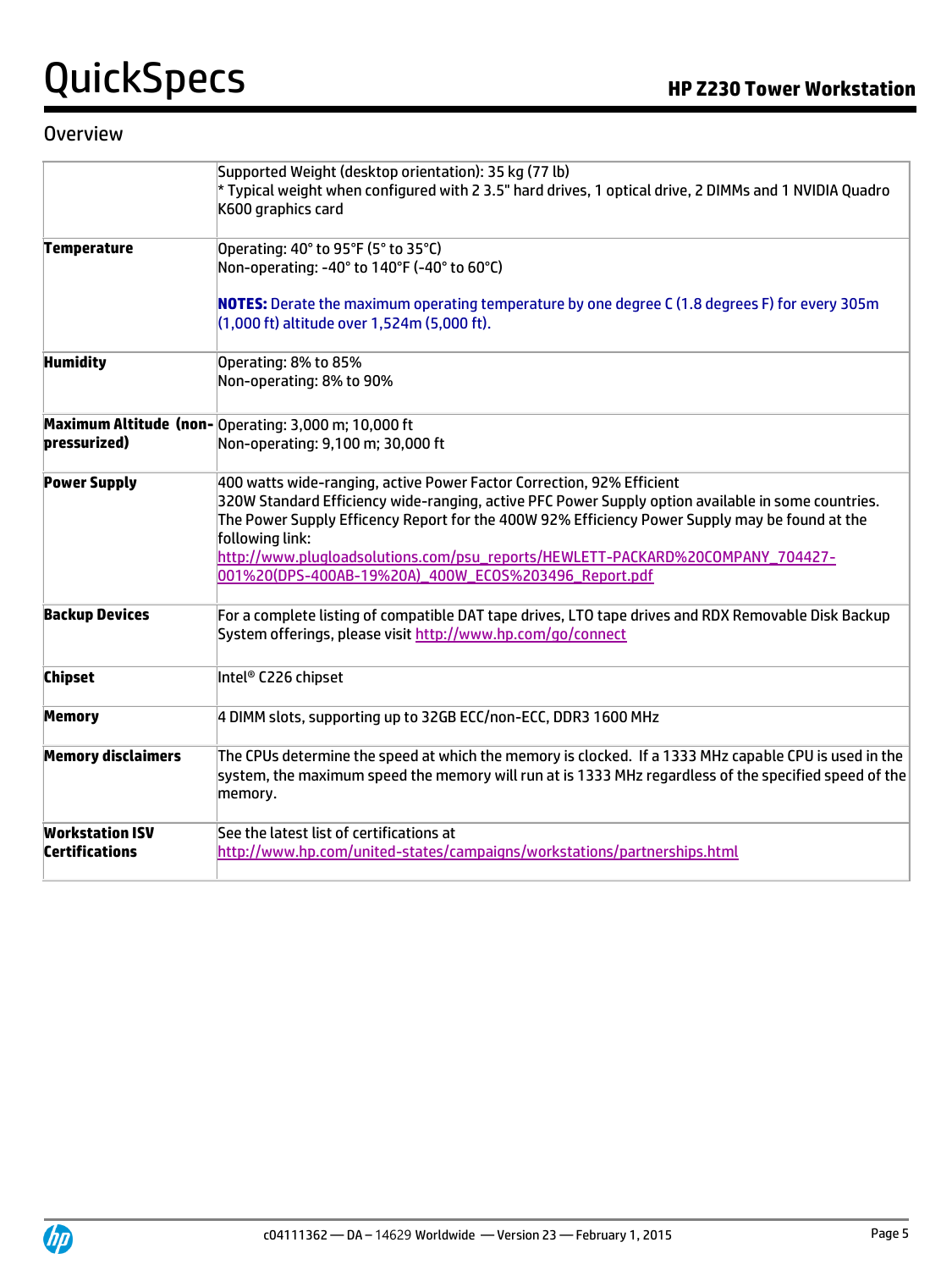## Overview

| | |
|---|---|
| | Supported Weight (desktop orientation): 35 kg (77 lb)<br>* Typical weight when configured with 2 3.5" hard drives, 1 optical drive, 2 DIMMs and 1 NVIDIA Quadro K600 graphics card |
| **Temperature** | Operating: 40° to 95°F (5° to 35°C)<br>Non-operating: -40° to 140°F (-40° to 60°C)<br><br>**NOTES:** Derate the maximum operating temperature by one degree C (1.8 degrees F) for every 305m (1,000 ft) altitude over 1,524m (5,000 ft). |
| **Humidity** | Operating: 8% to 85%<br>Non-operating: 8% to 90% |
| **Maximum Altitude (non-pressurized)** | Operating: 3,000 m; 10,000 ft<br>Non-operating: 9,100 m; 30,000 ft |
| **Power Supply** | 400 watts wide-ranging, active Power Factor Correction, 92% Efficient<br>320W Standard Efficiency wide-ranging, active PFC Power Supply option available in some countries.<br>The Power Supply Efficency Report for the 400W 92% Efficiency Power Supply may be found at the following link:<br>http://www.plugloadsolutions.com/psu_reports/HEWLETT-PACKARD%20COMPANY_704427-001%20(DPS-400AB-19%20A)_400W_ECOS%203496_Report.pdf |
| **Backup Devices** | For a complete listing of compatible DAT tape drives, LTO tape drives and RDX Removable Disk Backup System offerings, please visit http://www.hp.com/go/connect |
| **Chipset** | Intel® C226 chipset |
| **Memory** | 4 DIMM slots, supporting up to 32GB ECC/non-ECC, DDR3 1600 MHz |
| **Memory disclaimers** | The CPUs determine the speed at which the memory is clocked. If a 1333 MHz capable CPU is used in the system, the maximum speed the memory will run at is 1333 MHz regardless of the specified speed of the memory. |
| **Workstation ISV Certifications** | See the latest list of certifications at<br>http://www.hp.com/united-states/campaigns/workstations/partnerships.html |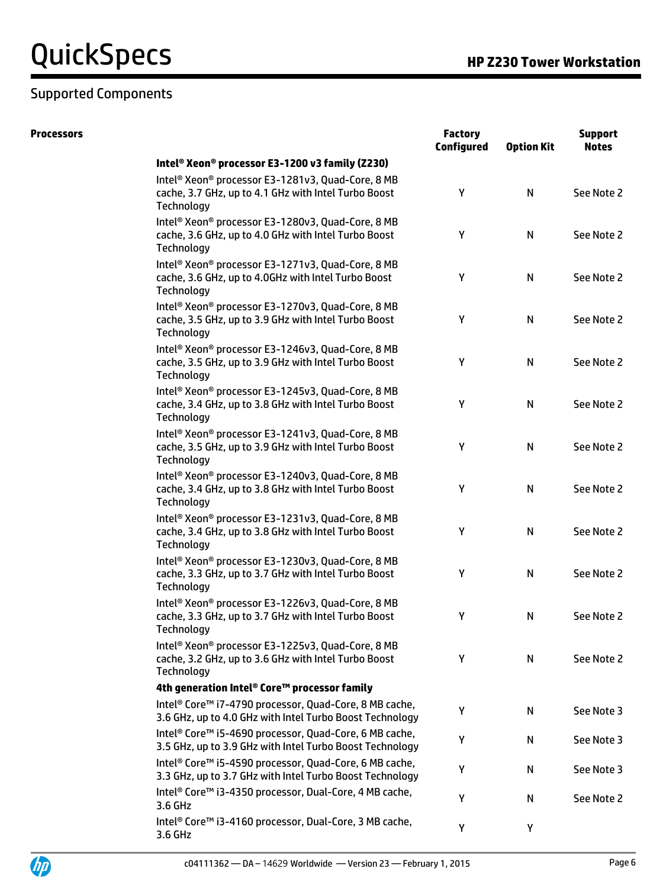## Supported Components

| Processors | | Factory Configured | Option Kit | Support Notes |
|---|---|---|---|---|
| | **Intel® Xeon® processor E3-1200 v3 family (Z230)** | | | |
| | Intel® Xeon® processor E3-1281v3, Quad-Core, 8 MB cache, 3.7 GHz, up to 4.1 GHz with Intel Turbo Boost Technology | Y | N | See Note 2 |
| | Intel® Xeon® processor E3-1280v3, Quad-Core, 8 MB cache, 3.6 GHz, up to 4.0 GHz with Intel Turbo Boost Technology | Y | N | See Note 2 |
| | Intel® Xeon® processor E3-1271v3, Quad-Core, 8 MB cache, 3.6 GHz, up to 4.0GHz with Intel Turbo Boost Technology | Y | N | See Note 2 |
| | Intel® Xeon® processor E3-1270v3, Quad-Core, 8 MB cache, 3.5 GHz, up to 3.9 GHz with Intel Turbo Boost Technology | Y | N | See Note 2 |
| | Intel® Xeon® processor E3-1246v3, Quad-Core, 8 MB cache, 3.5 GHz, up to 3.9 GHz with Intel Turbo Boost Technology | Y | N | See Note 2 |
| | Intel® Xeon® processor E3-1245v3, Quad-Core, 8 MB cache, 3.4 GHz, up to 3.8 GHz with Intel Turbo Boost Technology | Y | N | See Note 2 |
| | Intel® Xeon® processor E3-1241v3, Quad-Core, 8 MB cache, 3.5 GHz, up to 3.9 GHz with Intel Turbo Boost Technology | Y | N | See Note 2 |
| | Intel® Xeon® processor E3-1240v3, Quad-Core, 8 MB cache, 3.4 GHz, up to 3.8 GHz with Intel Turbo Boost Technology | Y | N | See Note 2 |
| | Intel® Xeon® processor E3-1231v3, Quad-Core, 8 MB cache, 3.4 GHz, up to 3.8 GHz with Intel Turbo Boost Technology | Y | N | See Note 2 |
| | Intel® Xeon® processor E3-1230v3, Quad-Core, 8 MB cache, 3.3 GHz, up to 3.7 GHz with Intel Turbo Boost Technology | Y | N | See Note 2 |
| | Intel® Xeon® processor E3-1226v3, Quad-Core, 8 MB cache, 3.3 GHz, up to 3.7 GHz with Intel Turbo Boost Technology | Y | N | See Note 2 |
| | Intel® Xeon® processor E3-1225v3, Quad-Core, 8 MB cache, 3.2 GHz, up to 3.6 GHz with Intel Turbo Boost Technology | Y | N | See Note 2 |
| | **4th generation Intel® Core™ processor family** | | | |
| | Intel® Core™ i7-4790 processor, Quad-Core, 8 MB cache, 3.6 GHz, up to 4.0 GHz with Intel Turbo Boost Technology | Y | N | See Note 3 |
| | Intel® Core™ i5-4690 processor, Quad-Core, 6 MB cache, 3.5 GHz, up to 3.9 GHz with Intel Turbo Boost Technology | Y | N | See Note 3 |
| | Intel® Core™ i5-4590 processor, Quad-Core, 6 MB cache, 3.3 GHz, up to 3.7 GHz with Intel Turbo Boost Technology | Y | N | See Note 3 |
| | Intel® Core™ i3-4350 processor, Dual-Core, 4 MB cache, 3.6 GHz | Y | N | See Note 2 |
| | Intel® Core™ i3-4160 processor, Dual-Core, 3 MB cache, 3.6 GHz | Y | Y | |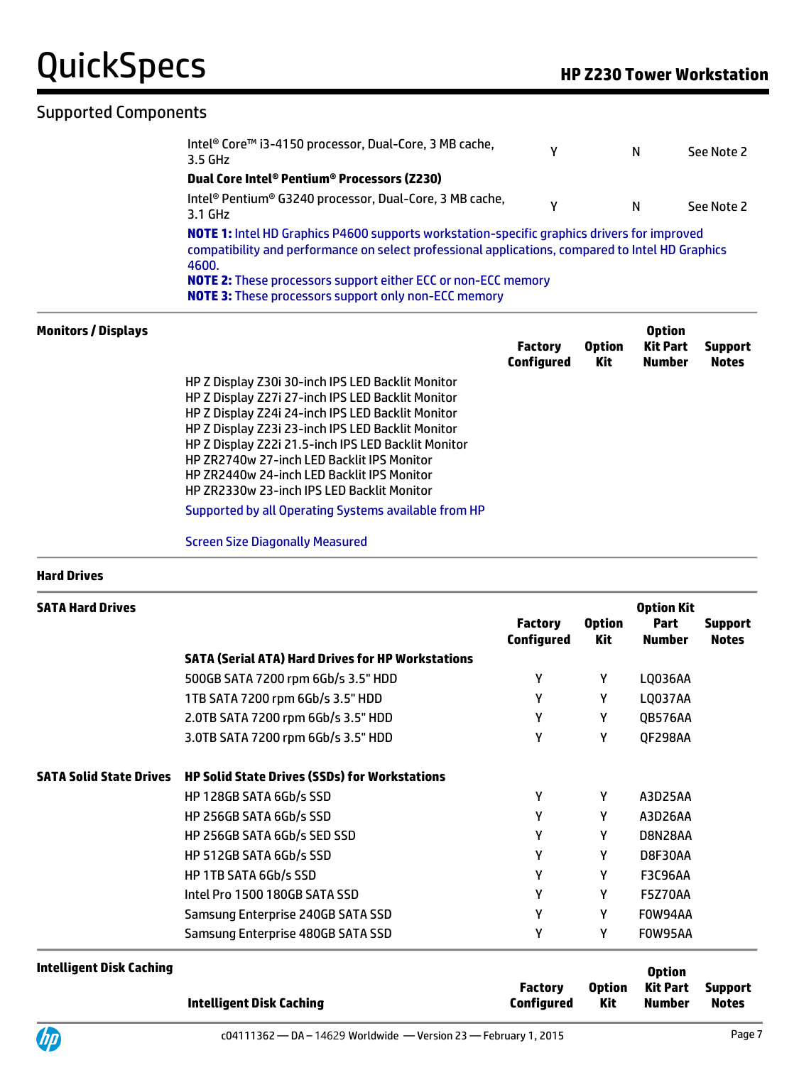## Supported Components

| | Factory Configured | Option Kit | Option Kit Part Number | Support Notes |
|---|---|---|---|---|
| Intel® Core™ i3-4150 processor, Dual-Core, 3 MB cache, 3.5 GHz | Y | N | | See Note 2 |
| **Dual Core Intel® Pentium® Processors (Z230)** | | | | |
| Intel® Pentium® G3240 processor, Dual-Core, 3 MB cache, 3.1 GHz | Y | N | | See Note 2 |

**NOTE 1:** Intel HD Graphics P4600 supports workstation-specific graphics drivers for improved compatibility and performance on select professional applications, compared to Intel HD Graphics 4600.
**NOTE 2:** These processors support either ECC or non-ECC memory
**NOTE 3:** These processors support only non-ECC memory

### Monitors / Displays

| | Factory Configured | Option Kit | Option Kit Part Number | Support Notes |
|---|---|---|---|---|
| HP Z Display Z30i 30-inch IPS LED Backlit Monitor | | | | |
| HP Z Display Z27i 27-inch IPS LED Backlit Monitor | | | | |
| HP Z Display Z24i 24-inch IPS LED Backlit Monitor | | | | |
| HP Z Display Z23i 23-inch IPS LED Backlit Monitor | | | | |
| HP Z Display Z22i 21.5-inch IPS LED Backlit Monitor | | | | |
| HP ZR2740w 27-inch LED Backlit IPS Monitor | | | | |
| HP ZR2440w 24-inch LED Backlit IPS Monitor | | | | |
| HP ZR2330w 23-inch IPS LED Backlit Monitor | | | | |

Supported by all Operating Systems available from HP

Screen Size Diagonally Measured

### Hard Drives

#### SATA Hard Drives

| | Factory Configured | Option Kit | Option Kit Part Number | Support Notes |
|---|---|---|---|---|
| **SATA (Serial ATA) Hard Drives for HP Workstations** | | | | |
| 500GB SATA 7200 rpm 6Gb/s 3.5" HDD | Y | Y | LQ036AA | |
| 1TB SATA 7200 rpm 6Gb/s 3.5" HDD | Y | Y | LQ037AA | |
| 2.0TB SATA 7200 rpm 6Gb/s 3.5" HDD | Y | Y | QB576AA | |
| 3.0TB SATA 7200 rpm 6Gb/s 3.5" HDD | Y | Y | QF298AA | |

#### SATA Solid State Drives

| | Factory Configured | Option Kit | Option Kit Part Number | Support Notes |
|---|---|---|---|---|
| **HP Solid State Drives (SSDs) for Workstations** | | | | |
| HP 128GB SATA 6Gb/s SSD | Y | Y | A3D25AA | |
| HP 256GB SATA 6Gb/s SSD | Y | Y | A3D26AA | |
| HP 256GB SATA 6Gb/s SED SSD | Y | Y | D8N28AA | |
| HP 512GB SATA 6Gb/s SSD | Y | Y | D8F30AA | |
| HP 1TB SATA 6Gb/s SSD | Y | Y | F3C96AA | |
| Intel Pro 1500 180GB SATA SSD | Y | Y | F5Z70AA | |
| Samsung Enterprise 240GB SATA SSD | Y | Y | F0W94AA | |
| Samsung Enterprise 480GB SATA SSD | Y | Y | F0W95AA | |

### Intelligent Disk Caching

| Intelligent Disk Caching | Factory Configured | Option Kit | Option Kit Part Number | Support Notes |
|---|---|---|---|---|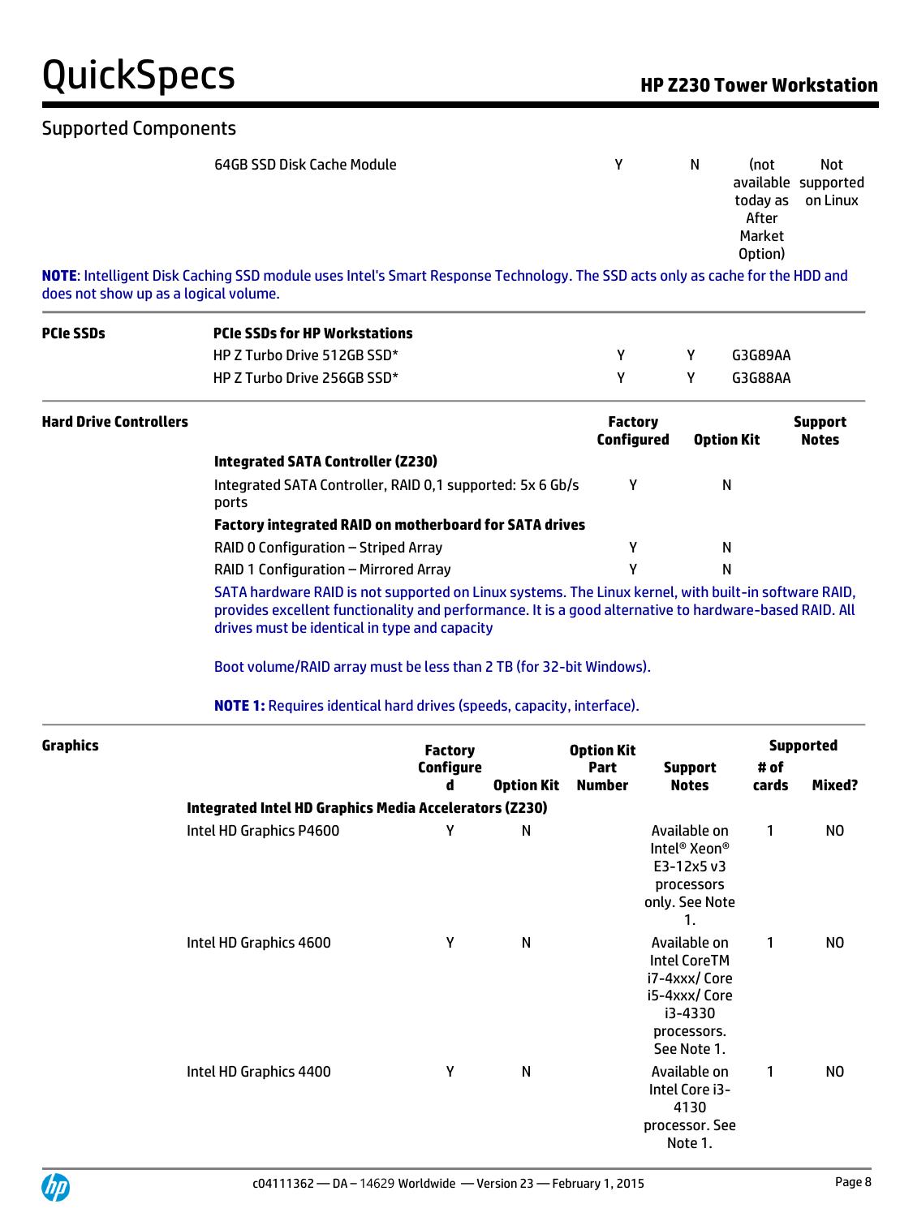## Supported Components

| | | | | | |
|---|---|---|---|---|---|
| | 64GB SSD Disk Cache Module | Y | N | (not available today as After Market Option) | Not supported on Linux |

**NOTE**: Intelligent Disk Caching SSD module uses Intel's Smart Response Technology. The SSD acts only as cache for the HDD and does not show up as a logical volume.

| | | | | |
|---|---|---|---|---|
| **PCIe SSDs** | **PCIe SSDs for HP Workstations** | | | |
| | HP Z Turbo Drive 512GB SSD* | Y | Y | G3G89AA |
| | HP Z Turbo Drive 256GB SSD* | Y | Y | G3G88AA |

| **Hard Drive Controllers** | | **Factory Configured** | **Option Kit** | **Support Notes** |
|---|---|---|---|---|
| | **Integrated SATA Controller (Z230)** | | | |
| | Integrated SATA Controller, RAID 0,1 supported: 5x 6 Gb/s ports | Y | N | |
| | **Factory integrated RAID on motherboard for SATA drives** | | | |
| | RAID 0 Configuration – Striped Array | Y | N | |
| | RAID 1 Configuration – Mirrored Array | Y | N | |

SATA hardware RAID is not supported on Linux systems. The Linux kernel, with built-in software RAID, provides excellent functionality and performance. It is a good alternative to hardware-based RAID. All drives must be identical in type and capacity

Boot volume/RAID array must be less than 2 TB (for 32-bit Windows).

**NOTE 1:** Requires identical hard drives (speeds, capacity, interface).

| **Graphics** | **Factory Configured** | **Option Kit** | **Option Kit Part Number** | **Support Notes** | **Supported # of cards** | **Supported Mixed?** |
|---|---|---|---|---|---|---|
| **Integrated Intel HD Graphics Media Accelerators (Z230)** | | | | | | |
| Intel HD Graphics P4600 | Y | N | | Available on Intel® Xeon® E3-12x5 v3 processors only. See Note 1. | 1 | NO |
| Intel HD Graphics 4600 | Y | N | | Available on Intel CoreTM i7-4xxx/ Core i5-4xxx/ Core i3-4330 processors. See Note 1. | 1 | NO |
| Intel HD Graphics 4400 | Y | N | | Available on Intel Core i3-4130 processor. See Note 1. | 1 | NO |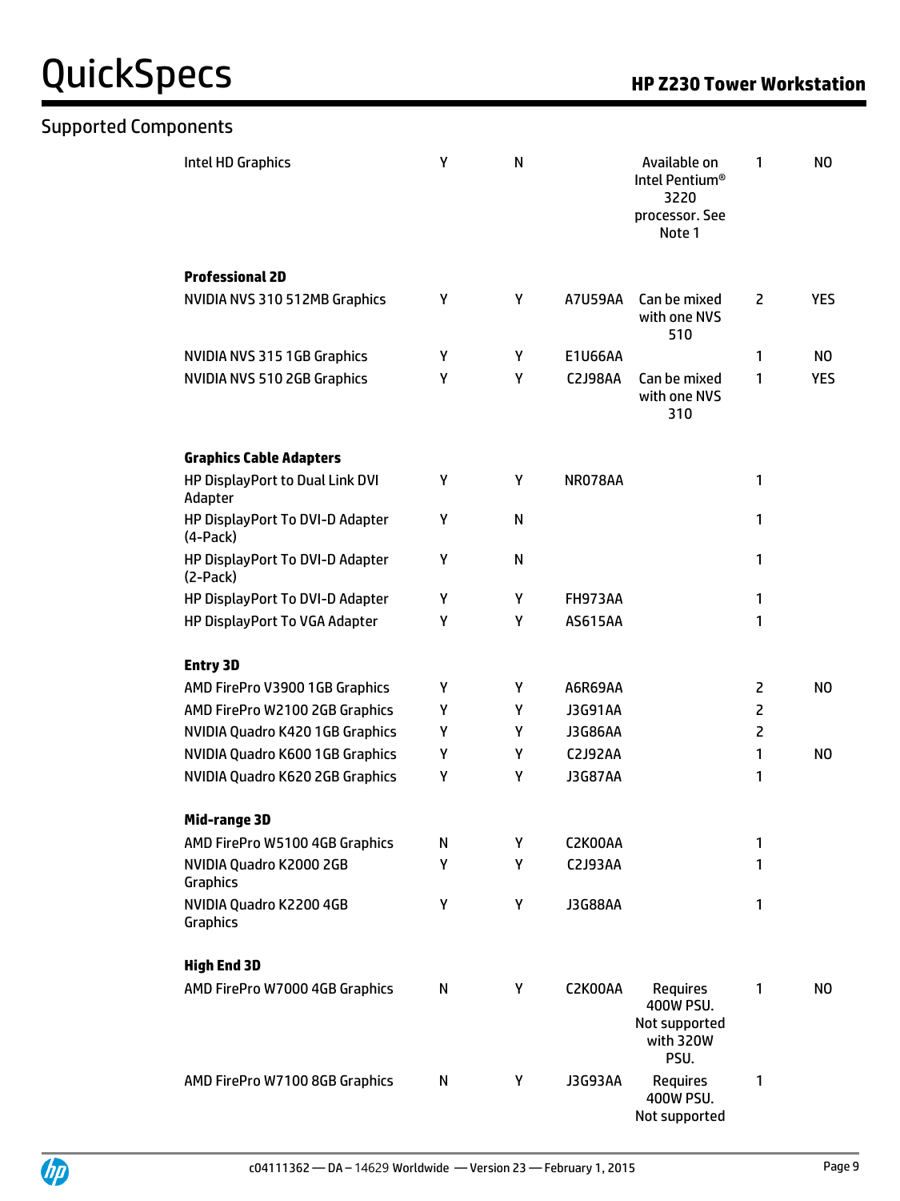## Supported Components

| | | | | | | |
|---|---|---|---|---|---|---|
| Intel HD Graphics | Y | N | | Available on Intel Pentium® 3220 processor. See Note 1 | 1 | NO |
| **Professional 2D** | | | | | | |
| NVIDIA NVS 310 512MB Graphics | Y | Y | A7U59AA | Can be mixed with one NVS 510 | 2 | YES |
| NVIDIA NVS 315 1GB Graphics | Y | Y | E1U66AA | | 1 | NO |
| NVIDIA NVS 510 2GB Graphics | Y | Y | C2J98AA | Can be mixed with one NVS 310 | 1 | YES |
| **Graphics Cable Adapters** | | | | | | |
| HP DisplayPort to Dual Link DVI Adapter | Y | Y | NR078AA | | 1 | |
| HP DisplayPort To DVI-D Adapter (4-Pack) | Y | N | | | 1 | |
| HP DisplayPort To DVI-D Adapter (2-Pack) | Y | N | | | 1 | |
| HP DisplayPort To DVI-D Adapter | Y | Y | FH973AA | | 1 | |
| HP DisplayPort To VGA Adapter | Y | Y | AS615AA | | 1 | |
| **Entry 3D** | | | | | | |
| AMD FirePro V3900 1GB Graphics | Y | Y | A6R69AA | | 2 | NO |
| AMD FirePro W2100 2GB Graphics | Y | Y | J3G91AA | | 2 | |
| NVIDIA Quadro K420 1GB Graphics | Y | Y | J3G86AA | | 2 | |
| NVIDIA Quadro K600 1GB Graphics | Y | Y | C2J92AA | | 1 | NO |
| NVIDIA Quadro K620 2GB Graphics | Y | Y | J3G87AA | | 1 | |
| **Mid-range 3D** | | | | | | |
| AMD FirePro W5100 4GB Graphics | N | Y | C2K00AA | | 1 | |
| NVIDIA Quadro K2000 2GB Graphics | Y | Y | C2J93AA | | 1 | |
| NVIDIA Quadro K2200 4GB Graphics | Y | Y | J3G88AA | | 1 | |
| **High End 3D** | | | | | | |
| AMD FirePro W7000 4GB Graphics | N | Y | C2K00AA | Requires 400W PSU. Not supported with 320W PSU. | 1 | NO |
| AMD FirePro W7100 8GB Graphics | N | Y | J3G93AA | Requires 400W PSU. Not supported | 1 | |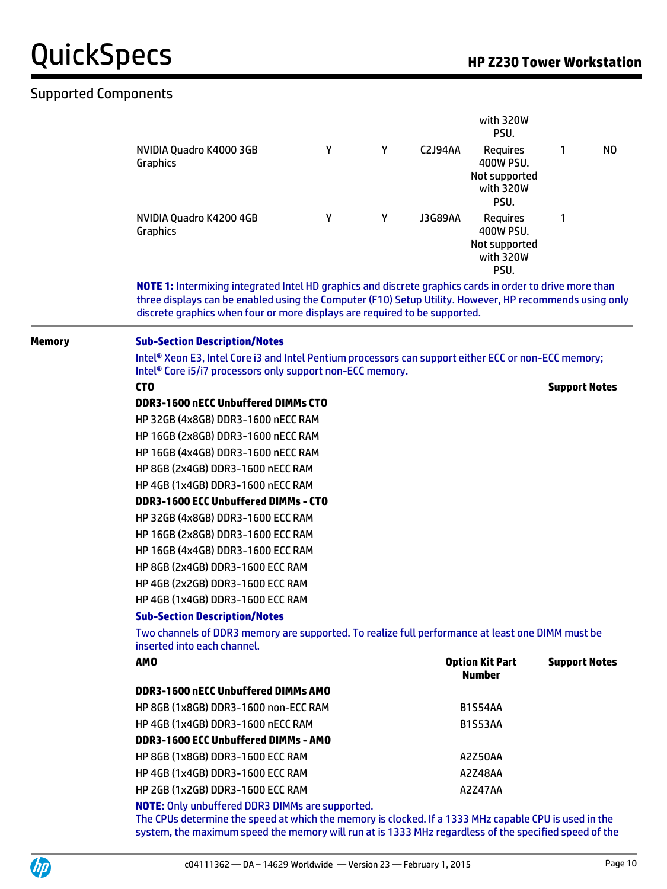## Supported Components

| | | | | | | |
|---|---|---|---|---|---|---|
| | | | | with 320W PSU. | | |
| NVIDIA Quadro K4000 3GB Graphics | Y | Y | C2J94AA | Requires 400W PSU. Not supported with 320W PSU. | 1 | NO |
| NVIDIA Quadro K4200 4GB Graphics | Y | Y | J3G89AA | Requires 400W PSU. Not supported with 320W PSU. | 1 | |

**NOTE 1:** Intermixing integrated Intel HD graphics and discrete graphics cards in order to drive more than three displays can be enabled using the Computer (F10) Setup Utility. However, HP recommends using only discrete graphics when four or more displays are required to be supported.

### Memory

**Sub-Section Description/Notes**

Intel® Xeon E3, Intel Core i3 and Intel Pentium processors can support either ECC or non-ECC memory; Intel® Core i5/i7 processors only support non-ECC memory.

| CTO | Support Notes |
|---|---|
| **DDR3-1600 nECC Unbuffered DIMMs CTO** | |
| HP 32GB (4x8GB) DDR3-1600 nECC RAM | |
| HP 16GB (2x8GB) DDR3-1600 nECC RAM | |
| HP 16GB (4x4GB) DDR3-1600 nECC RAM | |
| HP 8GB (2x4GB) DDR3-1600 nECC RAM | |
| HP 4GB (1x4GB) DDR3-1600 nECC RAM | |
| **DDR3-1600 ECC Unbuffered DIMMs - CTO** | |
| HP 32GB (4x8GB) DDR3-1600 ECC RAM | |
| HP 16GB (2x8GB) DDR3-1600 ECC RAM | |
| HP 16GB (4x4GB) DDR3-1600 ECC RAM | |
| HP 8GB (2x4GB) DDR3-1600 ECC RAM | |
| HP 4GB (2x2GB) DDR3-1600 ECC RAM | |
| HP 4GB (1x4GB) DDR3-1600 ECC RAM | |

**Sub-Section Description/Notes**

Two channels of DDR3 memory are supported. To realize full performance at least one DIMM must be inserted into each channel.

| AMO | Option Kit Part Number | Support Notes |
|---|---|---|
| **DDR3-1600 nECC Unbuffered DIMMs AMO** | | |
| HP 8GB (1x8GB) DDR3-1600 non-ECC RAM | B1S54AA | |
| HP 4GB (1x4GB) DDR3-1600 nECC RAM | B1S53AA | |
| **DDR3-1600 ECC Unbuffered DIMMs - AMO** | | |
| HP 8GB (1x8GB) DDR3-1600 ECC RAM | A2Z50AA | |
| HP 4GB (1x4GB) DDR3-1600 ECC RAM | A2Z48AA | |
| HP 2GB (1x2GB) DDR3-1600 ECC RAM | A2Z47AA | |

**NOTE:** Only unbuffered DDR3 DIMMs are supported.
The CPUs determine the speed at which the memory is clocked. If a 1333 MHz capable CPU is used in the system, the maximum speed the memory will run at is 1333 MHz regardless of the specified speed of the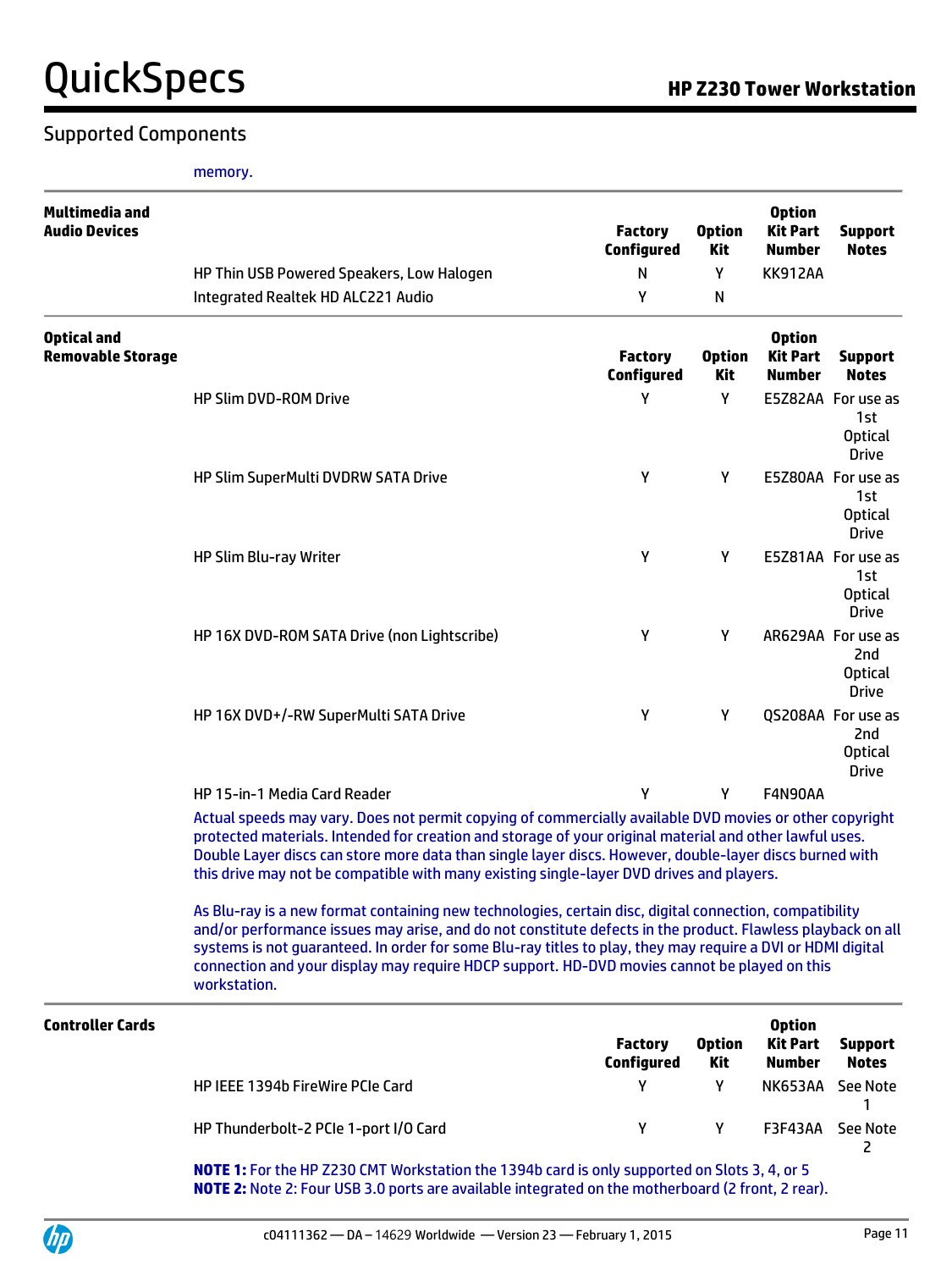## Supported Components

memory.

### Multimedia and Audio Devices

| | Factory Configured | Option Kit | Option Kit Part Number | Support Notes |
|---|---|---|---|---|
| HP Thin USB Powered Speakers, Low Halogen | N | Y | KK912AA | |
| Integrated Realtek HD ALC221 Audio | Y | N | | |

### Optical and Removable Storage

| | Factory Configured | Option Kit | Option Kit Part Number | Support Notes |
|---|---|---|---|---|
| HP Slim DVD-ROM Drive | Y | Y | E5Z82AA | For use as 1st Optical Drive |
| HP Slim SuperMulti DVDRW SATA Drive | Y | Y | E5Z80AA | For use as 1st Optical Drive |
| HP Slim Blu-ray Writer | Y | Y | E5Z81AA | For use as 1st Optical Drive |
| HP 16X DVD-ROM SATA Drive (non Lightscribe) | Y | Y | AR629AA | For use as 2nd Optical Drive |
| HP 16X DVD+/-RW SuperMulti SATA Drive | Y | Y | QS208AA | For use as 2nd Optical Drive |
| HP 15-in-1 Media Card Reader | Y | Y | F4N90AA | |

Actual speeds may vary. Does not permit copying of commercially available DVD movies or other copyright protected materials. Intended for creation and storage of your original material and other lawful uses. Double Layer discs can store more data than single layer discs. However, double-layer discs burned with this drive may not be compatible with many existing single-layer DVD drives and players.

As Blu-ray is a new format containing new technologies, certain disc, digital connection, compatibility and/or performance issues may arise, and do not constitute defects in the product. Flawless playback on all systems is not guaranteed. In order for some Blu-ray titles to play, they may require a DVI or HDMI digital connection and your display may require HDCP support. HD-DVD movies cannot be played on this workstation.

### Controller Cards

| | Factory Configured | Option Kit | Option Kit Part Number | Support Notes |
|---|---|---|---|---|
| HP IEEE 1394b FireWire PCIe Card | Y | Y | NK653AA | See Note 1 |
| HP Thunderbolt-2 PCIe 1-port I/O Card | Y | Y | F3F43AA | See Note 2 |

**NOTE 1:** For the HP Z230 CMT Workstation the 1394b card is only supported on Slots 3, 4, or 5
**NOTE 2:** Note 2: Four USB 3.0 ports are available integrated on the motherboard (2 front, 2 rear).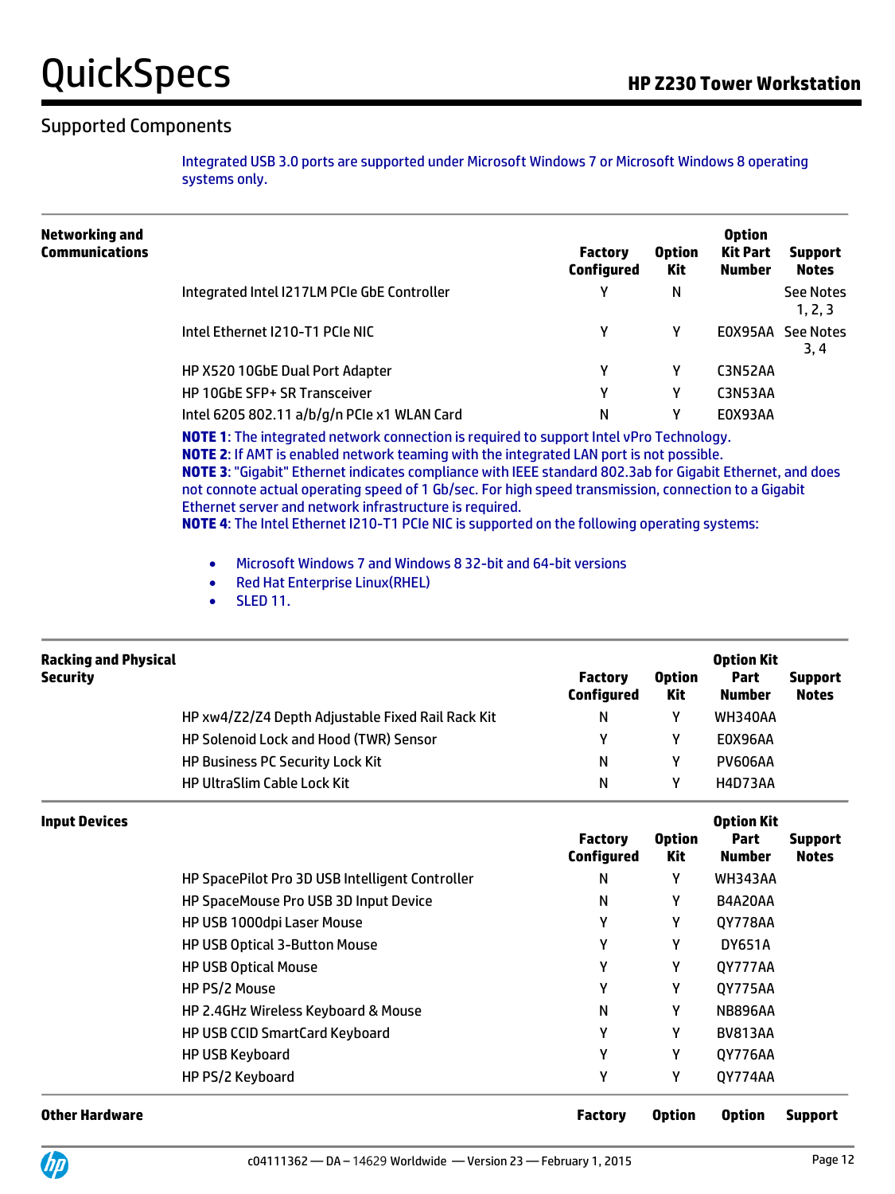## Supported Components

Integrated USB 3.0 ports are supported under Microsoft Windows 7 or Microsoft Windows 8 operating systems only.

| Networking and Communications | | Factory Configured | Option Kit | Option Kit Part Number | Support Notes |
|---|---|---|---|---|---|
| | Integrated Intel I217LM PCIe GbE Controller | Y | N | | See Notes 1, 2, 3 |
| | Intel Ethernet I210-T1 PCIe NIC | Y | Y | E0X95AA | See Notes 3, 4 |
| | HP X520 10GbE Dual Port Adapter | Y | Y | C3N52AA | |
| | HP 10GbE SFP+ SR Transceiver | Y | Y | C3N53AA | |
| | Intel 6205 802.11 a/b/g/n PCIe x1 WLAN Card | N | Y | E0X93AA | |

**NOTE 1**: The integrated network connection is required to support Intel vPro Technology.
**NOTE 2**: If AMT is enabled network teaming with the integrated LAN port is not possible.
**NOTE 3**: "Gigabit" Ethernet indicates compliance with IEEE standard 802.3ab for Gigabit Ethernet, and does not connote actual operating speed of 1 Gb/sec. For high speed transmission, connection to a Gigabit Ethernet server and network infrastructure is required.
**NOTE 4**: The Intel Ethernet I210-T1 PCIe NIC is supported on the following operating systems:

- Microsoft Windows 7 and Windows 8 32-bit and 64-bit versions
- Red Hat Enterprise Linux(RHEL)
- SLED 11.

| Racking and Physical Security | | Factory Configured | Option Kit | Option Kit Part Number | Support Notes |
|---|---|---|---|---|---|
| | HP xw4/Z2/Z4 Depth Adjustable Fixed Rail Rack Kit | N | Y | WH340AA | |
| | HP Solenoid Lock and Hood (TWR) Sensor | Y | Y | E0X96AA | |
| | HP Business PC Security Lock Kit | N | Y | PV606AA | |
| | HP UltraSlim Cable Lock Kit | N | Y | H4D73AA | |

| Input Devices | | Factory Configured | Option Kit | Option Kit Part Number | Support Notes |
|---|---|---|---|---|---|
| | HP SpacePilot Pro 3D USB Intelligent Controller | N | Y | WH343AA | |
| | HP SpaceMouse Pro USB 3D Input Device | N | Y | B4A20AA | |
| | HP USB 1000dpi Laser Mouse | Y | Y | QY778AA | |
| | HP USB Optical 3-Button Mouse | Y | Y | DY651A | |
| | HP USB Optical Mouse | Y | Y | QY777AA | |
| | HP PS/2 Mouse | Y | Y | QY775AA | |
| | HP 2.4GHz Wireless Keyboard & Mouse | N | Y | NB896AA | |
| | HP USB CCID SmartCard Keyboard | Y | Y | BV813AA | |
| | HP USB Keyboard | Y | Y | QY776AA | |
| | HP PS/2 Keyboard | Y | Y | QY774AA | |

| Other Hardware | | Factory | Option | Option | Support |
|---|---|---|---|---|---|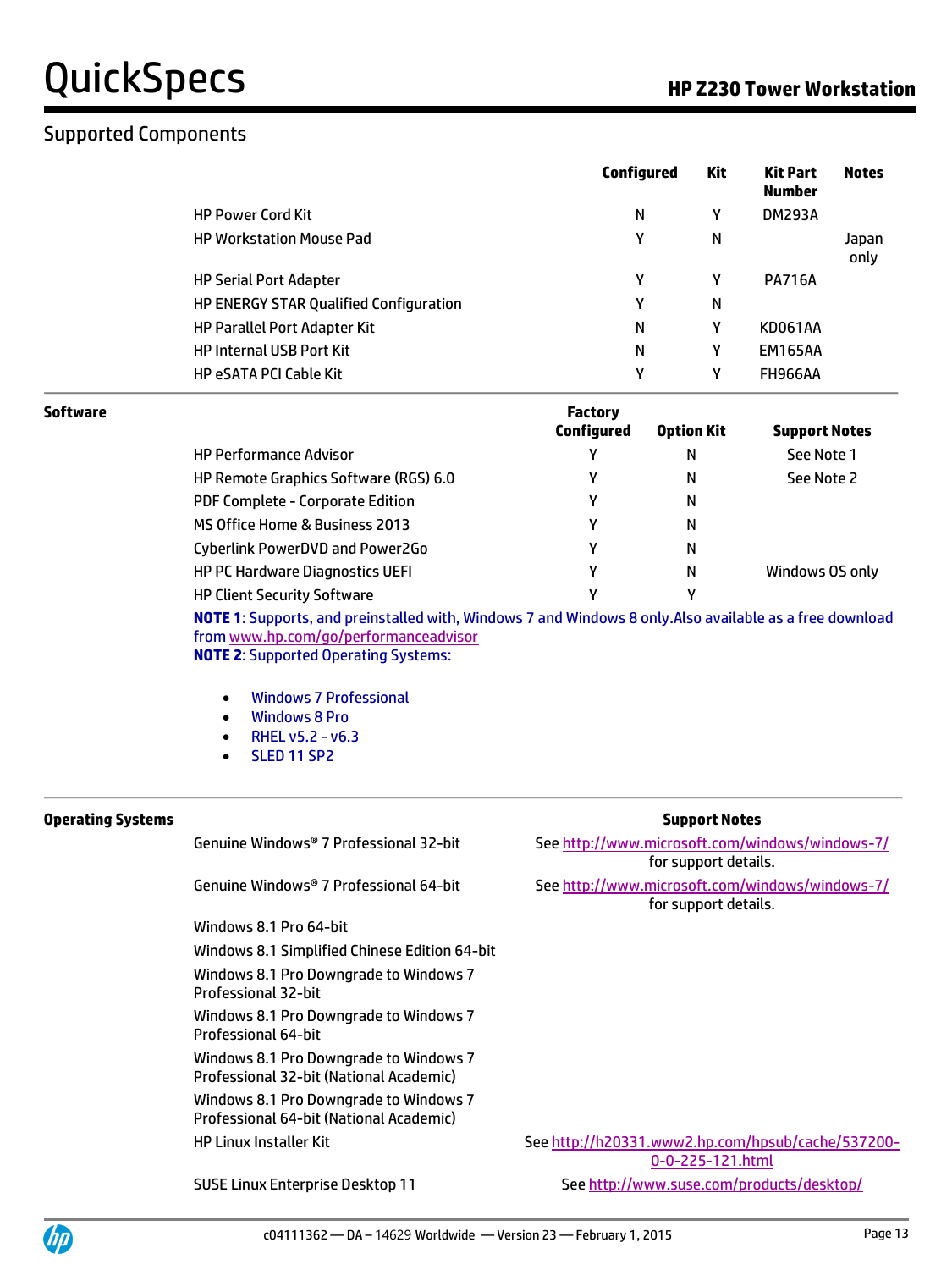## Supported Components

| | Configured | Kit | Kit Part Number | Notes |
|---|---|---|---|---|
| HP Power Cord Kit | N | Y | DM293A | |
| HP Workstation Mouse Pad | Y | N | | Japan only |
| HP Serial Port Adapter | Y | Y | PA716A | |
| HP ENERGY STAR Qualified Configuration | Y | N | | |
| HP Parallel Port Adapter Kit | N | Y | KD061AA | |
| HP Internal USB Port Kit | N | Y | EM165AA | |
| HP eSATA PCI Cable Kit | Y | Y | FH966AA | |

**Software**

| | Factory Configured | Option Kit | Support Notes |
|---|---|---|---|
| HP Performance Advisor | Y | N | See Note 1 |
| HP Remote Graphics Software (RGS) 6.0 | Y | N | See Note 2 |
| PDF Complete - Corporate Edition | Y | N | |
| MS Office Home & Business 2013 | Y | N | |
| Cyberlink PowerDVD and Power2Go | Y | N | |
| HP PC Hardware Diagnostics UEFI | Y | N | Windows OS only |
| HP Client Security Software | Y | Y | |

**NOTE 1**: Supports, and preinstalled with, Windows 7 and Windows 8 only.Also available as a free download from www.hp.com/go/performanceadvisor

**NOTE 2**: Supported Operating Systems:

- Windows 7 Professional
- Windows 8 Pro
- RHEL v5.2 - v6.3
- SLED 11 SP2

**Operating Systems**

| | Support Notes |
|---|---|
| Genuine Windows® 7 Professional 32-bit | See http://www.microsoft.com/windows/windows-7/ for support details. |
| Genuine Windows® 7 Professional 64-bit | See http://www.microsoft.com/windows/windows-7/ for support details. |
| Windows 8.1 Pro 64-bit | |
| Windows 8.1 Simplified Chinese Edition 64-bit | |
| Windows 8.1 Pro Downgrade to Windows 7 Professional 32-bit | |
| Windows 8.1 Pro Downgrade to Windows 7 Professional 64-bit | |
| Windows 8.1 Pro Downgrade to Windows 7 Professional 32-bit (National Academic) | |
| Windows 8.1 Pro Downgrade to Windows 7 Professional 64-bit (National Academic) | |
| HP Linux Installer Kit | See http://h20331.www2.hp.com/hpsub/cache/537200-0-0-225-121.html |
| SUSE Linux Enterprise Desktop 11 | See http://www.suse.com/products/desktop/ |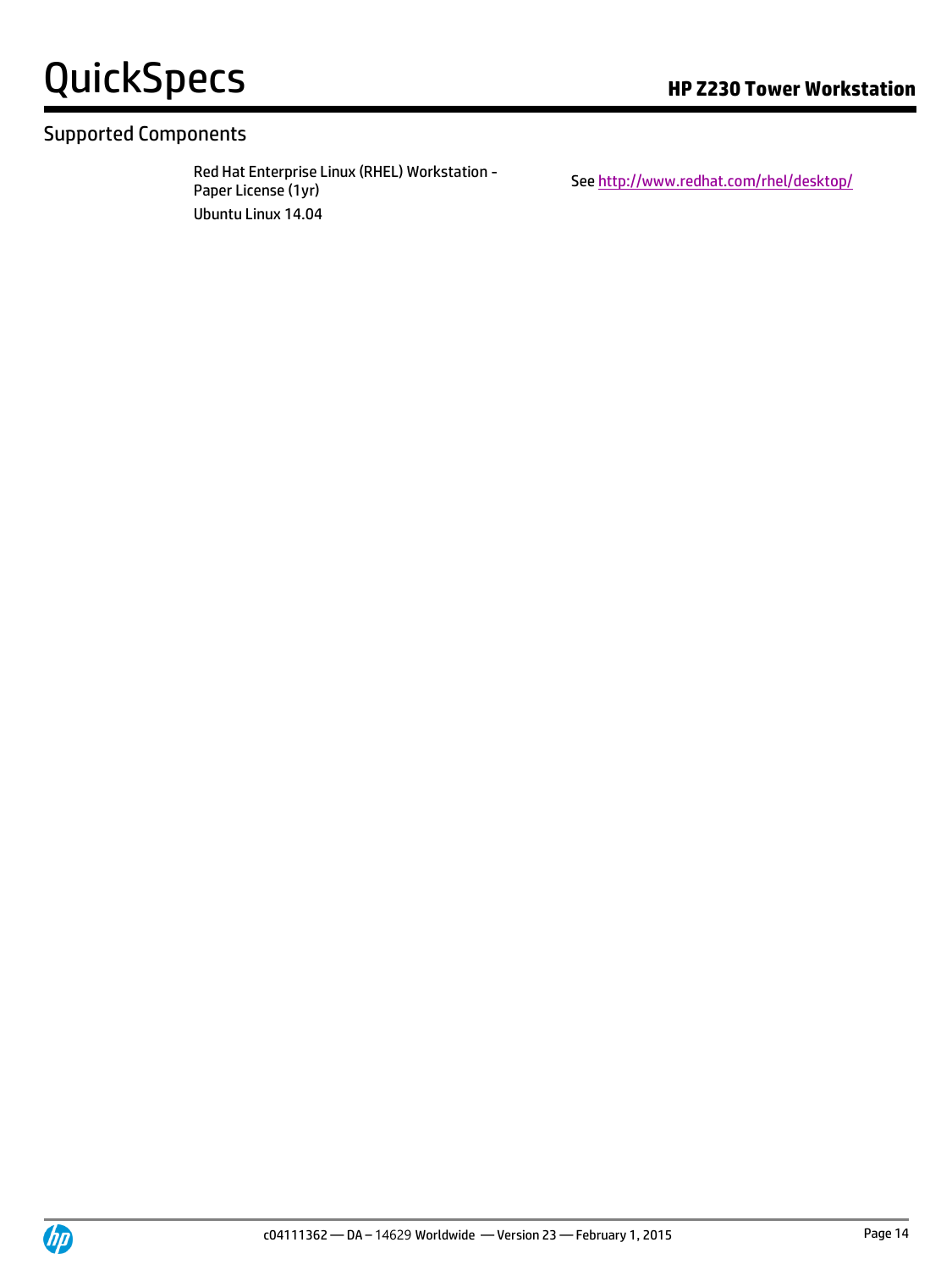## Supported Components

| | |
|---|---|
| Red Hat Enterprise Linux (RHEL) Workstation - Paper License (1yr) | See http://www.redhat.com/rhel/desktop/ |
| Ubuntu Linux 14.04 | |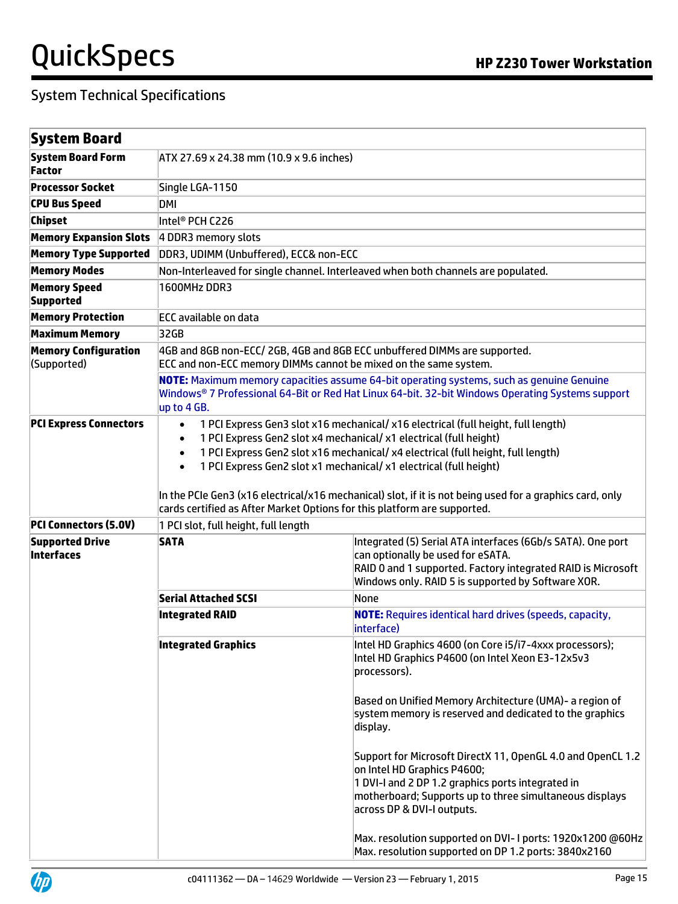## System Technical Specifications

| System Board | | |
|---|---|---|
| **System Board Form Factor** | ATX 27.69 x 24.38 mm (10.9 x 9.6 inches) | |
| **Processor Socket** | Single LGA-1150 | |
| **CPU Bus Speed** | DMI | |
| **Chipset** | Intel® PCH C226 | |
| **Memory Expansion Slots** | 4 DDR3 memory slots | |
| **Memory Type Supported** | DDR3, UDIMM (Unbuffered), ECC& non-ECC | |
| **Memory Modes** | Non-Interleaved for single channel. Interleaved when both channels are populated. | |
| **Memory Speed Supported** | 1600MHz DDR3 | |
| **Memory Protection** | ECC available on data | |
| **Maximum Memory** | 32GB | |
| **Memory Configuration** (Supported) | 4GB and 8GB non-ECC/ 2GB, 4GB and 8GB ECC unbuffered DIMMs are supported.<br>ECC and non-ECC memory DIMMs cannot be mixed on the same system.<br><br>**NOTE:** Maximum memory capacities assume 64-bit operating systems, such as genuine Genuine Windows® 7 Professional 64-Bit or Red Hat Linux 64-bit. 32-bit Windows Operating Systems support up to 4 GB. | |
| **PCI Express Connectors** | • 1 PCI Express Gen3 slot x16 mechanical/ x16 electrical (full height, full length)<br>• 1 PCI Express Gen2 slot x4 mechanical/ x1 electrical (full height)<br>• 1 PCI Express Gen2 slot x16 mechanical/ x4 electrical (full height, full length)<br>• 1 PCI Express Gen2 slot x1 mechanical/ x1 electrical (full height)<br><br>In the PCIe Gen3 (x16 electrical/x16 mechanical) slot, if it is not being used for a graphics card, only cards certified as After Market Options for this platform are supported. | |
| **PCI Connectors (5.0V)** | 1 PCI slot, full height, full length | |
| **Supported Drive Interfaces** | **SATA** | Integrated (5) Serial ATA interfaces (6Gb/s SATA). One port can optionally be used for eSATA.<br>RAID 0 and 1 supported. Factory integrated RAID is Microsoft Windows only. RAID 5 is supported by Software XOR. |
| | **Serial Attached SCSI** | None |
| | **Integrated RAID** | **NOTE:** Requires identical hard drives (speeds, capacity, interface) |
| | **Integrated Graphics** | Intel HD Graphics 4600 (on Core i5/i7-4xxx processors);<br>Intel HD Graphics P4600 (on Intel Xeon E3-12x5v3 processors).<br><br>Based on Unified Memory Architecture (UMA)- a region of system memory is reserved and dedicated to the graphics display.<br><br>Support for Microsoft DirectX 11, OpenGL 4.0 and OpenCL 1.2 on Intel HD Graphics P4600;<br>1 DVI-I and 2 DP 1.2 graphics ports integrated in motherboard; Supports up to three simultaneous displays across DP & DVI-I outputs.<br><br>Max. resolution supported on DVI- I ports: 1920x1200 @60Hz<br>Max. resolution supported on DP 1.2 ports: 3840x2160 |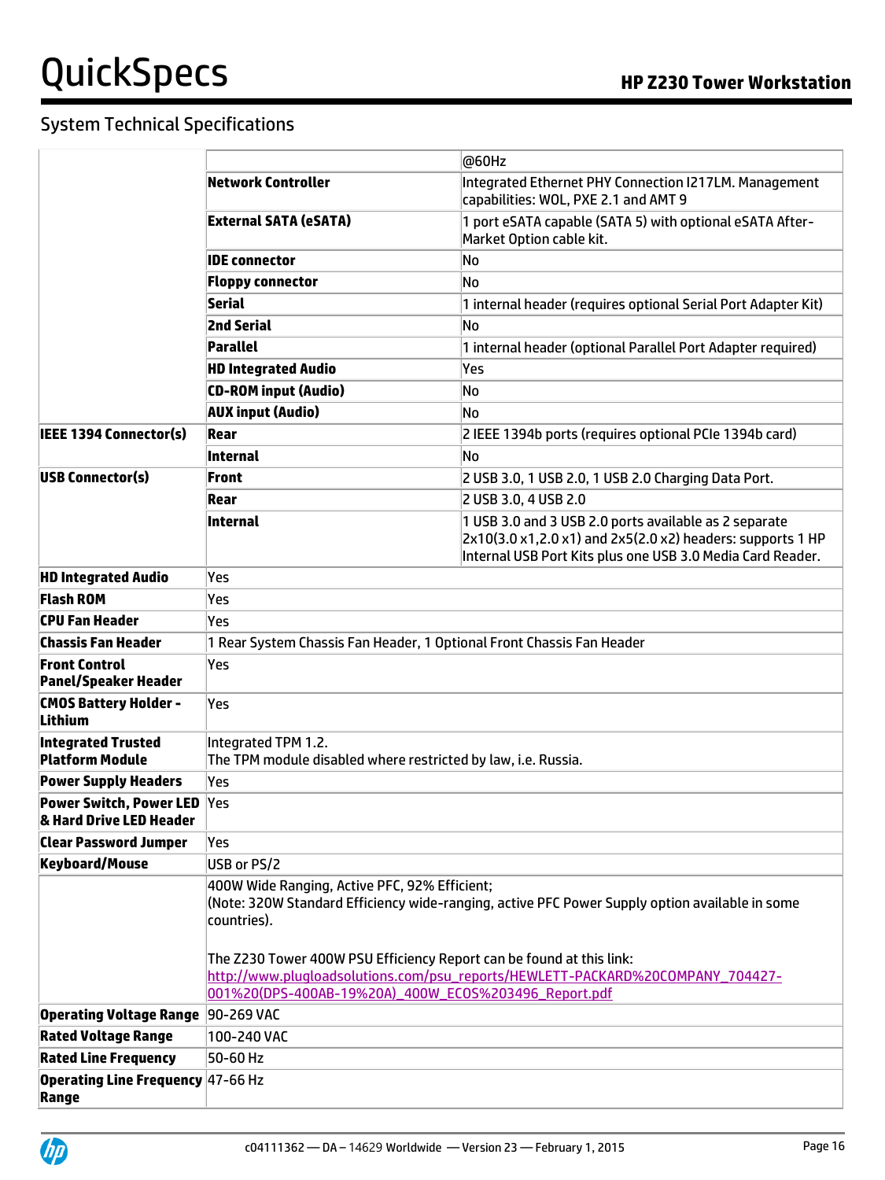## System Technical Specifications

| | | |
|---|---|---|
| | | @60Hz |
| | **Network Controller** | Integrated Ethernet PHY Connection I217LM. Management capabilities: WOL, PXE 2.1 and AMT 9 |
| | **External SATA (eSATA)** | 1 port eSATA capable (SATA 5) with optional eSATA After-Market Option cable kit. |
| | **IDE connector** | No |
| | **Floppy connector** | No |
| | **Serial** | 1 internal header (requires optional Serial Port Adapter Kit) |
| | **2nd Serial** | No |
| | **Parallel** | 1 internal header (optional Parallel Port Adapter required) |
| | **HD Integrated Audio** | Yes |
| | **CD-ROM input (Audio)** | No |
| | **AUX input (Audio)** | No |
| **IEEE 1394 Connector(s)** | **Rear** | 2 IEEE 1394b ports (requires optional PCIe 1394b card) |
| | **Internal** | No |
| **USB Connector(s)** | **Front** | 2 USB 3.0, 1 USB 2.0, 1 USB 2.0 Charging Data Port. |
| | **Rear** | 2 USB 3.0, 4 USB 2.0 |
| | **Internal** | 1 USB 3.0 and 3 USB 2.0 ports available as 2 separate 2x10(3.0 x1,2.0 x1) and 2x5(2.0 x2) headers: supports 1 HP Internal USB Port Kits plus one USB 3.0 Media Card Reader. |
| **HD Integrated Audio** | Yes | |
| **Flash ROM** | Yes | |
| **CPU Fan Header** | Yes | |
| **Chassis Fan Header** | 1 Rear System Chassis Fan Header, 1 Optional Front Chassis Fan Header | |
| **Front Control Panel/Speaker Header** | Yes | |
| **CMOS Battery Holder - Lithium** | Yes | |
| **Integrated Trusted Platform Module** | Integrated TPM 1.2.<br>The TPM module disabled where restricted by law, i.e. Russia. | |
| **Power Supply Headers** | Yes | |
| **Power Switch, Power LED & Hard Drive LED Header** | Yes | |
| **Clear Password Jumper** | Yes | |
| **Keyboard/Mouse** | USB or PS/2 | |
| | 400W Wide Ranging, Active PFC, 92% Efficient;<br>(Note: 320W Standard Efficiency wide-ranging, active PFC Power Supply option available in some countries).<br><br>The Z230 Tower 400W PSU Efficiency Report can be found at this link:<br>http://www.plugloadsolutions.com/psu_reports/HEWLETT-PACKARD%20COMPANY_704427-001%20(DPS-400AB-19%20A)_400W_ECOS%203496_Report.pdf | |
| **Operating Voltage Range** | 90-269 VAC | |
| **Rated Voltage Range** | 100-240 VAC | |
| **Rated Line Frequency** | 50-60 Hz | |
| **Operating Line Frequency Range** | 47-66 Hz | |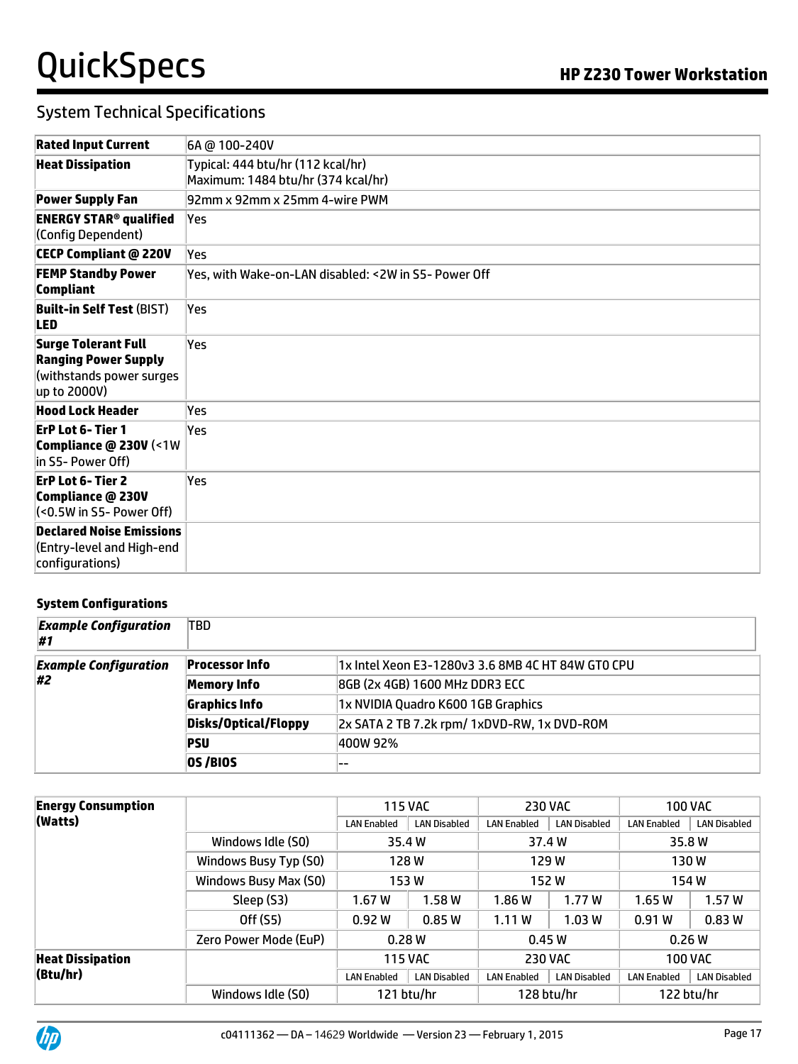## System Technical Specifications

| | |
|---|---|
| **Rated Input Current** | 6A @ 100-240V |
| **Heat Dissipation** | Typical: 444 btu/hr (112 kcal/hr)<br>Maximum: 1484 btu/hr (374 kcal/hr) |
| **Power Supply Fan** | 92mm x 92mm x 25mm 4-wire PWM |
| **ENERGY STAR® qualified** (Config Dependent) | Yes |
| **CECP Compliant @ 220V** | Yes |
| **FEMP Standby Power Compliant** | Yes, with Wake-on-LAN disabled: <2W in S5- Power Off |
| **Built-in Self Test** (BIST) **LED** | Yes |
| **Surge Tolerant Full Ranging Power Supply** (withstands power surges up to 2000V) | Yes |
| **Hood Lock Header** | Yes |
| **ErP Lot 6- Tier 1 Compliance @ 230V** (<1W in S5- Power Off) | Yes |
| **ErP Lot 6- Tier 2 Compliance @ 230V** (<0.5W in S5- Power Off) | Yes |
| **Declared Noise Emissions** (Entry-level and High-end configurations) | |

**System Configurations**

| | | |
|---|---|---|
| ***Example Configuration #1*** | TBD | |
| ***Example Configuration #2*** | **Processor Info** | 1x Intel Xeon E3-1280v3 3.6 8MB 4C HT 84W GT0 CPU |
| | **Memory Info** | 8GB (2x 4GB) 1600 MHz DDR3 ECC |
| | **Graphics Info** | 1x NVIDIA Quadro K600 1GB Graphics |
| | **Disks/Optical/Floppy** | 2x SATA 2 TB 7.2k rpm/ 1xDVD-RW, 1x DVD-ROM |
| | **PSU** | 400W 92% |
| | **OS /BIOS** | -- |

| **Energy Consumption (Watts)** | | 115 VAC | | 230 VAC | | 100 VAC | |
|---|---|---|---|---|---|---|---|
| | | LAN Enabled | LAN Disabled | LAN Enabled | LAN Disabled | LAN Enabled | LAN Disabled |
| | Windows Idle (S0) | 35.4 W | | 37.4 W | | 35.8 W | |
| | Windows Busy Typ (S0) | 128 W | | 129 W | | 130 W | |
| | Windows Busy Max (S0) | 153 W | | 152 W | | 154 W | |
| | Sleep (S3) | 1.67 W | 1.58 W | 1.86 W | 1.77 W | 1.65 W | 1.57 W |
| | Off (S5) | 0.92 W | 0.85 W | 1.11 W | 1.03 W | 0.91 W | 0.83 W |
| | Zero Power Mode (EuP) | 0.28 W | | 0.45 W | | 0.26 W | |
| **Heat Dissipation (Btu/hr)** | | 115 VAC | | 230 VAC | | 100 VAC | |
| | | LAN Enabled | LAN Disabled | LAN Enabled | LAN Disabled | LAN Enabled | LAN Disabled |
| | Windows Idle (S0) | 121 btu/hr | | 128 btu/hr | | 122 btu/hr | |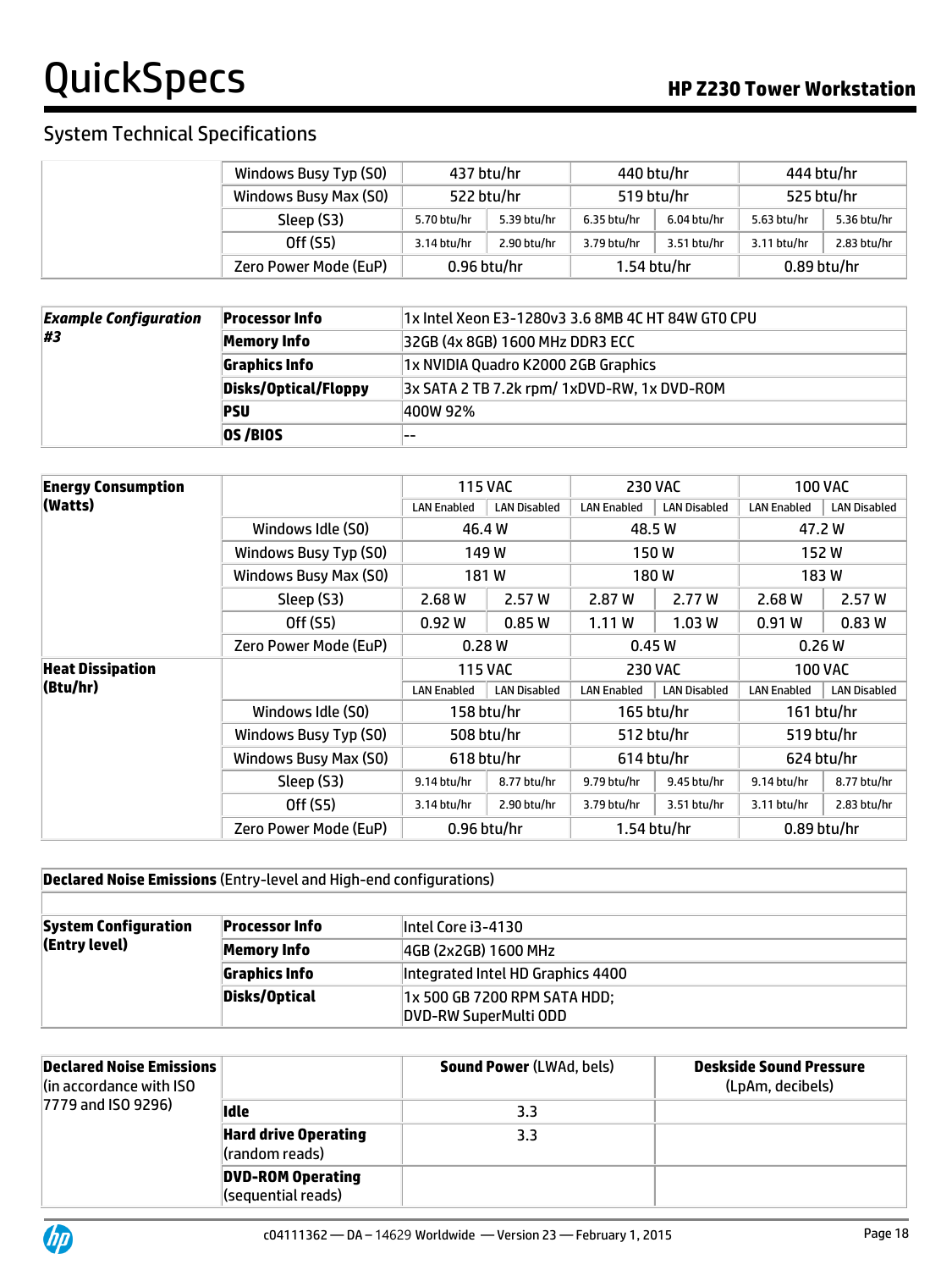## System Technical Specifications

| | | 115 VAC | | 230 VAC | | 100 VAC | |
|---|---|---|---|---|---|---|---|
| | Windows Busy Typ (S0) | 437 btu/hr | | 440 btu/hr | | 444 btu/hr | |
| | Windows Busy Max (S0) | 522 btu/hr | | 519 btu/hr | | 525 btu/hr | |
| | Sleep (S3) | 5.70 btu/hr | 5.39 btu/hr | 6.35 btu/hr | 6.04 btu/hr | 5.63 btu/hr | 5.36 btu/hr |
| | Off (S5) | 3.14 btu/hr | 2.90 btu/hr | 3.79 btu/hr | 3.51 btu/hr | 3.11 btu/hr | 2.83 btu/hr |
| | Zero Power Mode (EuP) | 0.96 btu/hr | | 1.54 btu/hr | | 0.89 btu/hr | |

| ***Example Configuration #3*** | **Processor Info** | 1x Intel Xeon E3-1280v3 3.6 8MB 4C HT 84W GT0 CPU |
|---|---|---|
| | **Memory Info** | 32GB (4x 8GB) 1600 MHz DDR3 ECC |
| | **Graphics Info** | 1x NVIDIA Quadro K2000 2GB Graphics |
| | **Disks/Optical/Floppy** | 3x SATA 2 TB 7.2k rpm/ 1xDVD-RW, 1x DVD-ROM |
| | **PSU** | 400W 92% |
| | **OS /BIOS** | -- |

| **Energy Consumption (Watts)** | | 115 VAC | | 230 VAC | | 100 VAC | |
|---|---|---|---|---|---|---|---|
| | | LAN Enabled | LAN Disabled | LAN Enabled | LAN Disabled | LAN Enabled | LAN Disabled |
| | Windows Idle (S0) | 46.4 W | | 48.5 W | | 47.2 W | |
| | Windows Busy Typ (S0) | 149 W | | 150 W | | 152 W | |
| | Windows Busy Max (S0) | 181 W | | 180 W | | 183 W | |
| | Sleep (S3) | 2.68 W | 2.57 W | 2.87 W | 2.77 W | 2.68 W | 2.57 W |
| | Off (S5) | 0.92 W | 0.85 W | 1.11 W | 1.03 W | 0.91 W | 0.83 W |
| | Zero Power Mode (EuP) | 0.28 W | | 0.45 W | | 0.26 W | |
| **Heat Dissipation (Btu/hr)** | | 115 VAC | | 230 VAC | | 100 VAC | |
| | | LAN Enabled | LAN Disabled | LAN Enabled | LAN Disabled | LAN Enabled | LAN Disabled |
| | Windows Idle (S0) | 158 btu/hr | | 165 btu/hr | | 161 btu/hr | |
| | Windows Busy Typ (S0) | 508 btu/hr | | 512 btu/hr | | 519 btu/hr | |
| | Windows Busy Max (S0) | 618 btu/hr | | 614 btu/hr | | 624 btu/hr | |
| | Sleep (S3) | 9.14 btu/hr | 8.77 btu/hr | 9.79 btu/hr | 9.45 btu/hr | 9.14 btu/hr | 8.77 btu/hr |
| | Off (S5) | 3.14 btu/hr | 2.90 btu/hr | 3.79 btu/hr | 3.51 btu/hr | 3.11 btu/hr | 2.83 btu/hr |
| | Zero Power Mode (EuP) | 0.96 btu/hr | | 1.54 btu/hr | | 0.89 btu/hr | |

**Declared Noise Emissions** (Entry-level and High-end configurations)

| **System Configuration (Entry level)** | **Processor Info** | Intel Core i3-4130 |
|---|---|---|
| | **Memory Info** | 4GB (2x2GB) 1600 MHz |
| | **Graphics Info** | Integrated Intel HD Graphics 4400 |
| | **Disks/Optical** | 1x 500 GB 7200 RPM SATA HDD;<br>DVD-RW SuperMulti ODD |

| **Declared Noise Emissions** (in accordance with ISO 7779 and ISO 9296) | | **Sound Power** (LWAd, bels) | **Deskside Sound Pressure** (LpAm, decibels) |
|---|---|---|---|
| | **Idle** | 3.3 | |
| | **Hard drive Operating** (random reads) | 3.3 | |
| | **DVD-ROM Operating** (sequential reads) | | |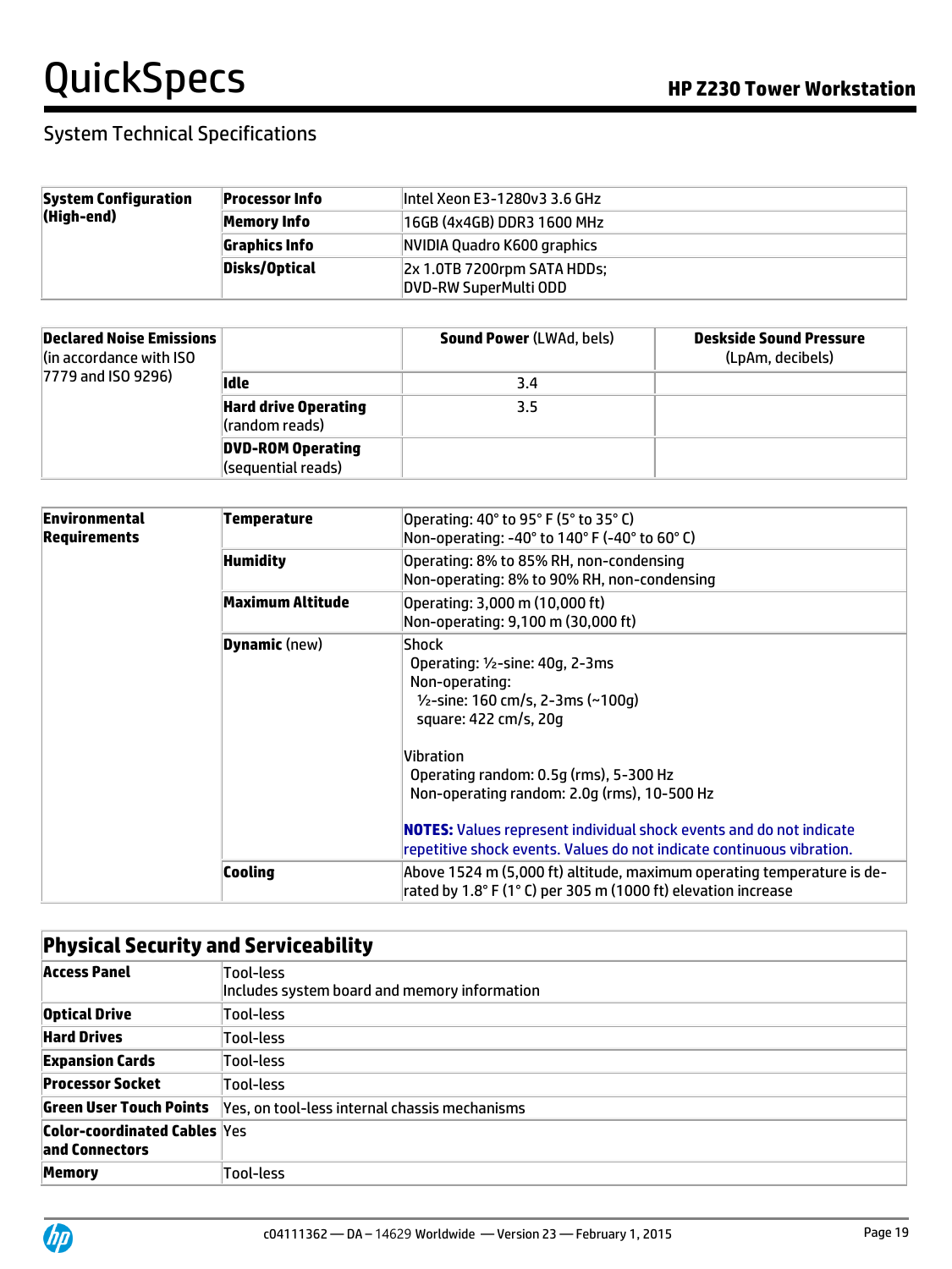## System Technical Specifications

| System Configuration (High-end) | Processor Info | Intel Xeon E3-1280v3 3.6 GHz |
|---|---|---|
| | Memory Info | 16GB (4x4GB) DDR3 1600 MHz |
| | Graphics Info | NVIDIA Quadro K600 graphics |
| | Disks/Optical | 2x 1.0TB 7200rpm SATA HDDs;<br>DVD-RW SuperMulti ODD |

| Declared Noise Emissions (in accordance with ISO 7779 and ISO 9296) | | **Sound Power** (LWAd, bels) | **Deskside Sound Pressure** (LpAm, decibels) |
|---|---|---|---|
| | **Idle** | 3.4 | |
| | **Hard drive Operating** (random reads) | 3.5 | |
| | **DVD-ROM Operating** (sequential reads) | | |

| Environmental Requirements | Temperature | Operating: 40° to 95° F (5° to 35° C)<br>Non-operating: -40° to 140° F (-40° to 60° C) |
|---|---|---|
| | **Humidity** | Operating: 8% to 85% RH, non-condensing<br>Non-operating: 8% to 90% RH, non-condensing |
| | **Maximum Altitude** | Operating: 3,000 m (10,000 ft)<br>Non-operating: 9,100 m (30,000 ft) |
| | **Dynamic** (new) | Shock<br>Operating: ½-sine: 40g, 2-3ms<br>Non-operating:<br>½-sine: 160 cm/s, 2-3ms (~100g)<br>square: 422 cm/s, 20g<br><br>Vibration<br>Operating random: 0.5g (rms), 5-300 Hz<br>Non-operating random: 2.0g (rms), 10-500 Hz<br><br>**NOTES:** Values represent individual shock events and do not indicate repetitive shock events. Values do not indicate continuous vibration. |
| | **Cooling** | Above 1524 m (5,000 ft) altitude, maximum operating temperature is de-rated by 1.8° F (1° C) per 305 m (1000 ft) elevation increase |

### Physical Security and Serviceability

| Access Panel | Tool-less<br>Includes system board and memory information |
|---|---|
| **Optical Drive** | Tool-less |
| **Hard Drives** | Tool-less |
| **Expansion Cards** | Tool-less |
| **Processor Socket** | Tool-less |
| **Green User Touch Points** | Yes, on tool-less internal chassis mechanisms |
| **Color-coordinated Cables and Connectors** | Yes |
| **Memory** | Tool-less |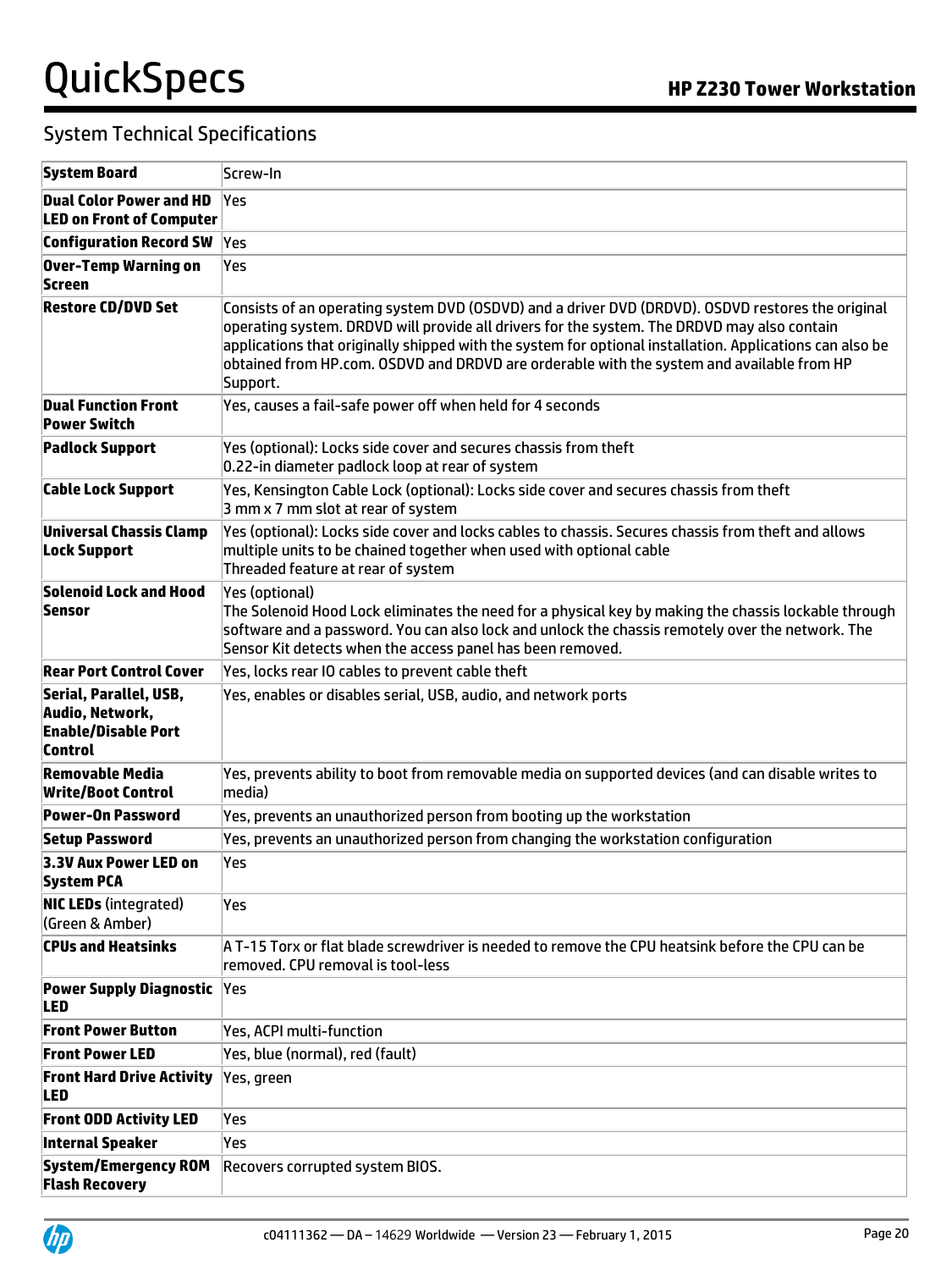## System Technical Specifications

| | |
|---|---|
| **System Board** | Screw-In |
| **Dual Color Power and HD LED on Front of Computer** | Yes |
| **Configuration Record SW** | Yes |
| **Over-Temp Warning on Screen** | Yes |
| **Restore CD/DVD Set** | Consists of an operating system DVD (OSDVD) and a driver DVD (DRDVD). OSDVD restores the original operating system. DRDVD will provide all drivers for the system. The DRDVD may also contain applications that originally shipped with the system for optional installation. Applications can also be obtained from HP.com. OSDVD and DRDVD are orderable with the system and available from HP Support. |
| **Dual Function Front Power Switch** | Yes, causes a fail-safe power off when held for 4 seconds |
| **Padlock Support** | Yes (optional): Locks side cover and secures chassis from theft<br>0.22-in diameter padlock loop at rear of system |
| **Cable Lock Support** | Yes, Kensington Cable Lock (optional): Locks side cover and secures chassis from theft<br>3 mm x 7 mm slot at rear of system |
| **Universal Chassis Clamp Lock Support** | Yes (optional): Locks side cover and locks cables to chassis. Secures chassis from theft and allows multiple units to be chained together when used with optional cable<br>Threaded feature at rear of system |
| **Solenoid Lock and Hood Sensor** | Yes (optional)<br>The Solenoid Hood Lock eliminates the need for a physical key by making the chassis lockable through software and a password. You can also lock and unlock the chassis remotely over the network. The Sensor Kit detects when the access panel has been removed. |
| **Rear Port Control Cover** | Yes, locks rear IO cables to prevent cable theft |
| **Serial, Parallel, USB, Audio, Network, Enable/Disable Port Control** | Yes, enables or disables serial, USB, audio, and network ports |
| **Removable Media Write/Boot Control** | Yes, prevents ability to boot from removable media on supported devices (and can disable writes to media) |
| **Power-On Password** | Yes, prevents an unauthorized person from booting up the workstation |
| **Setup Password** | Yes, prevents an unauthorized person from changing the workstation configuration |
| **3.3V Aux Power LED on System PCA** | Yes |
| **NIC LEDs** (integrated) (Green & Amber) | Yes |
| **CPUs and Heatsinks** | A T-15 Torx or flat blade screwdriver is needed to remove the CPU heatsink before the CPU can be removed. CPU removal is tool-less |
| **Power Supply Diagnostic LED** | Yes |
| **Front Power Button** | Yes, ACPI multi-function |
| **Front Power LED** | Yes, blue (normal), red (fault) |
| **Front Hard Drive Activity LED** | Yes, green |
| **Front ODD Activity LED** | Yes |
| **Internal Speaker** | Yes |
| **System/Emergency ROM Flash Recovery** | Recovers corrupted system BIOS. |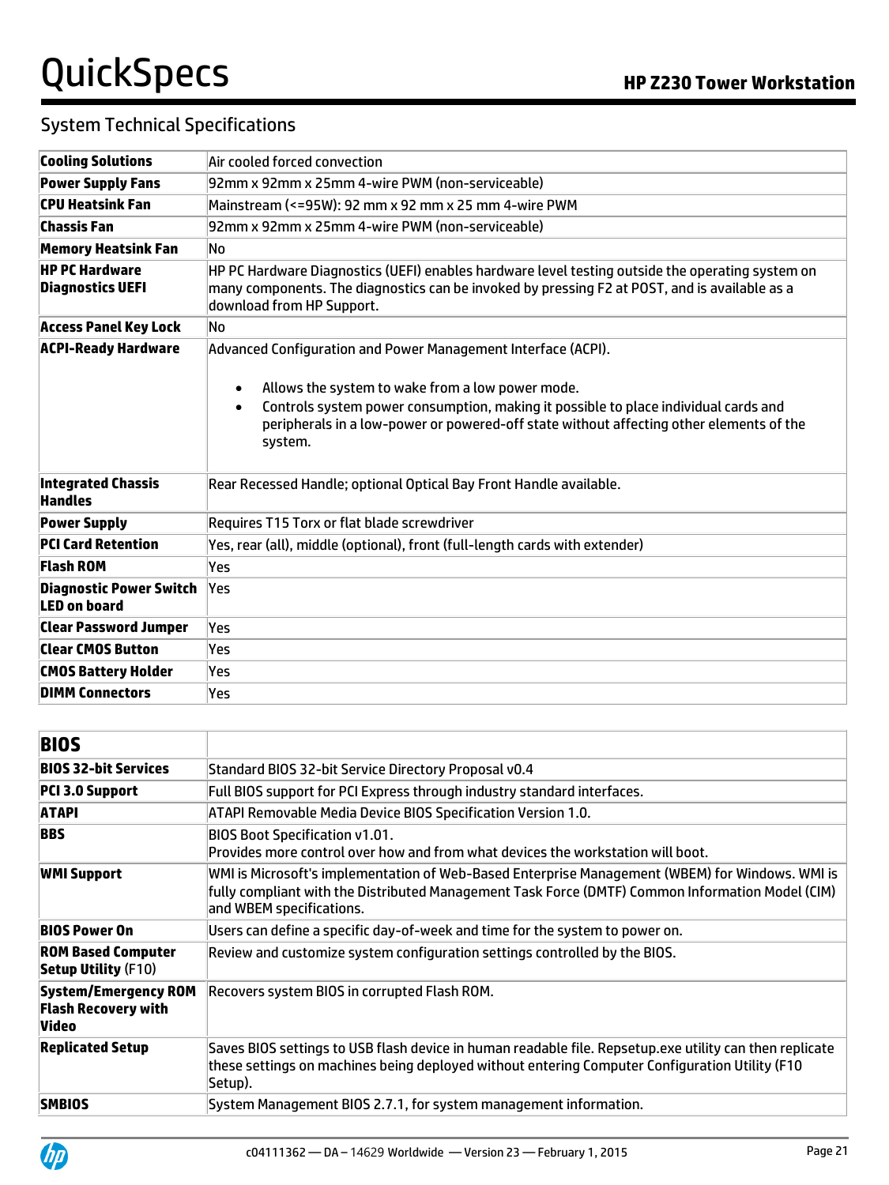## System Technical Specifications

| | |
|---|---|
| **Cooling Solutions** | Air cooled forced convection |
| **Power Supply Fans** | 92mm x 92mm x 25mm 4-wire PWM (non-serviceable) |
| **CPU Heatsink Fan** | Mainstream (<=95W): 92 mm x 92 mm x 25 mm 4-wire PWM |
| **Chassis Fan** | 92mm x 92mm x 25mm 4-wire PWM (non-serviceable) |
| **Memory Heatsink Fan** | No |
| **HP PC Hardware Diagnostics UEFI** | HP PC Hardware Diagnostics (UEFI) enables hardware level testing outside the operating system on many components. The diagnostics can be invoked by pressing F2 at POST, and is available as a download from HP Support. |
| **Access Panel Key Lock** | No |
| **ACPI-Ready Hardware** | Advanced Configuration and Power Management Interface (ACPI).<br>• Allows the system to wake from a low power mode.<br>• Controls system power consumption, making it possible to place individual cards and peripherals in a low-power or powered-off state without affecting other elements of the system. |
| **Integrated Chassis Handles** | Rear Recessed Handle; optional Optical Bay Front Handle available. |
| **Power Supply** | Requires T15 Torx or flat blade screwdriver |
| **PCI Card Retention** | Yes, rear (all), middle (optional), front (full-length cards with extender) |
| **Flash ROM** | Yes |
| **Diagnostic Power Switch LED on board** | Yes |
| **Clear Password Jumper** | Yes |
| **Clear CMOS Button** | Yes |
| **CMOS Battery Holder** | Yes |
| **DIMM Connectors** | Yes |

| **BIOS** | |
|---|---|
| **BIOS 32-bit Services** | Standard BIOS 32-bit Service Directory Proposal v0.4 |
| **PCI 3.0 Support** | Full BIOS support for PCI Express through industry standard interfaces. |
| **ATAPI** | ATAPI Removable Media Device BIOS Specification Version 1.0. |
| **BBS** | BIOS Boot Specification v1.01.<br>Provides more control over how and from what devices the workstation will boot. |
| **WMI Support** | WMI is Microsoft's implementation of Web-Based Enterprise Management (WBEM) for Windows. WMI is fully compliant with the Distributed Management Task Force (DMTF) Common Information Model (CIM) and WBEM specifications. |
| **BIOS Power On** | Users can define a specific day-of-week and time for the system to power on. |
| **ROM Based Computer Setup Utility** (F10) | Review and customize system configuration settings controlled by the BIOS. |
| **System/Emergency ROM Flash Recovery with Video** | Recovers system BIOS in corrupted Flash ROM. |
| **Replicated Setup** | Saves BIOS settings to USB flash device in human readable file. Repsetup.exe utility can then replicate these settings on machines being deployed without entering Computer Configuration Utility (F10 Setup). |
| **SMBIOS** | System Management BIOS 2.7.1, for system management information. |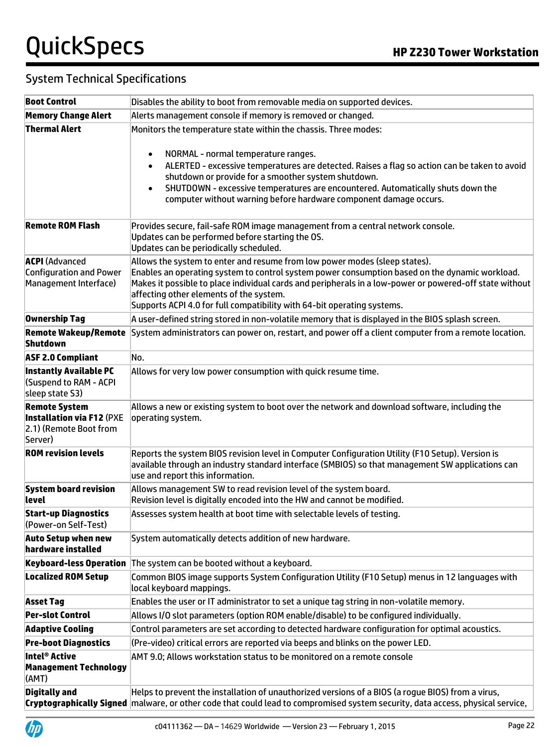## System Technical Specifications

| | |
|---|---|
| **Boot Control** | Disables the ability to boot from removable media on supported devices. |
| **Memory Change Alert** | Alerts management console if memory is removed or changed. |
| **Thermal Alert** | Monitors the temperature state within the chassis. Three modes:<br>• NORMAL - normal temperature ranges.<br>• ALERTED - excessive temperatures are detected. Raises a flag so action can be taken to avoid shutdown or provide for a smoother system shutdown.<br>• SHUTDOWN - excessive temperatures are encountered. Automatically shuts down the computer without warning before hardware component damage occurs. |
| **Remote ROM Flash** | Provides secure, fail-safe ROM image management from a central network console.<br>Updates can be performed before starting the OS.<br>Updates can be periodically scheduled. |
| **ACPI** (Advanced Configuration and Power Management Interface) | Allows the system to enter and resume from low power modes (sleep states).<br>Enables an operating system to control system power consumption based on the dynamic workload.<br>Makes it possible to place individual cards and peripherals in a low-power or powered-off state without affecting other elements of the system.<br>Supports ACPI 4.0 for full compatibility with 64-bit operating systems. |
| **Ownership Tag** | A user-defined string stored in non-volatile memory that is displayed in the BIOS splash screen. |
| **Remote Wakeup/Remote Shutdown** | System administrators can power on, restart, and power off a client computer from a remote location. |
| **ASF 2.0 Compliant** | No. |
| **Instantly Available PC** (Suspend to RAM - ACPI sleep state S3) | Allows for very low power consumption with quick resume time. |
| **Remote System Installation via F12** (PXE 2.1) (Remote Boot from Server) | Allows a new or existing system to boot over the network and download software, including the operating system. |
| **ROM revision levels** | Reports the system BIOS revision level in Computer Configuration Utility (F10 Setup). Version is available through an industry standard interface (SMBIOS) so that management SW applications can use and report this information. |
| **System board revision level** | Allows management SW to read revision level of the system board.<br>Revision level is digitally encoded into the HW and cannot be modified. |
| **Start-up Diagnostics** (Power-on Self-Test) | Assesses system health at boot time with selectable levels of testing. |
| **Auto Setup when new hardware installed** | System automatically detects addition of new hardware. |
| **Keyboard-less Operation** | The system can be booted without a keyboard. |
| **Localized ROM Setup** | Common BIOS image supports System Configuration Utility (F10 Setup) menus in 12 languages with local keyboard mappings. |
| **Asset Tag** | Enables the user or IT administrator to set a unique tag string in non-volatile memory. |
| **Per-slot Control** | Allows I/O slot parameters (option ROM enable/disable) to be configured individually. |
| **Adaptive Cooling** | Control parameters are set according to detected hardware configuration for optimal acoustics. |
| **Pre-boot Diagnostics** | (Pre-video) critical errors are reported via beeps and blinks on the power LED. |
| **Intel® Active Management Technology** (AMT) | AMT 9.0; Allows workstation status to be monitored on a remote console |
| **Digitally and Cryptographically Signed** | Helps to prevent the installation of unauthorized versions of a BIOS (a rogue BIOS) from a virus, malware, or other code that could lead to compromised system security, data access, physical service, |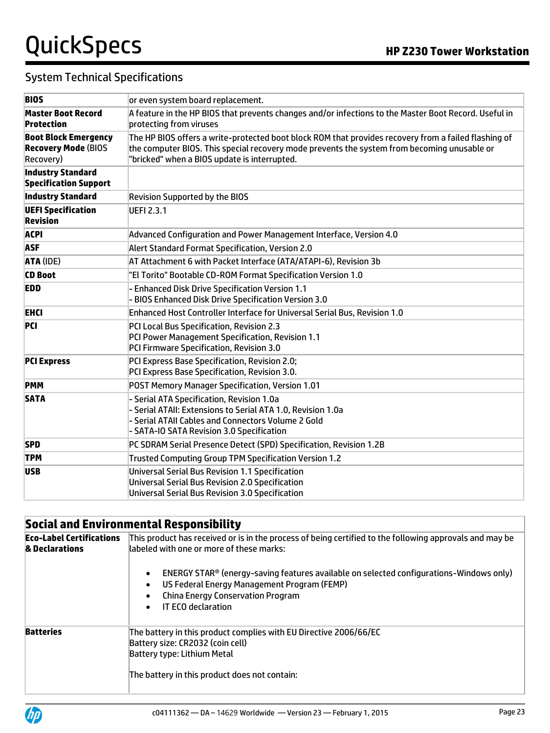## System Technical Specifications

| | |
|---|---|
| **BIOS** | or even system board replacement. |
| **Master Boot Record Protection** | A feature in the HP BIOS that prevents changes and/or infections to the Master Boot Record. Useful in protecting from viruses |
| **Boot Block Emergency Recovery Mode** (BIOS Recovery) | The HP BIOS offers a write-protected boot block ROM that provides recovery from a failed flashing of the computer BIOS. This special recovery mode prevents the system from becoming unusable or "bricked" when a BIOS update is interrupted. |
| **Industry Standard Specification Support** | |
| **Industry Standard** | Revision Supported by the BIOS |
| **UEFI Specification Revision** | UEFI 2.3.1 |
| **ACPI** | Advanced Configuration and Power Management Interface, Version 4.0 |
| **ASF** | Alert Standard Format Specification, Version 2.0 |
| **ATA** (IDE) | AT Attachment 6 with Packet Interface (ATA/ATAPI-6), Revision 3b |
| **CD Boot** | "El Torito" Bootable CD-ROM Format Specification Version 1.0 |
| **EDD** | - Enhanced Disk Drive Specification Version 1.1<br>- BIOS Enhanced Disk Drive Specification Version 3.0 |
| **EHCI** | Enhanced Host Controller Interface for Universal Serial Bus, Revision 1.0 |
| **PCI** | PCI Local Bus Specification, Revision 2.3<br>PCI Power Management Specification, Revision 1.1<br>PCI Firmware Specification, Revision 3.0 |
| **PCI Express** | PCI Express Base Specification, Revision 2.0;<br>PCI Express Base Specification, Revision 3.0. |
| **PMM** | POST Memory Manager Specification, Version 1.01 |
| **SATA** | - Serial ATA Specification, Revision 1.0a<br>- Serial ATAII: Extensions to Serial ATA 1.0, Revision 1.0a<br>- Serial ATAII Cables and Connectors Volume 2 Gold<br>- SATA-IO SATA Revision 3.0 Specification |
| **SPD** | PC SDRAM Serial Presence Detect (SPD) Specification, Revision 1.2B |
| **TPM** | Trusted Computing Group TPM Specification Version 1.2 |
| **USB** | Universal Serial Bus Revision 1.1 Specification<br>Universal Serial Bus Revision 2.0 Specification<br>Universal Serial Bus Revision 3.0 Specification |

| **Social and Environmental Responsibility** | |
|---|---|
| **Eco-Label Certifications & Declarations** | This product has received or is in the process of being certified to the following approvals and may be labeled with one or more of these marks:<br><br>• ENERGY STAR® (energy-saving features available on selected configurations-Windows only)<br>• US Federal Energy Management Program (FEMP)<br>• China Energy Conservation Program<br>• IT ECO declaration |
| **Batteries** | The battery in this product complies with EU Directive 2006/66/EC<br>Battery size: CR2032 (coin cell)<br>Battery type: Lithium Metal<br><br>The battery in this product does not contain: |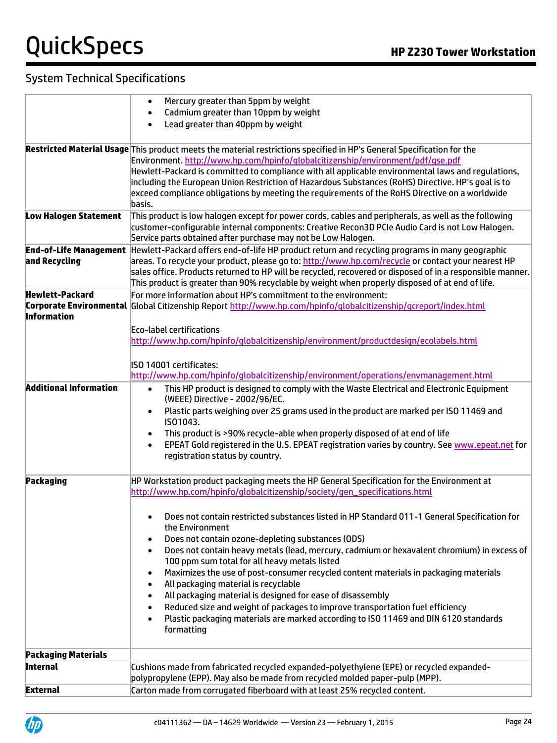## System Technical Specifications

| | |
|---|---|
| | • Mercury greater than 5ppm by weight<br>• Cadmium greater than 10ppm by weight<br>• Lead greater than 40ppm by weight |
| **Restricted Material Usage** | This product meets the material restrictions specified in HP's General Specification for the Environment. http://www.hp.com/hpinfo/globalcitizenship/environment/pdf/gse.pdf<br>Hewlett-Packard is committed to compliance with all applicable environmental laws and regulations, including the European Union Restriction of Hazardous Substances (RoHS) Directive. HP's goal is to exceed compliance obligations by meeting the requirements of the RoHS Directive on a worldwide basis. |
| **Low Halogen Statement** | This product is low halogen except for power cords, cables and peripherals, as well as the following customer-configurable internal components: Creative Recon3D PCIe Audio Card is not Low Halogen. Service parts obtained after purchase may not be Low Halogen. |
| **End-of-Life Management and Recycling** | Hewlett-Packard offers end-of-life HP product return and recycling programs in many geographic areas. To recycle your product, please go to: http://www.hp.com/recycle or contact your nearest HP sales office. Products returned to HP will be recycled, recovered or disposed of in a responsible manner. This product is greater than 90% recyclable by weight when properly disposed of at end of life. |
| **Hewlett-Packard Corporate Environmental Information** | For more information about HP's commitment to the environment:<br>Global Citizenship Report http://www.hp.com/hpinfo/globalcitizenship/gcreport/index.html<br><br>Eco-label certifications<br>http://www.hp.com/hpinfo/globalcitizenship/environment/productdesign/ecolabels.html<br><br>ISO 14001 certificates:<br>http://www.hp.com/hpinfo/globalcitizenship/environment/operations/envmanagement.html |
| **Additional Information** | • This HP product is designed to comply with the Waste Electrical and Electronic Equipment (WEEE) Directive - 2002/96/EC.<br>• Plastic parts weighing over 25 grams used in the product are marked per ISO 11469 and ISO1043.<br>• This product is >90% recycle-able when properly disposed of at end of life<br>• EPEAT Gold registered in the U.S. EPEAT registration varies by country. See www.epeat.net for registration status by country. |
| **Packaging** | HP Workstation product packaging meets the HP General Specification for the Environment at http://www.hp.com/hpinfo/globalcitizenship/society/gen_specifications.html<br><br>• Does not contain restricted substances listed in HP Standard 011-1 General Specification for the Environment<br>• Does not contain ozone-depleting substances (ODS)<br>• Does not contain heavy metals (lead, mercury, cadmium or hexavalent chromium) in excess of 100 ppm sum total for all heavy metals listed<br>• Maximizes the use of post-consumer recycled content materials in packaging materials<br>• All packaging material is recyclable<br>• All packaging material is designed for ease of disassembly<br>• Reduced size and weight of packages to improve transportation fuel efficiency<br>• Plastic packaging materials are marked according to ISO 11469 and DIN 6120 standards formatting |
| **Packaging Materials** | |
| **Internal** | Cushions made from fabricated recycled expanded-polyethylene (EPE) or recycled expanded-polypropylene (EPP). May also be made from recycled molded paper-pulp (MPP). |
| **External** | Carton made from corrugated fiberboard with at least 25% recycled content. |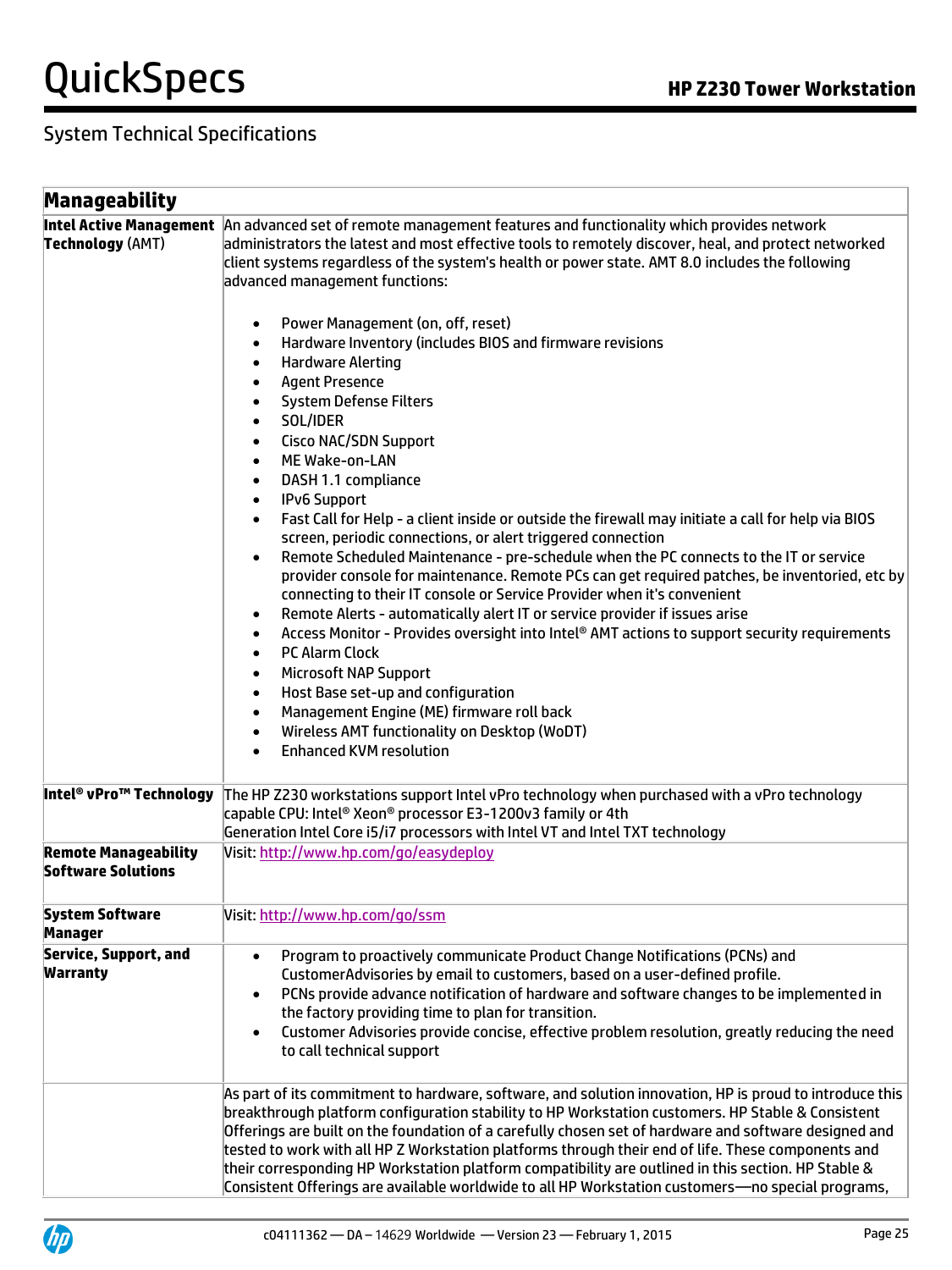## System Technical Specifications

| Manageability | |
|---|---|
| **Intel Active Management Technology** (AMT) | An advanced set of remote management features and functionality which provides network administrators the latest and most effective tools to remotely discover, heal, and protect networked client systems regardless of the system's health or power state. AMT 8.0 includes the following advanced management functions:<br><br>• Power Management (on, off, reset)<br>• Hardware Inventory (includes BIOS and firmware revisions<br>• Hardware Alerting<br>• Agent Presence<br>• System Defense Filters<br>• SOL/IDER<br>• Cisco NAC/SDN Support<br>• ME Wake-on-LAN<br>• DASH 1.1 compliance<br>• IPv6 Support<br>• Fast Call for Help - a client inside or outside the firewall may initiate a call for help via BIOS screen, periodic connections, or alert triggered connection<br>• Remote Scheduled Maintenance - pre-schedule when the PC connects to the IT or service provider console for maintenance. Remote PCs can get required patches, be inventoried, etc by connecting to their IT console or Service Provider when it's convenient<br>• Remote Alerts - automatically alert IT or service provider if issues arise<br>• Access Monitor - Provides oversight into Intel® AMT actions to support security requirements<br>• PC Alarm Clock<br>• Microsoft NAP Support<br>• Host Base set-up and configuration<br>• Management Engine (ME) firmware roll back<br>• Wireless AMT functionality on Desktop (WoDT)<br>• Enhanced KVM resolution |
| **Intel® vPro™ Technology** | The HP Z230 workstations support Intel vPro technology when purchased with a vPro technology capable CPU: Intel® Xeon® processor E3-1200v3 family or 4th Generation Intel Core i5/i7 processors with Intel VT and Intel TXT technology |
| **Remote Manageability Software Solutions** | Visit: http://www.hp.com/go/easydeploy |
| **System Software Manager** | Visit: http://www.hp.com/go/ssm |
| **Service, Support, and Warranty** | • Program to proactively communicate Product Change Notifications (PCNs) and CustomerAdvisories by email to customers, based on a user-defined profile.<br>• PCNs provide advance notification of hardware and software changes to be implemented in the factory providing time to plan for transition.<br>• Customer Advisories provide concise, effective problem resolution, greatly reducing the need to call technical support |
| | As part of its commitment to hardware, software, and solution innovation, HP is proud to introduce this breakthrough platform configuration stability to HP Workstation customers. HP Stable & Consistent Offerings are built on the foundation of a carefully chosen set of hardware and software designed and tested to work with all HP Z Workstation platforms through their end of life. These components and their corresponding HP Workstation platform compatibility are outlined in this section. HP Stable & Consistent Offerings are available worldwide to all HP Workstation customers—no special programs, |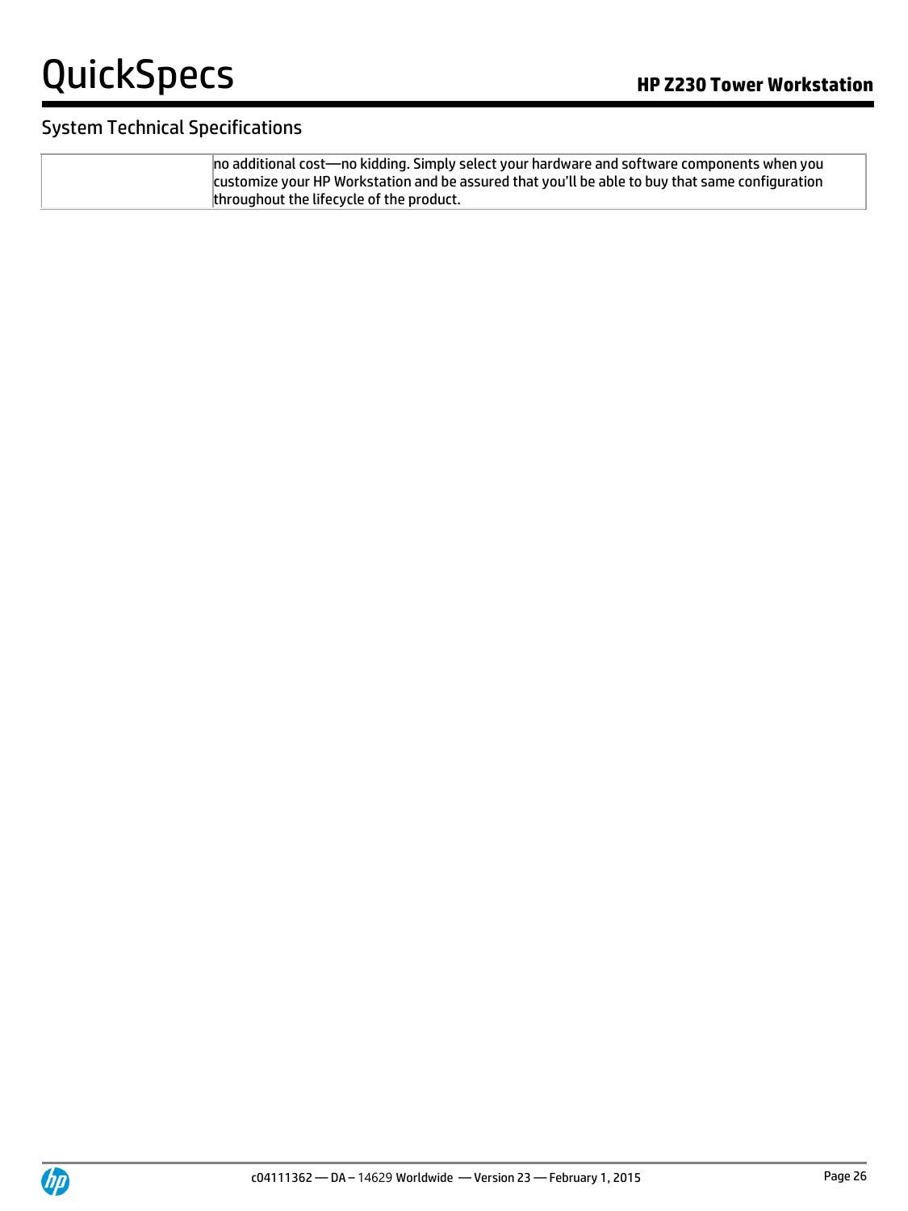## System Technical Specifications

| | |
|---|---|
| | no additional cost—no kidding. Simply select your hardware and software components when you customize your HP Workstation and be assured that you'll be able to buy that same configuration throughout the lifecycle of the product. |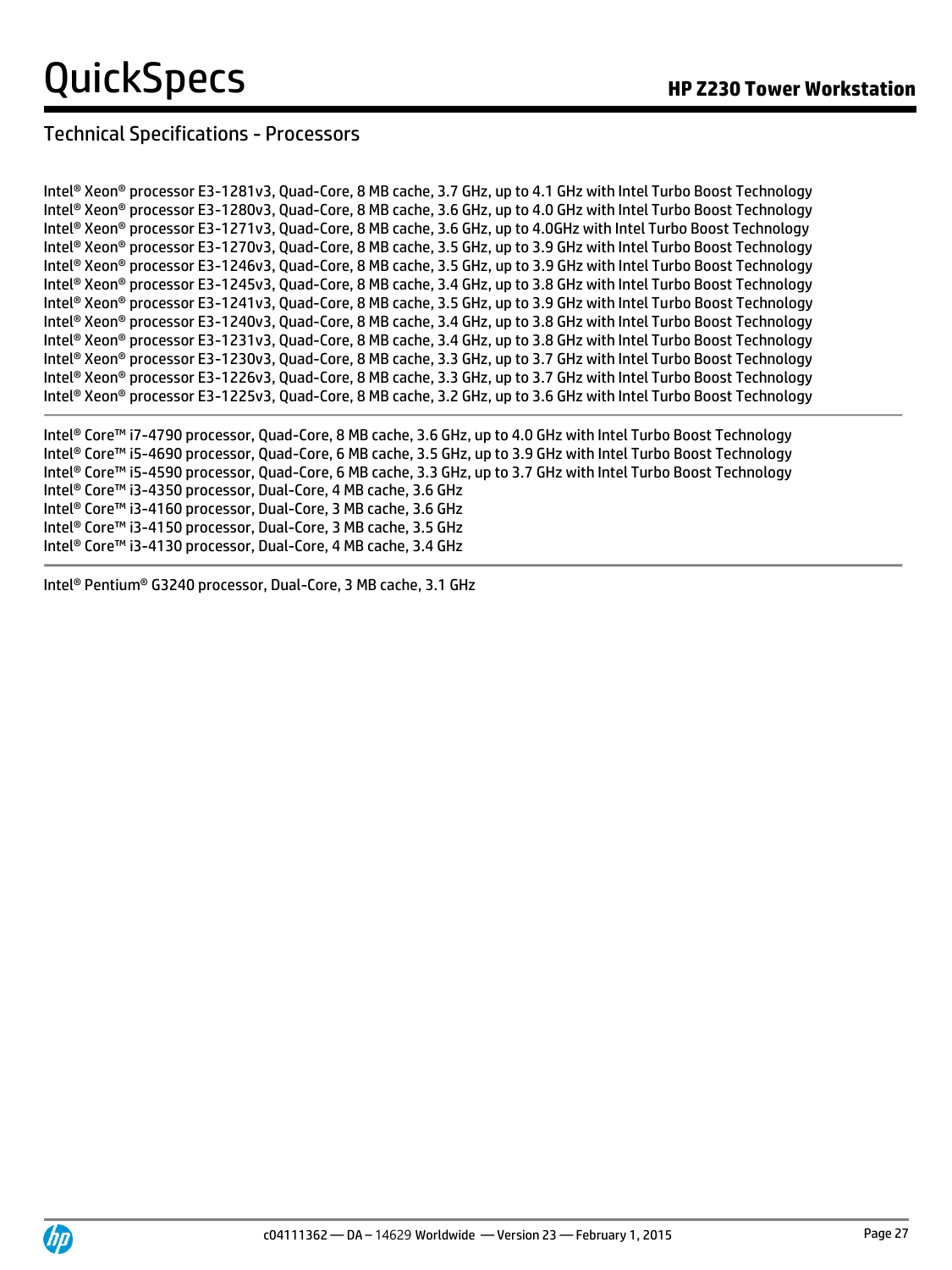## Technical Specifications - Processors

Intel® Xeon® processor E3-1281v3, Quad-Core, 8 MB cache, 3.7 GHz, up to 4.1 GHz with Intel Turbo Boost Technology
Intel® Xeon® processor E3-1280v3, Quad-Core, 8 MB cache, 3.6 GHz, up to 4.0 GHz with Intel Turbo Boost Technology
Intel® Xeon® processor E3-1271v3, Quad-Core, 8 MB cache, 3.6 GHz, up to 4.0GHz with Intel Turbo Boost Technology
Intel® Xeon® processor E3-1270v3, Quad-Core, 8 MB cache, 3.5 GHz, up to 3.9 GHz with Intel Turbo Boost Technology
Intel® Xeon® processor E3-1246v3, Quad-Core, 8 MB cache, 3.5 GHz, up to 3.9 GHz with Intel Turbo Boost Technology
Intel® Xeon® processor E3-1245v3, Quad-Core, 8 MB cache, 3.4 GHz, up to 3.8 GHz with Intel Turbo Boost Technology
Intel® Xeon® processor E3-1241v3, Quad-Core, 8 MB cache, 3.5 GHz, up to 3.9 GHz with Intel Turbo Boost Technology
Intel® Xeon® processor E3-1240v3, Quad-Core, 8 MB cache, 3.4 GHz, up to 3.8 GHz with Intel Turbo Boost Technology
Intel® Xeon® processor E3-1231v3, Quad-Core, 8 MB cache, 3.4 GHz, up to 3.8 GHz with Intel Turbo Boost Technology
Intel® Xeon® processor E3-1230v3, Quad-Core, 8 MB cache, 3.3 GHz, up to 3.7 GHz with Intel Turbo Boost Technology
Intel® Xeon® processor E3-1226v3, Quad-Core, 8 MB cache, 3.3 GHz, up to 3.7 GHz with Intel Turbo Boost Technology
Intel® Xeon® processor E3-1225v3, Quad-Core, 8 MB cache, 3.2 GHz, up to 3.6 GHz with Intel Turbo Boost Technology

---

Intel® Core™ i7-4790 processor, Quad-Core, 8 MB cache, 3.6 GHz, up to 4.0 GHz with Intel Turbo Boost Technology
Intel® Core™ i5-4690 processor, Quad-Core, 6 MB cache, 3.5 GHz, up to 3.9 GHz with Intel Turbo Boost Technology
Intel® Core™ i5-4590 processor, Quad-Core, 6 MB cache, 3.3 GHz, up to 3.7 GHz with Intel Turbo Boost Technology
Intel® Core™ i3-4350 processor, Dual-Core, 4 MB cache, 3.6 GHz
Intel® Core™ i3-4160 processor, Dual-Core, 3 MB cache, 3.6 GHz
Intel® Core™ i3-4150 processor, Dual-Core, 3 MB cache, 3.5 GHz
Intel® Core™ i3-4130 processor, Dual-Core, 4 MB cache, 3.4 GHz

---

Intel® Pentium® G3240 processor, Dual-Core, 3 MB cache, 3.1 GHz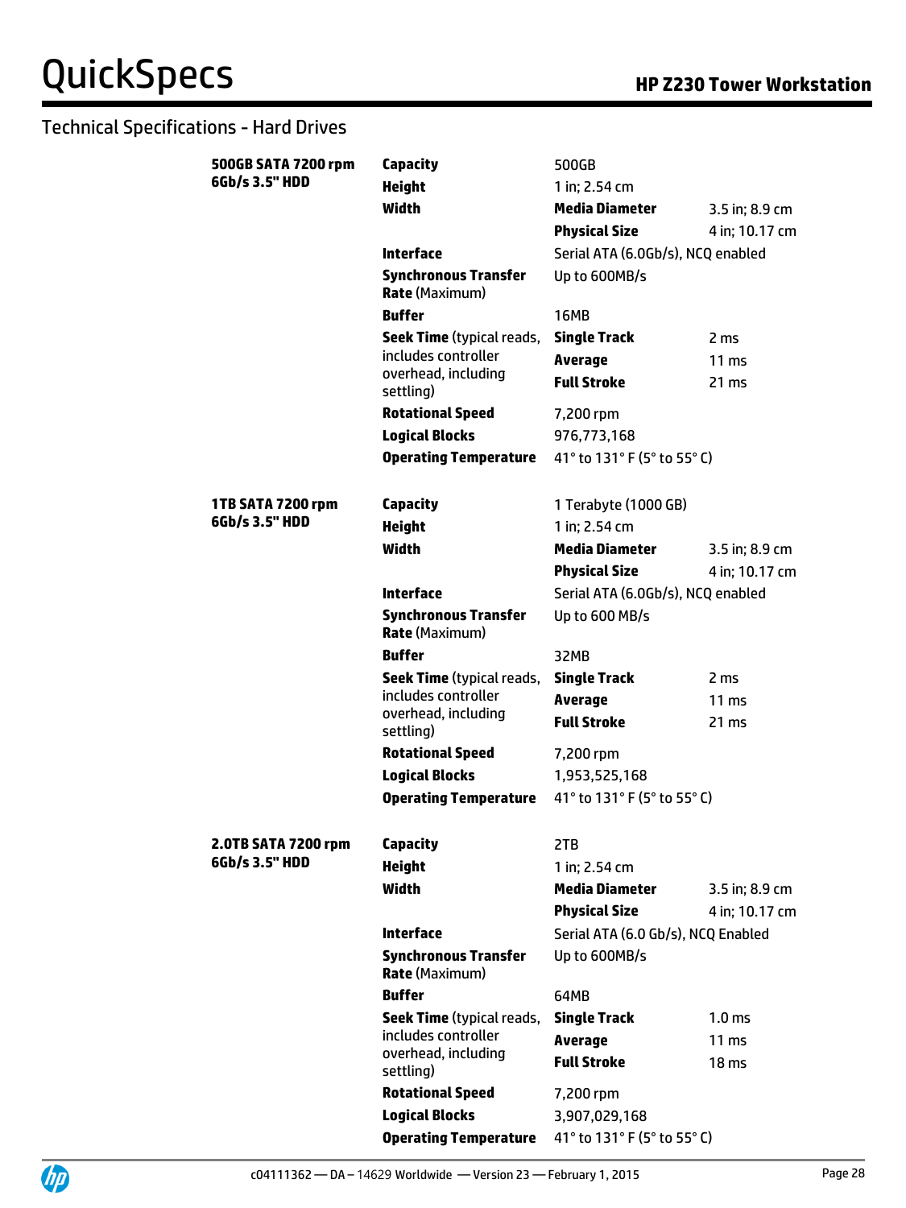## Technical Specifications - Hard Drives

| | | | |
|---|---|---|---|
| **500GB SATA 7200 rpm 6Gb/s 3.5" HDD** | **Capacity** | 500GB | |
| | **Height** | 1 in; 2.54 cm | |
| | **Width** | **Media Diameter** | 3.5 in; 8.9 cm |
| | | **Physical Size** | 4 in; 10.17 cm |
| | **Interface** | Serial ATA (6.0Gb/s), NCQ enabled | |
| | **Synchronous Transfer Rate** (Maximum) | Up to 600MB/s | |
| | **Buffer** | 16MB | |
| | **Seek Time** (typical reads, includes controller overhead, including settling) | **Single Track** | 2 ms |
| | | **Average** | 11 ms |
| | | **Full Stroke** | 21 ms |
| | **Rotational Speed** | 7,200 rpm | |
| | **Logical Blocks** | 976,773,168 | |
| | **Operating Temperature** | 41° to 131° F (5° to 55° C) | |
| **1TB SATA 7200 rpm 6Gb/s 3.5" HDD** | **Capacity** | 1 Terabyte (1000 GB) | |
| | **Height** | 1 in; 2.54 cm | |
| | **Width** | **Media Diameter** | 3.5 in; 8.9 cm |
| | | **Physical Size** | 4 in; 10.17 cm |
| | **Interface** | Serial ATA (6.0Gb/s), NCQ enabled | |
| | **Synchronous Transfer Rate** (Maximum) | Up to 600 MB/s | |
| | **Buffer** | 32MB | |
| | **Seek Time** (typical reads, includes controller overhead, including settling) | **Single Track** | 2 ms |
| | | **Average** | 11 ms |
| | | **Full Stroke** | 21 ms |
| | **Rotational Speed** | 7,200 rpm | |
| | **Logical Blocks** | 1,953,525,168 | |
| | **Operating Temperature** | 41° to 131° F (5° to 55° C) | |
| **2.0TB SATA 7200 rpm 6Gb/s 3.5" HDD** | **Capacity** | 2TB | |
| | **Height** | 1 in; 2.54 cm | |
| | **Width** | **Media Diameter** | 3.5 in; 8.9 cm |
| | | **Physical Size** | 4 in; 10.17 cm |
| | **Interface** | Serial ATA (6.0 Gb/s), NCQ Enabled | |
| | **Synchronous Transfer Rate** (Maximum) | Up to 600MB/s | |
| | **Buffer** | 64MB | |
| | **Seek Time** (typical reads, includes controller overhead, including settling) | **Single Track** | 1.0 ms |
| | | **Average** | 11 ms |
| | | **Full Stroke** | 18 ms |
| | **Rotational Speed** | 7,200 rpm | |
| | **Logical Blocks** | 3,907,029,168 | |
| | **Operating Temperature** | 41° to 131° F (5° to 55° C) | |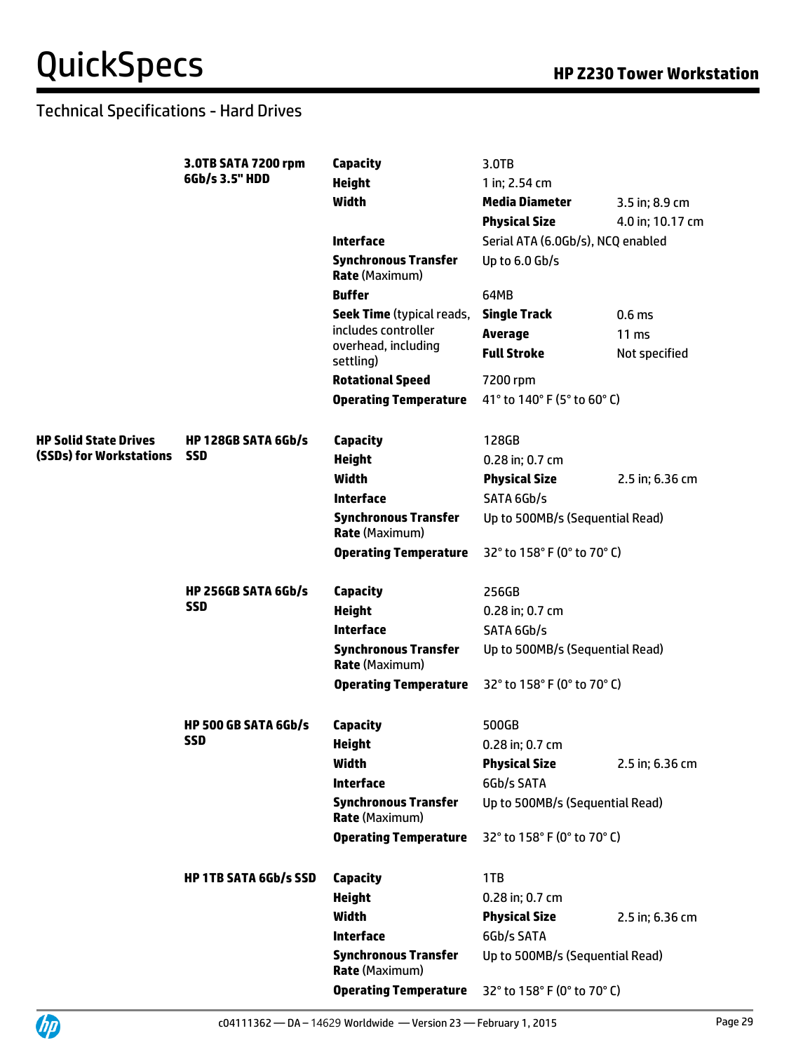## Technical Specifications - Hard Drives

| | | | | |
|---|---|---|---|---|
| | **3.0TB SATA 7200 rpm 6Gb/s 3.5" HDD** | **Capacity** | 3.0TB | |
| | | **Height** | 1 in; 2.54 cm | |
| | | **Width** | **Media Diameter** | 3.5 in; 8.9 cm |
| | | | **Physical Size** | 4.0 in; 10.17 cm |
| | | **Interface** | Serial ATA (6.0Gb/s), NCQ enabled | |
| | | **Synchronous Transfer Rate** (Maximum) | Up to 6.0 Gb/s | |
| | | **Buffer** | 64MB | |
| | | **Seek Time** (typical reads, includes controller overhead, including settling) | **Single Track** | 0.6 ms |
| | | | **Average** | 11 ms |
| | | | **Full Stroke** | Not specified |
| | | **Rotational Speed** | 7200 rpm | |
| | | **Operating Temperature** | 41° to 140° F (5° to 60° C) | |
| **HP Solid State Drives (SSDs) for Workstations** | **HP 128GB SATA 6Gb/s SSD** | **Capacity** | 128GB | |
| | | **Height** | 0.28 in; 0.7 cm | |
| | | **Width** | **Physical Size** | 2.5 in; 6.36 cm |
| | | **Interface** | SATA 6Gb/s | |
| | | **Synchronous Transfer Rate** (Maximum) | Up to 500MB/s (Sequential Read) | |
| | | **Operating Temperature** | 32° to 158° F (0° to 70° C) | |
| | **HP 256GB SATA 6Gb/s SSD** | **Capacity** | 256GB | |
| | | **Height** | 0.28 in; 0.7 cm | |
| | | **Interface** | SATA 6Gb/s | |
| | | **Synchronous Transfer Rate** (Maximum) | Up to 500MB/s (Sequential Read) | |
| | | **Operating Temperature** | 32° to 158° F (0° to 70° C) | |
| | **HP 500 GB SATA 6Gb/s SSD** | **Capacity** | 500GB | |
| | | **Height** | 0.28 in; 0.7 cm | |
| | | **Width** | **Physical Size** | 2.5 in; 6.36 cm |
| | | **Interface** | 6Gb/s SATA | |
| | | **Synchronous Transfer Rate** (Maximum) | Up to 500MB/s (Sequential Read) | |
| | | **Operating Temperature** | 32° to 158° F (0° to 70° C) | |
| | **HP 1TB SATA 6Gb/s SSD** | **Capacity** | 1TB | |
| | | **Height** | 0.28 in; 0.7 cm | |
| | | **Width** | **Physical Size** | 2.5 in; 6.36 cm |
| | | **Interface** | 6Gb/s SATA | |
| | | **Synchronous Transfer Rate** (Maximum) | Up to 500MB/s (Sequential Read) | |
| | | **Operating Temperature** | 32° to 158° F (0° to 70° C) | |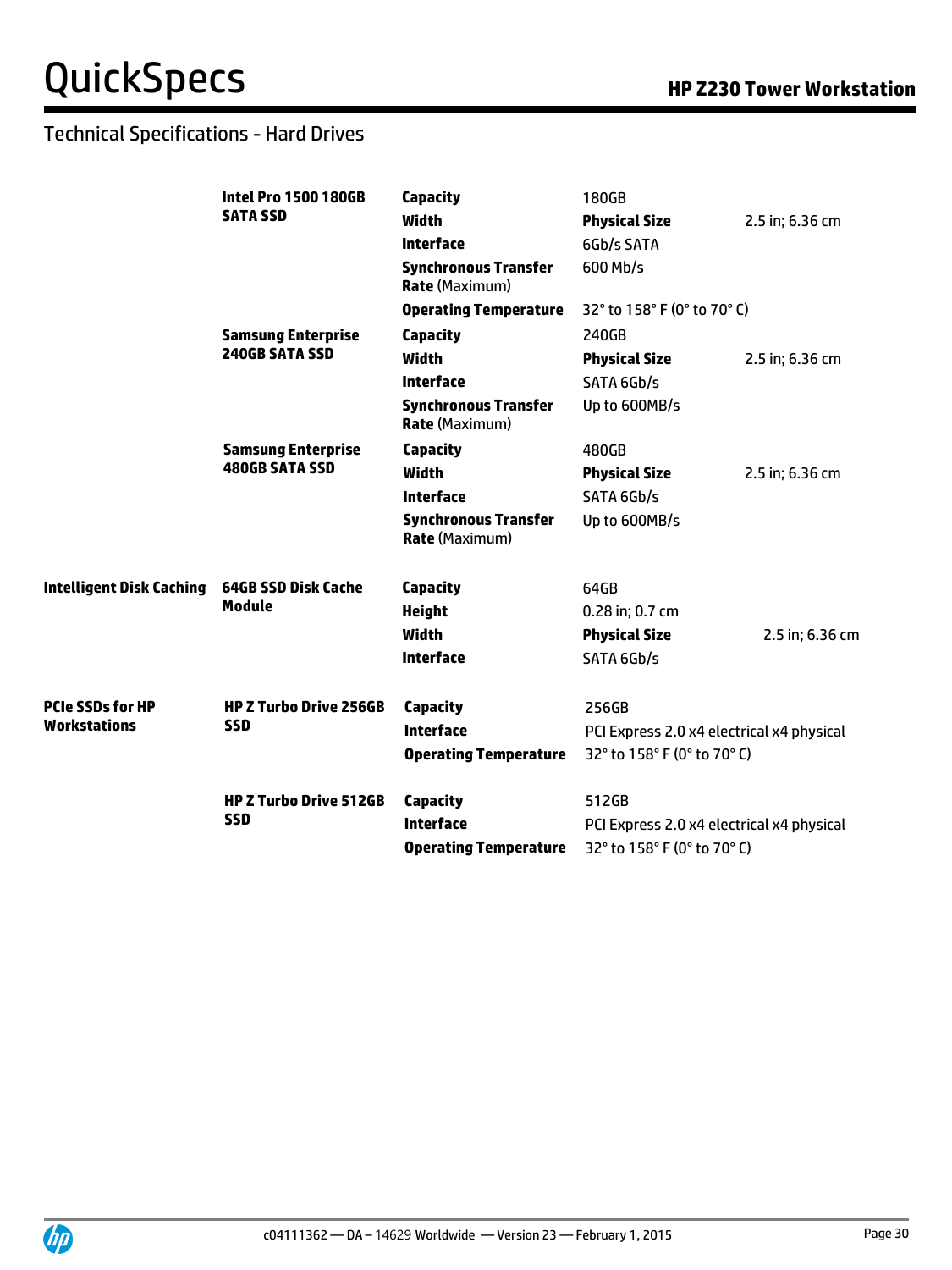## Technical Specifications - Hard Drives

| | | | | |
|---|---|---|---|---|
| | **Intel Pro 1500 180GB SATA SSD** | **Capacity** | 180GB | |
| | | **Width** | **Physical Size** | 2.5 in; 6.36 cm |
| | | **Interface** | 6Gb/s SATA | |
| | | **Synchronous Transfer Rate** (Maximum) | 600 Mb/s | |
| | | **Operating Temperature** | 32° to 158° F (0° to 70° C) | |
| | **Samsung Enterprise 240GB SATA SSD** | **Capacity** | 240GB | |
| | | **Width** | **Physical Size** | 2.5 in; 6.36 cm |
| | | **Interface** | SATA 6Gb/s | |
| | | **Synchronous Transfer Rate** (Maximum) | Up to 600MB/s | |
| | **Samsung Enterprise 480GB SATA SSD** | **Capacity** | 480GB | |
| | | **Width** | **Physical Size** | 2.5 in; 6.36 cm |
| | | **Interface** | SATA 6Gb/s | |
| | | **Synchronous Transfer Rate** (Maximum) | Up to 600MB/s | |
| **Intelligent Disk Caching** | **64GB SSD Disk Cache Module** | **Capacity** | 64GB | |
| | | **Height** | 0.28 in; 0.7 cm | |
| | | **Width** | **Physical Size** | 2.5 in; 6.36 cm |
| | | **Interface** | SATA 6Gb/s | |
| **PCIe SSDs for HP Workstations** | **HP Z Turbo Drive 256GB SSD** | **Capacity** | 256GB | |
| | | **Interface** | PCI Express 2.0 x4 electrical x4 physical | |
| | | **Operating Temperature** | 32° to 158° F (0° to 70° C) | |
| | **HP Z Turbo Drive 512GB SSD** | **Capacity** | 512GB | |
| | | **Interface** | PCI Express 2.0 x4 electrical x4 physical | |
| | | **Operating Temperature** | 32° to 158° F (0° to 70° C) | |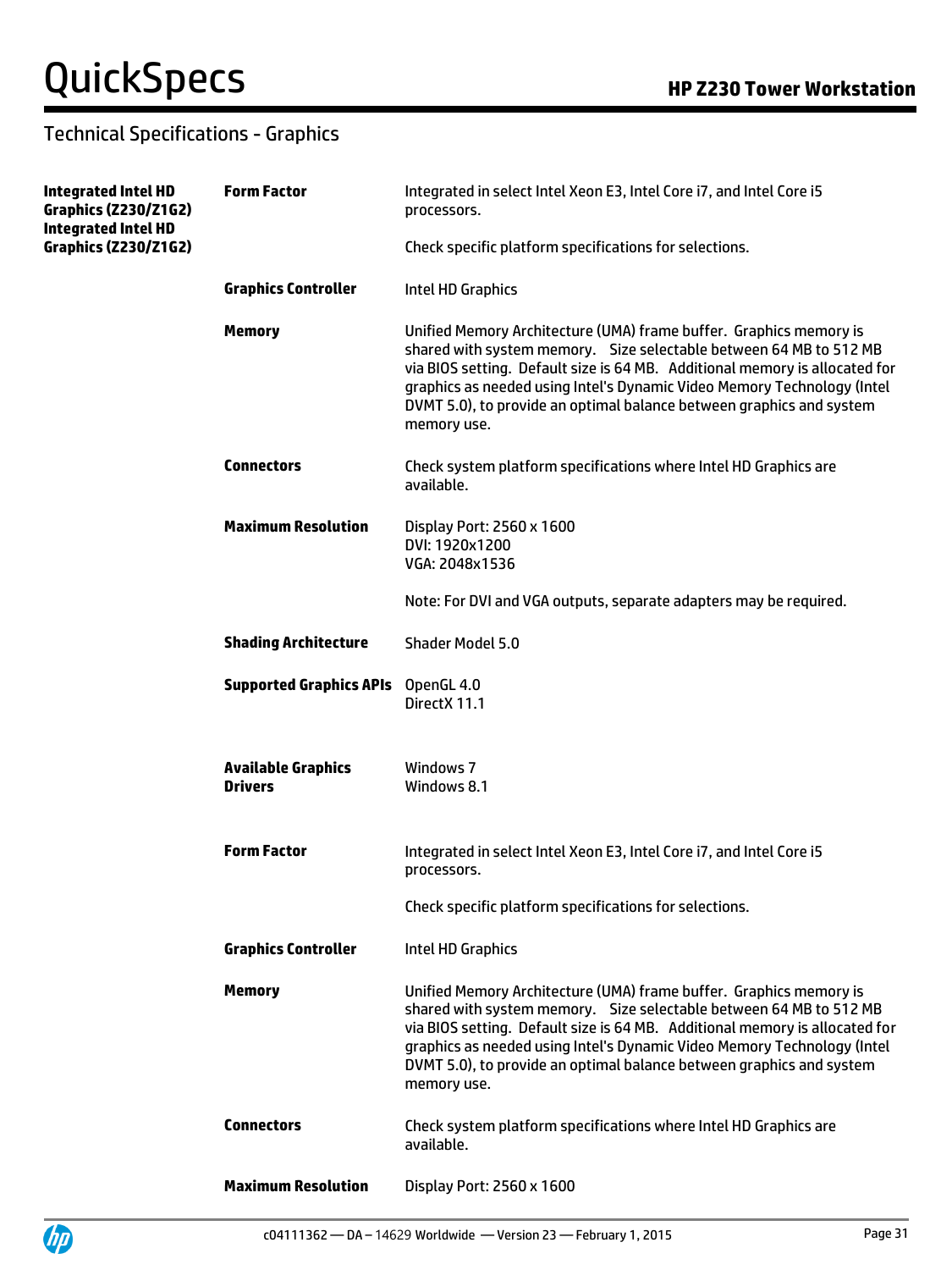## Technical Specifications - Graphics

| | | |
|---|---|---|
| **Integrated Intel HD Graphics (Z230/Z1G2)** | **Form Factor** | Integrated in select Intel Xeon E3, Intel Core i7, and Intel Core i5 processors.<br><br>Check specific platform specifications for selections. |
| | **Graphics Controller** | Intel HD Graphics |
| | **Memory** | Unified Memory Architecture (UMA) frame buffer. Graphics memory is shared with system memory. Size selectable between 64 MB to 512 MB via BIOS setting. Default size is 64 MB. Additional memory is allocated for graphics as needed using Intel's Dynamic Video Memory Technology (Intel DVMT 5.0), to provide an optimal balance between graphics and system memory use. |
| | **Connectors** | Check system platform specifications where Intel HD Graphics are available. |
| | **Maximum Resolution** | Display Port: 2560 x 1600<br>DVI: 1920x1200<br>VGA: 2048x1536<br><br>Note: For DVI and VGA outputs, separate adapters may be required. |
| | **Shading Architecture** | Shader Model 5.0 |
| | **Supported Graphics APIs** | OpenGL 4.0<br>DirectX 11.1 |
| | **Available Graphics Drivers** | Windows 7<br>Windows 8.1 |
| **Integrated Intel HD Graphics (Z230/Z1G2)** | **Form Factor** | Integrated in select Intel Xeon E3, Intel Core i7, and Intel Core i5 processors.<br><br>Check specific platform specifications for selections. |
| | **Graphics Controller** | Intel HD Graphics |
| | **Memory** | Unified Memory Architecture (UMA) frame buffer. Graphics memory is shared with system memory. Size selectable between 64 MB to 512 MB via BIOS setting. Default size is 64 MB. Additional memory is allocated for graphics as needed using Intel's Dynamic Video Memory Technology (Intel DVMT 5.0), to provide an optimal balance between graphics and system memory use. |
| | **Connectors** | Check system platform specifications where Intel HD Graphics are available. |
| | **Maximum Resolution** | Display Port: 2560 x 1600 |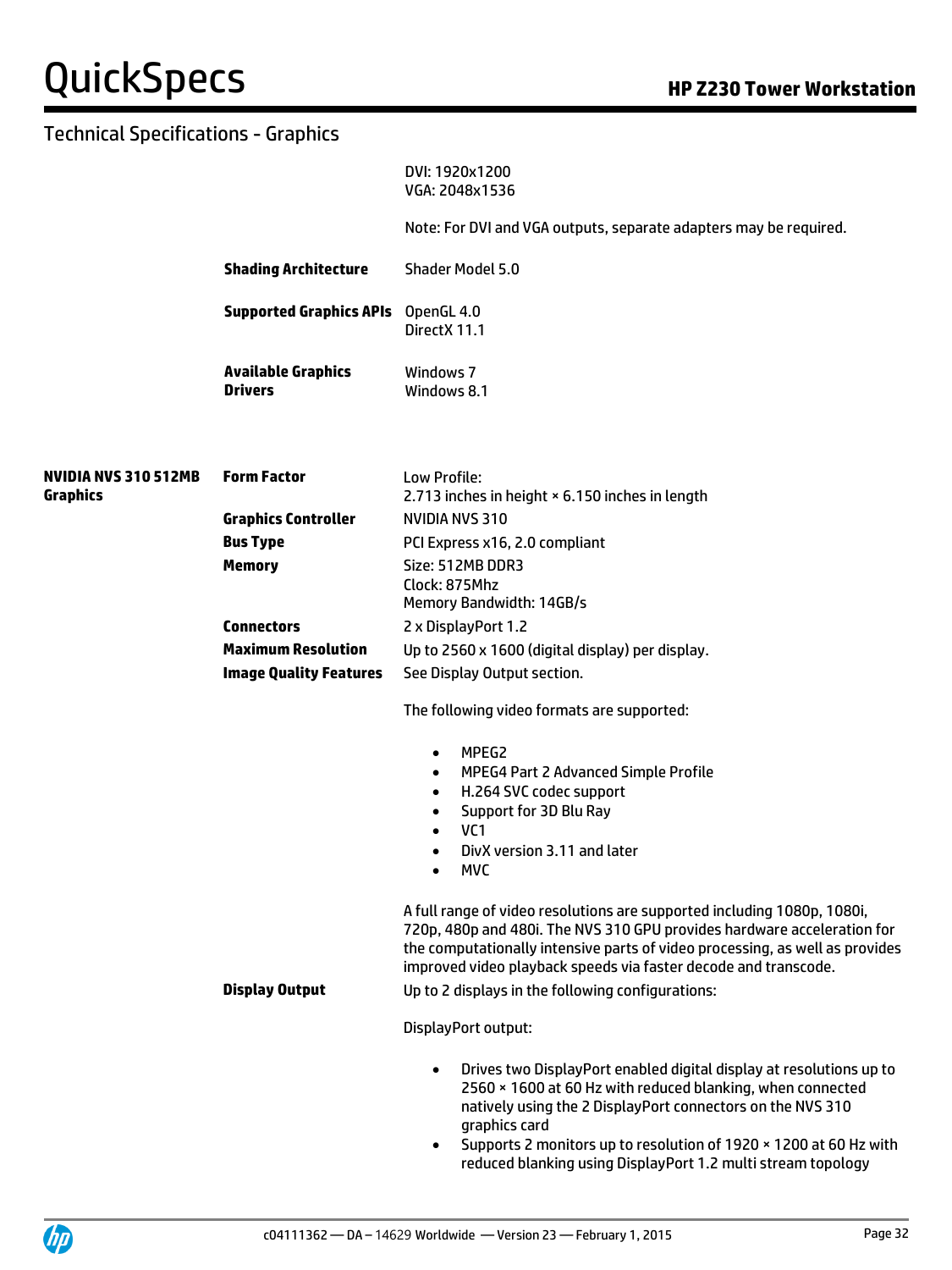## Technical Specifications - Graphics

| | | |
|---|---|---|
| | | DVI: 1920x1200<br>VGA: 2048x1536<br><br>Note: For DVI and VGA outputs, separate adapters may be required. |
| | **Shading Architecture** | Shader Model 5.0 |
| | **Supported Graphics APIs** | OpenGL 4.0<br>DirectX 11.1 |
| | **Available Graphics Drivers** | Windows 7<br>Windows 8.1 |
| **NVIDIA NVS 310 512MB Graphics** | **Form Factor** | Low Profile:<br>2.713 inches in height × 6.150 inches in length |
| | **Graphics Controller** | NVIDIA NVS 310 |
| | **Bus Type** | PCI Express x16, 2.0 compliant |
| | **Memory** | Size: 512MB DDR3<br>Clock: 875Mhz<br>Memory Bandwidth: 14GB/s |
| | **Connectors** | 2 x DisplayPort 1.2 |
| | **Maximum Resolution** | Up to 2560 x 1600 (digital display) per display. |
| | **Image Quality Features** | See Display Output section.<br><br>The following video formats are supported:<br>• MPEG2<br>• MPEG4 Part 2 Advanced Simple Profile<br>• H.264 SVC codec support<br>• Support for 3D Blu Ray<br>• VC1<br>• DivX version 3.11 and later<br>• MVC<br><br>A full range of video resolutions are supported including 1080p, 1080i, 720p, 480p and 480i. The NVS 310 GPU provides hardware acceleration for the computationally intensive parts of video processing, as well as provides improved video playback speeds via faster decode and transcode. |
| | **Display Output** | Up to 2 displays in the following configurations:<br><br>DisplayPort output:<br>• Drives two DisplayPort enabled digital display at resolutions up to 2560 × 1600 at 60 Hz with reduced blanking, when connected natively using the 2 DisplayPort connectors on the NVS 310 graphics card<br>• Supports 2 monitors up to resolution of 1920 × 1200 at 60 Hz with reduced blanking using DisplayPort 1.2 multi stream topology |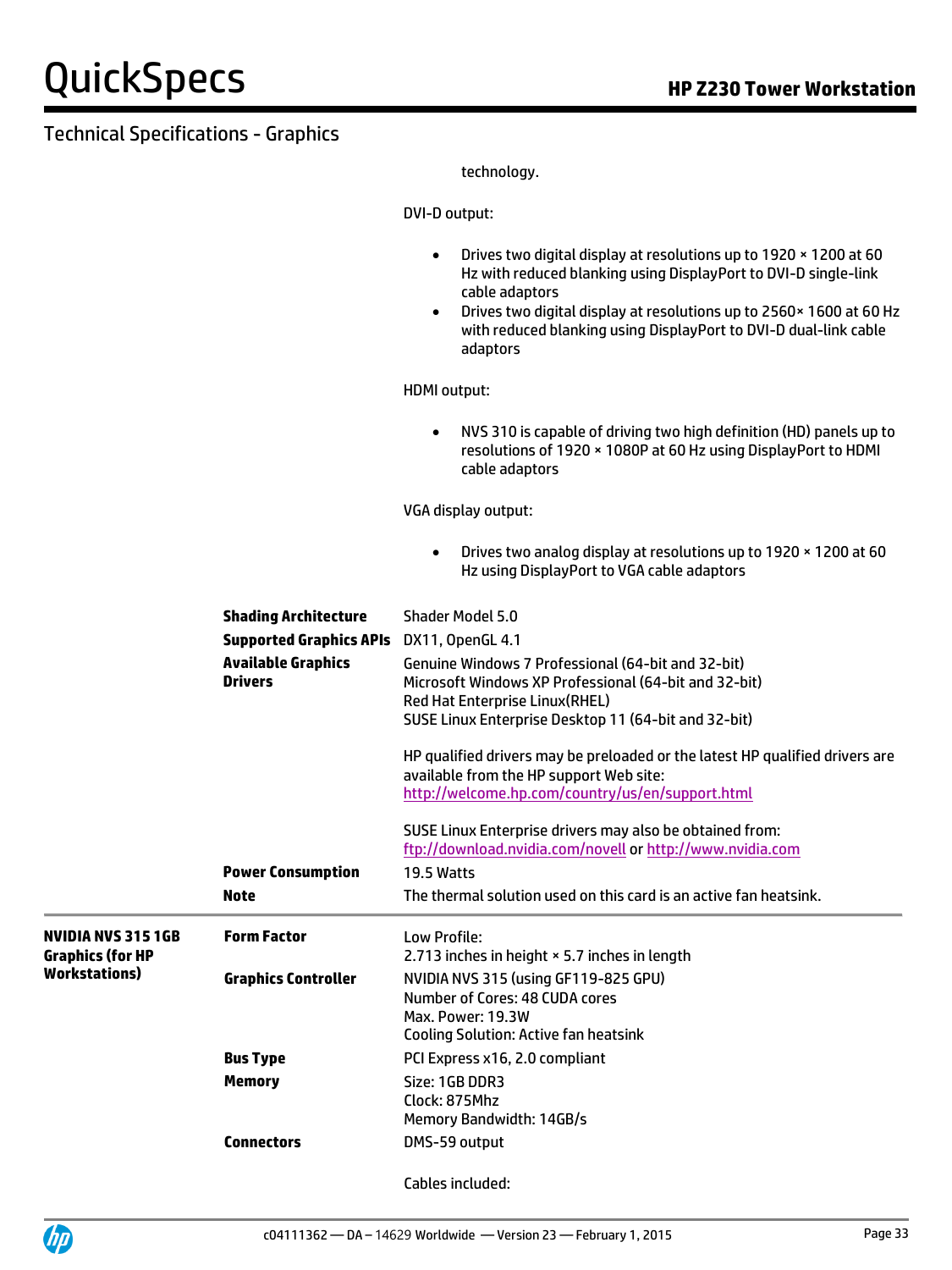## Technical Specifications - Graphics

technology.

DVI-D output:

- Drives two digital display at resolutions up to 1920 × 1200 at 60 Hz with reduced blanking using DisplayPort to DVI-D single-link cable adaptors
- Drives two digital display at resolutions up to 2560× 1600 at 60 Hz with reduced blanking using DisplayPort to DVI-D dual-link cable adaptors

HDMI output:

- NVS 310 is capable of driving two high definition (HD) panels up to resolutions of 1920 × 1080P at 60 Hz using DisplayPort to HDMI cable adaptors

VGA display output:

- Drives two analog display at resolutions up to 1920 × 1200 at 60 Hz using DisplayPort to VGA cable adaptors

| | | |
|---|---|---|
| | **Shading Architecture** | Shader Model 5.0 |
| | **Supported Graphics APIs** | DX11, OpenGL 4.1 |
| | **Available Graphics Drivers** | Genuine Windows 7 Professional (64-bit and 32-bit)<br>Microsoft Windows XP Professional (64-bit and 32-bit)<br>Red Hat Enterprise Linux(RHEL)<br>SUSE Linux Enterprise Desktop 11 (64-bit and 32-bit)<br><br>HP qualified drivers may be preloaded or the latest HP qualified drivers are available from the HP support Web site:<br>http://welcome.hp.com/country/us/en/support.html<br><br>SUSE Linux Enterprise drivers may also be obtained from:<br>ftp://download.nvidia.com/novell or http://www.nvidia.com |
| | **Power Consumption** | 19.5 Watts |
| | **Note** | The thermal solution used on this card is an active fan heatsink. |
| **NVIDIA NVS 315 1GB Graphics (for HP Workstations)** | **Form Factor** | Low Profile:<br>2.713 inches in height × 5.7 inches in length |
| | **Graphics Controller** | NVIDIA NVS 315 (using GF119-825 GPU)<br>Number of Cores: 48 CUDA cores<br>Max. Power: 19.3W<br>Cooling Solution: Active fan heatsink |
| | **Bus Type** | PCI Express x16, 2.0 compliant |
| | **Memory** | Size: 1GB DDR3<br>Clock: 875Mhz<br>Memory Bandwidth: 14GB/s |
| | **Connectors** | DMS-59 output<br><br>Cables included: |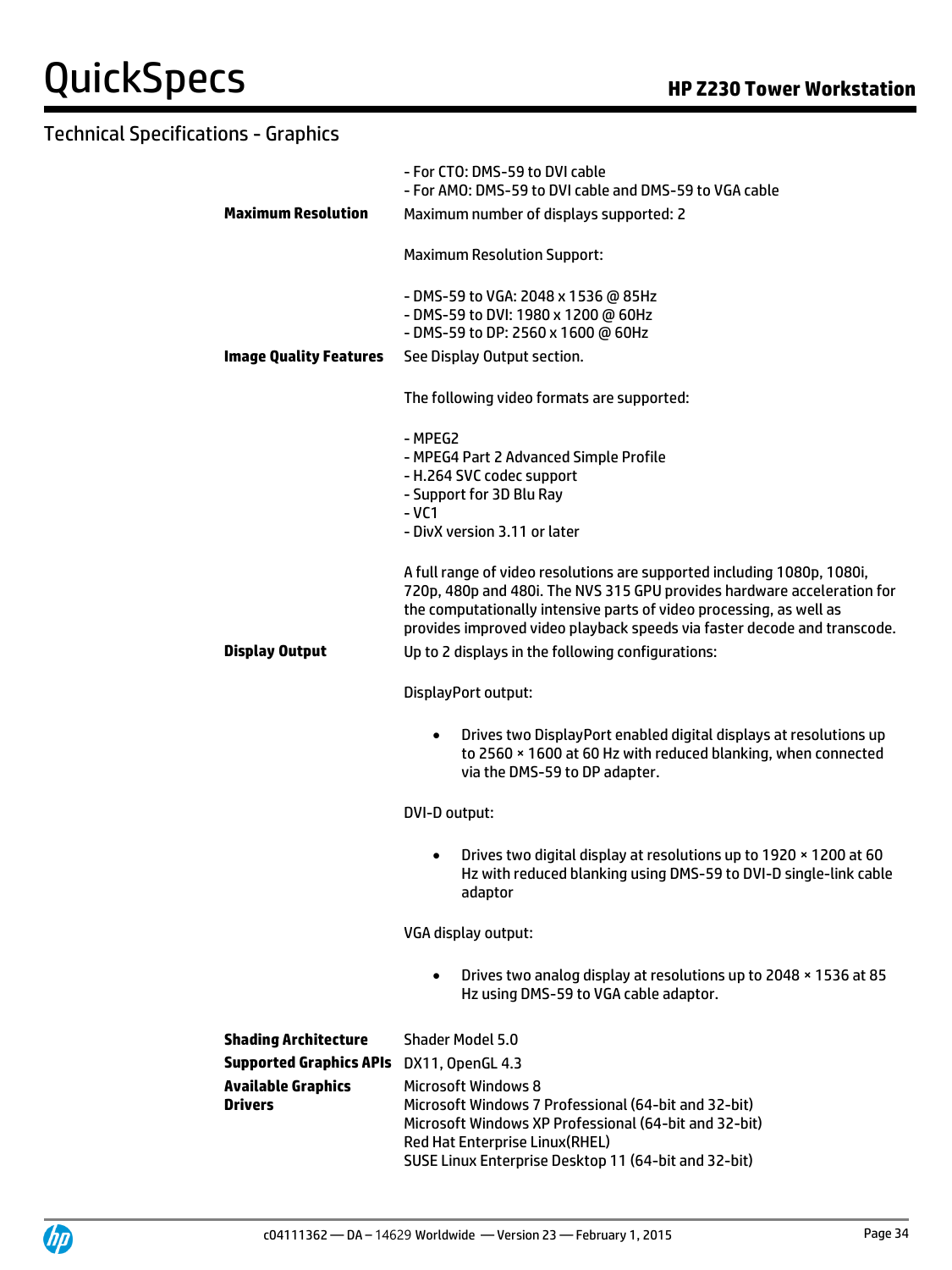## Technical Specifications - Graphics

| | |
|---|---|
| | - For CTO: DMS-59 to DVI cable<br>- For AMO: DMS-59 to DVI cable and DMS-59 to VGA cable |
| **Maximum Resolution** | Maximum number of displays supported: 2<br><br>Maximum Resolution Support:<br><br>- DMS-59 to VGA: 2048 x 1536 @ 85Hz<br>- DMS-59 to DVI: 1980 x 1200 @ 60Hz<br>- DMS-59 to DP: 2560 x 1600 @ 60Hz |
| **Image Quality Features** | See Display Output section.<br><br>The following video formats are supported:<br><br>- MPEG2<br>- MPEG4 Part 2 Advanced Simple Profile<br>- H.264 SVC codec support<br>- Support for 3D Blu Ray<br>- VC1<br>- DivX version 3.11 or later<br><br>A full range of video resolutions are supported including 1080p, 1080i, 720p, 480p and 480i. The NVS 315 GPU provides hardware acceleration for the computationally intensive parts of video processing, as well as provides improved video playback speeds via faster decode and transcode. |
| **Display Output** | Up to 2 displays in the following configurations:<br><br>DisplayPort output:<br><br>• Drives two DisplayPort enabled digital displays at resolutions up to 2560 × 1600 at 60 Hz with reduced blanking, when connected via the DMS-59 to DP adapter.<br><br>DVI-D output:<br><br>• Drives two digital display at resolutions up to 1920 × 1200 at 60 Hz with reduced blanking using DMS-59 to DVI-D single-link cable adaptor<br><br>VGA display output:<br><br>• Drives two analog display at resolutions up to 2048 × 1536 at 85 Hz using DMS-59 to VGA cable adaptor. |
| **Shading Architecture** | Shader Model 5.0 |
| **Supported Graphics APIs** | DX11, OpenGL 4.3 |
| **Available Graphics Drivers** | Microsoft Windows 8<br>Microsoft Windows 7 Professional (64-bit and 32-bit)<br>Microsoft Windows XP Professional (64-bit and 32-bit)<br>Red Hat Enterprise Linux(RHEL)<br>SUSE Linux Enterprise Desktop 11 (64-bit and 32-bit) |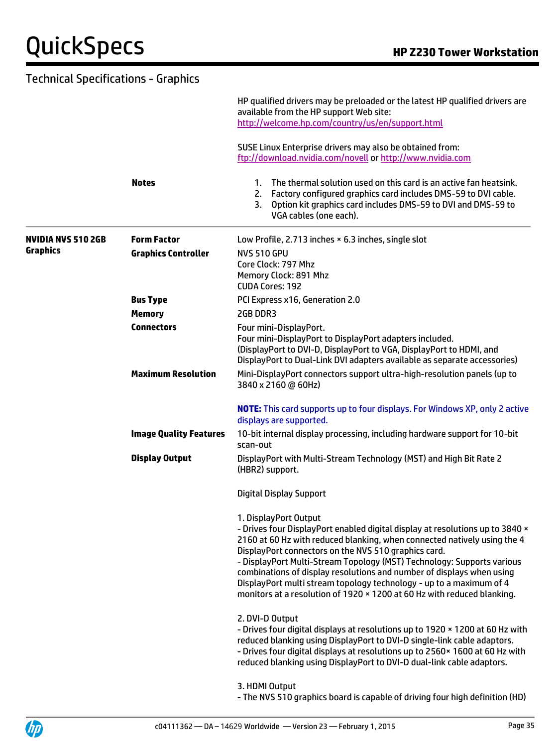## Technical Specifications - Graphics

HP qualified drivers may be preloaded or the latest HP qualified drivers are available from the HP support Web site: [http://welcome.hp.com/country/us/en/support.html](http://welcome.hp.com/country/us/en/support.html)

SUSE Linux Enterprise drivers may also be obtained from: [ftp://download.nvidia.com/novell](ftp://download.nvidia.com/novell) or [http://www.nvidia.com](http://www.nvidia.com)

**Notes**

1. The thermal solution used on this card is an active fan heatsink.
2. Factory configured graphics card includes DMS-59 to DVI cable.
3. Option kit graphics card includes DMS-59 to DVI and DMS-59 to VGA cables (one each).

---

### NVIDIA NVS 510 2GB Graphics

**Form Factor**
Low Profile, 2.713 inches × 6.3 inches, single slot

**Graphics Controller**
NVS 510 GPU
Core Clock: 797 Mhz
Memory Clock: 891 Mhz
CUDA Cores: 192

**Bus Type**
PCI Express x16, Generation 2.0

**Memory**
2GB DDR3

**Connectors**
Four mini-DisplayPort.
Four mini-DisplayPort to DisplayPort adapters included.
(DisplayPort to DVI-D, DisplayPort to VGA, DisplayPort to HDMI, and DisplayPort to Dual-Link DVI adapters available as separate accessories)

**Maximum Resolution**
Mini-DisplayPort connectors support ultra-high-resolution panels (up to 3840 x 2160 @ 60Hz)

**NOTE:** This card supports up to four displays. For Windows XP, only 2 active displays are supported.

**Image Quality Features**
10-bit internal display processing, including hardware support for 10-bit scan-out

**Display Output**
DisplayPort with Multi-Stream Technology (MST) and High Bit Rate 2 (HBR2) support.

Digital Display Support

1. DisplayPort Output
- Drives four DisplayPort enabled digital display at resolutions up to 3840 × 2160 at 60 Hz with reduced blanking, when connected natively using the 4 DisplayPort connectors on the NVS 510 graphics card.
- DisplayPort Multi-Stream Topology (MST) Technology: Supports various combinations of display resolutions and number of displays when using DisplayPort multi stream topology technology - up to a maximum of 4 monitors at a resolution of 1920 × 1200 at 60 Hz with reduced blanking.

2. DVI-D Output
- Drives four digital displays at resolutions up to 1920 × 1200 at 60 Hz with reduced blanking using DisplayPort to DVI-D single-link cable adaptors.
- Drives four digital displays at resolutions up to 2560× 1600 at 60 Hz with reduced blanking using DisplayPort to DVI-D dual-link cable adaptors.

3. HDMI Output
- The NVS 510 graphics board is capable of driving four high definition (HD)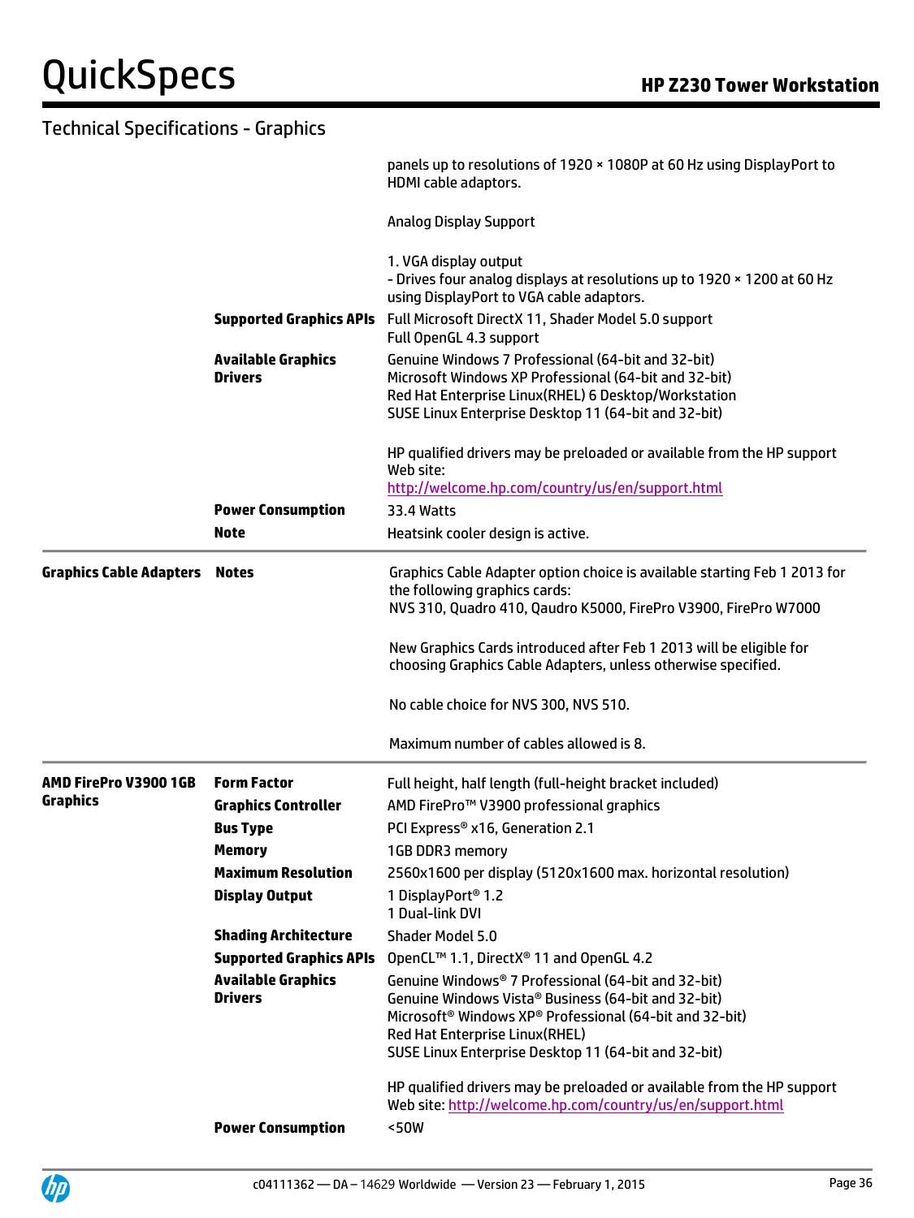## Technical Specifications - Graphics

| | | |
|---|---|---|
| | | panels up to resolutions of 1920 × 1080P at 60 Hz using DisplayPort to HDMI cable adaptors.<br><br>Analog Display Support<br><br>1. VGA display output<br>- Drives four analog displays at resolutions up to 1920 × 1200 at 60 Hz using DisplayPort to VGA cable adaptors. |
| | **Supported Graphics APIs** | Full Microsoft DirectX 11, Shader Model 5.0 support<br>Full OpenGL 4.3 support |
| | **Available Graphics Drivers** | Genuine Windows 7 Professional (64-bit and 32-bit)<br>Microsoft Windows XP Professional (64-bit and 32-bit)<br>Red Hat Enterprise Linux(RHEL) 6 Desktop/Workstation<br>SUSE Linux Enterprise Desktop 11 (64-bit and 32-bit)<br><br>HP qualified drivers may be preloaded or available from the HP support Web site:<br>http://welcome.hp.com/country/us/en/support.html |
| | **Power Consumption** | 33.4 Watts |
| | **Note** | Heatsink cooler design is active. |
| **Graphics Cable Adapters** | **Notes** | Graphics Cable Adapter option choice is available starting Feb 1 2013 for the following graphics cards:<br>NVS 310, Quadro 410, Qaudro K5000, FirePro V3900, FirePro W7000<br><br>New Graphics Cards introduced after Feb 1 2013 will be eligible for choosing Graphics Cable Adapters, unless otherwise specified.<br><br>No cable choice for NVS 300, NVS 510.<br><br>Maximum number of cables allowed is 8. |
| **AMD FirePro V3900 1GB Graphics** | **Form Factor** | Full height, half length (full-height bracket included) |
| | **Graphics Controller** | AMD FirePro™ V3900 professional graphics |
| | **Bus Type** | PCI Express® x16, Generation 2.1 |
| | **Memory** | 1GB DDR3 memory |
| | **Maximum Resolution** | 2560x1600 per display (5120x1600 max. horizontal resolution) |
| | **Display Output** | 1 DisplayPort® 1.2<br>1 Dual-link DVI |
| | **Shading Architecture** | Shader Model 5.0 |
| | **Supported Graphics APIs** | OpenCL™ 1.1, DirectX® 11 and OpenGL 4.2 |
| | **Available Graphics Drivers** | Genuine Windows® 7 Professional (64-bit and 32-bit)<br>Genuine Windows Vista® Business (64-bit and 32-bit)<br>Microsoft® Windows XP® Professional (64-bit and 32-bit)<br>Red Hat Enterprise Linux(RHEL)<br>SUSE Linux Enterprise Desktop 11 (64-bit and 32-bit)<br><br>HP qualified drivers may be preloaded or available from the HP support Web site: http://welcome.hp.com/country/us/en/support.html |
| | **Power Consumption** | <50W |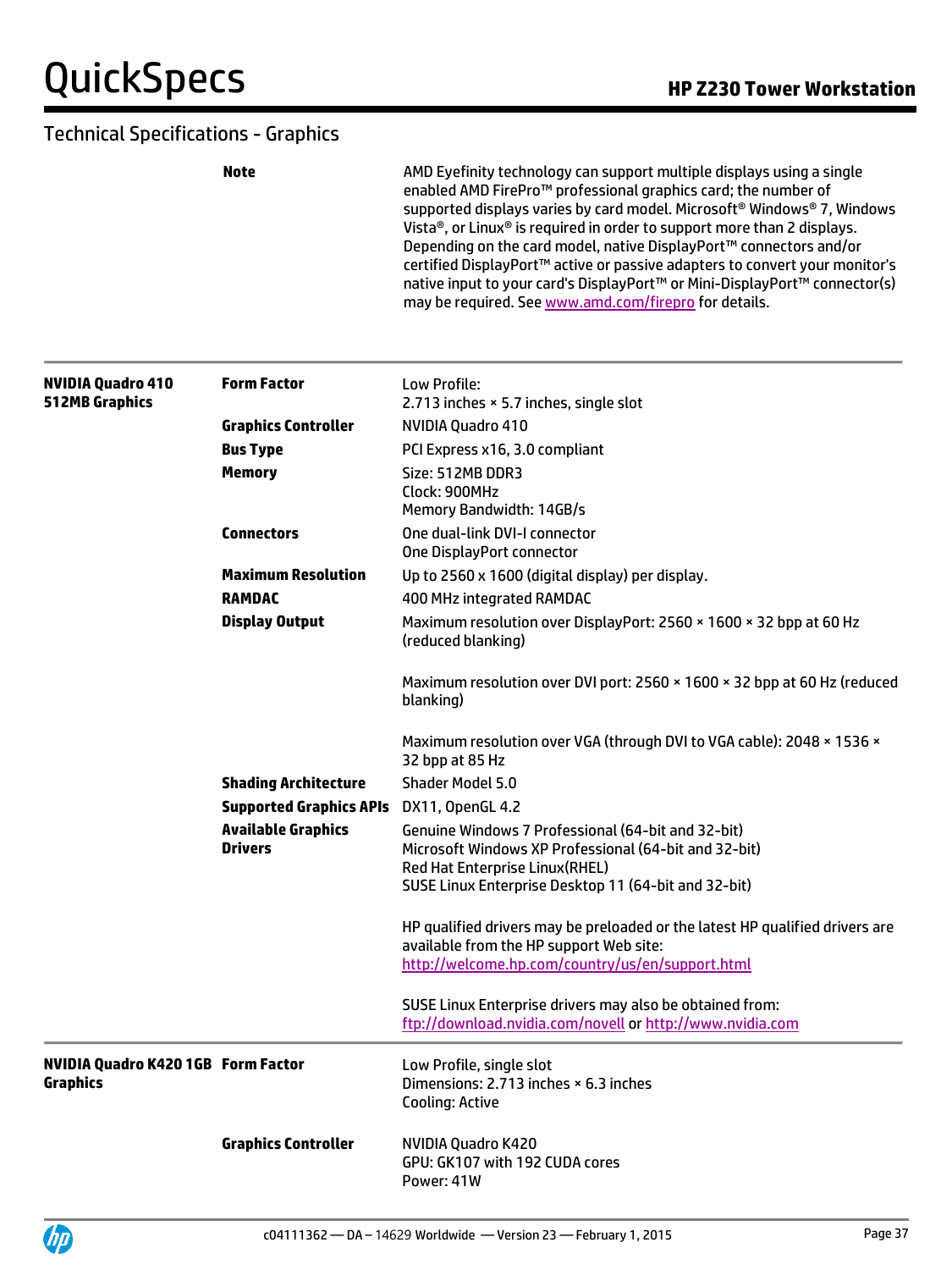## Technical Specifications - Graphics

| | | |
|---|---|---|
| | **Note** | AMD Eyefinity technology can support multiple displays using a single enabled AMD FirePro™ professional graphics card; the number of supported displays varies by card model. Microsoft® Windows® 7, Windows Vista®, or Linux® is required in order to support more than 2 displays. Depending on the card model, native DisplayPort™ connectors and/or certified DisplayPort™ active or passive adapters to convert your monitor's native input to your card's DisplayPort™ or Mini-DisplayPort™ connector(s) may be required. See www.amd.com/firepro for details. |
| **NVIDIA Quadro 410 512MB Graphics** | **Form Factor** | Low Profile:<br>2.713 inches × 5.7 inches, single slot |
| | **Graphics Controller** | NVIDIA Quadro 410 |
| | **Bus Type** | PCI Express x16, 3.0 compliant |
| | **Memory** | Size: 512MB DDR3<br>Clock: 900MHz<br>Memory Bandwidth: 14GB/s |
| | **Connectors** | One dual-link DVI-I connector<br>One DisplayPort connector |
| | **Maximum Resolution** | Up to 2560 x 1600 (digital display) per display. |
| | **RAMDAC** | 400 MHz integrated RAMDAC |
| | **Display Output** | Maximum resolution over DisplayPort: 2560 × 1600 × 32 bpp at 60 Hz (reduced blanking)<br><br>Maximum resolution over DVI port: 2560 × 1600 × 32 bpp at 60 Hz (reduced blanking)<br><br>Maximum resolution over VGA (through DVI to VGA cable): 2048 × 1536 × 32 bpp at 85 Hz |
| | **Shading Architecture** | Shader Model 5.0 |
| | **Supported Graphics APIs** | DX11, OpenGL 4.2 |
| | **Available Graphics Drivers** | Genuine Windows 7 Professional (64-bit and 32-bit)<br>Microsoft Windows XP Professional (64-bit and 32-bit)<br>Red Hat Enterprise Linux(RHEL)<br>SUSE Linux Enterprise Desktop 11 (64-bit and 32-bit)<br><br>HP qualified drivers may be preloaded or the latest HP qualified drivers are available from the HP support Web site:<br>http://welcome.hp.com/country/us/en/support.html<br><br>SUSE Linux Enterprise drivers may also be obtained from:<br>ftp://download.nvidia.com/novell or http://www.nvidia.com |
| **NVIDIA Quadro K420 1GB Graphics** | **Form Factor** | Low Profile, single slot<br>Dimensions: 2.713 inches × 6.3 inches<br>Cooling: Active |
| | **Graphics Controller** | NVIDIA Quadro K420<br>GPU: GK107 with 192 CUDA cores<br>Power: 41W |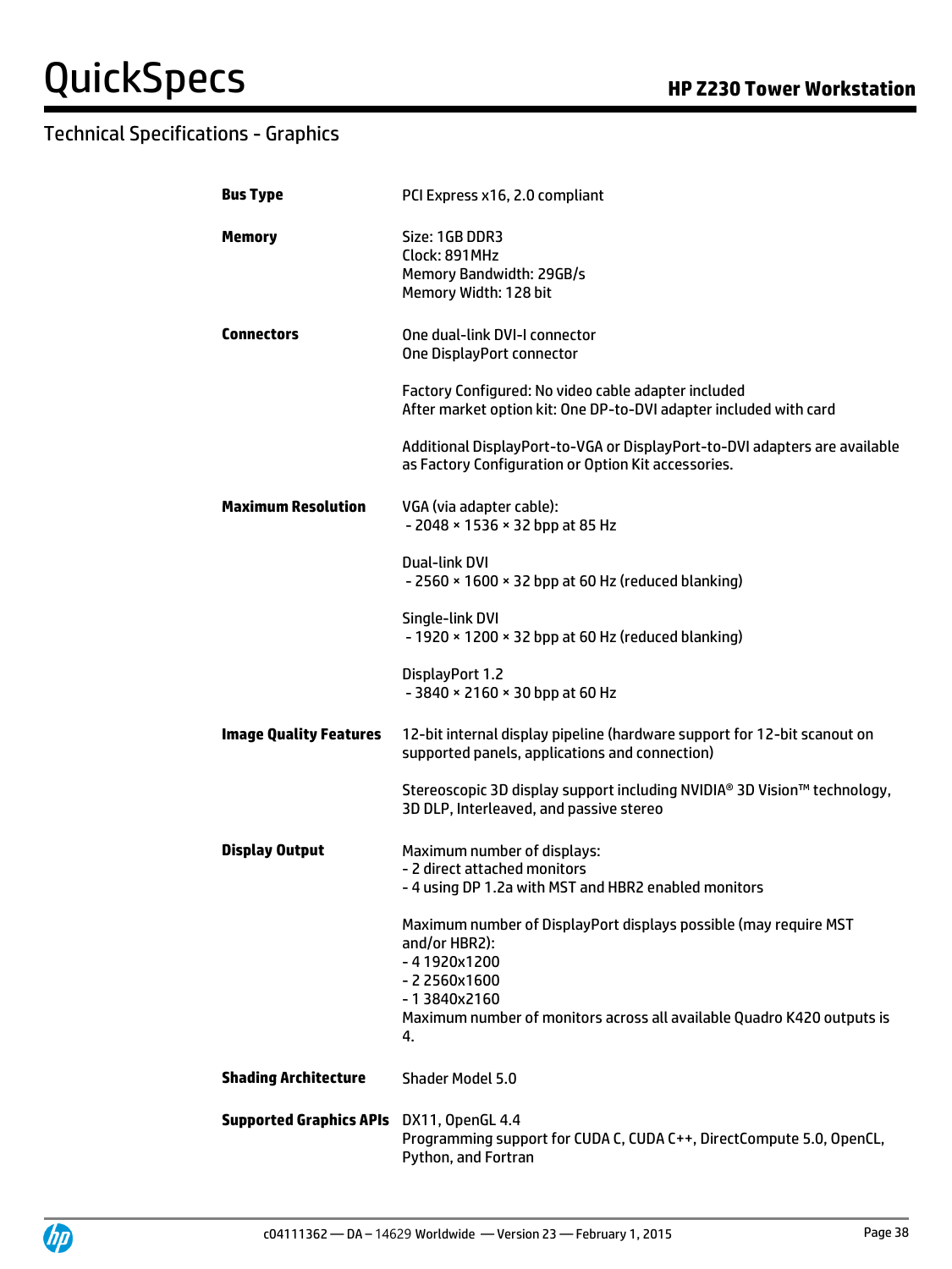## Technical Specifications - Graphics

| | |
|---|---|
| **Bus Type** | PCI Express x16, 2.0 compliant |
| **Memory** | Size: 1GB DDR3<br>Clock: 891MHz<br>Memory Bandwidth: 29GB/s<br>Memory Width: 128 bit |
| **Connectors** | One dual-link DVI-I connector<br>One DisplayPort connector<br><br>Factory Configured: No video cable adapter included<br>After market option kit: One DP-to-DVI adapter included with card<br><br>Additional DisplayPort-to-VGA or DisplayPort-to-DVI adapters are available as Factory Configuration or Option Kit accessories. |
| **Maximum Resolution** | VGA (via adapter cable):<br>- 2048 × 1536 × 32 bpp at 85 Hz<br><br>Dual-link DVI<br>- 2560 × 1600 × 32 bpp at 60 Hz (reduced blanking)<br><br>Single-link DVI<br>- 1920 × 1200 × 32 bpp at 60 Hz (reduced blanking)<br><br>DisplayPort 1.2<br>- 3840 × 2160 × 30 bpp at 60 Hz |
| **Image Quality Features** | 12-bit internal display pipeline (hardware support for 12-bit scanout on supported panels, applications and connection)<br><br>Stereoscopic 3D display support including NVIDIA® 3D Vision™ technology, 3D DLP, Interleaved, and passive stereo |
| **Display Output** | Maximum number of displays:<br>- 2 direct attached monitors<br>- 4 using DP 1.2a with MST and HBR2 enabled monitors<br><br>Maximum number of DisplayPort displays possible (may require MST and/or HBR2):<br>- 4 1920x1200<br>- 2 2560x1600<br>- 1 3840x2160<br>Maximum number of monitors across all available Quadro K420 outputs is 4. |
| **Shading Architecture** | Shader Model 5.0 |
| **Supported Graphics APIs** | DX11, OpenGL 4.4<br>Programming support for CUDA C, CUDA C++, DirectCompute 5.0, OpenCL, Python, and Fortran |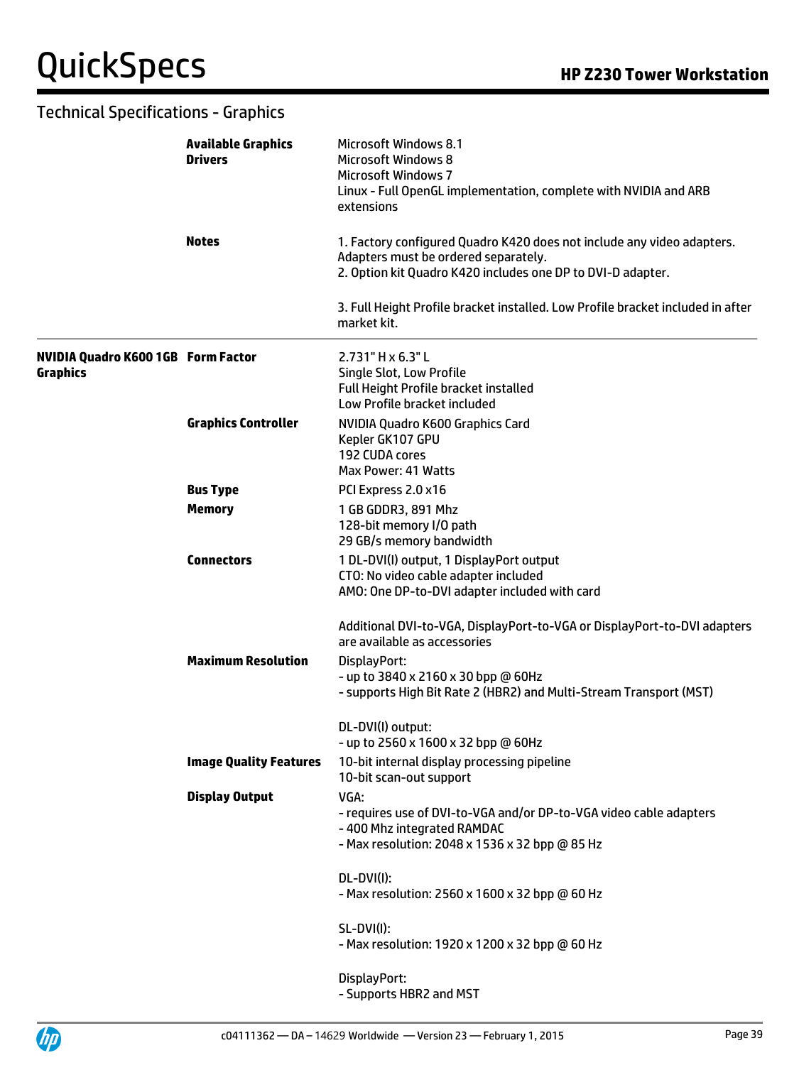## Technical Specifications - Graphics

| | | |
|---|---|---|
| | **Available Graphics Drivers** | Microsoft Windows 8.1<br>Microsoft Windows 8<br>Microsoft Windows 7<br>Linux - Full OpenGL implementation, complete with NVIDIA and ARB extensions |
| | **Notes** | 1. Factory configured Quadro K420 does not include any video adapters. Adapters must be ordered separately.<br>2. Option kit Quadro K420 includes one DP to DVI-D adapter.<br><br>3. Full Height Profile bracket installed. Low Profile bracket included in after market kit. |
| **NVIDIA Quadro K600 1GB Graphics** | **Form Factor** | 2.731" H x 6.3" L<br>Single Slot, Low Profile<br>Full Height Profile bracket installed<br>Low Profile bracket included |
| | **Graphics Controller** | NVIDIA Quadro K600 Graphics Card<br>Kepler GK107 GPU<br>192 CUDA cores<br>Max Power: 41 Watts |
| | **Bus Type** | PCI Express 2.0 x16 |
| | **Memory** | 1 GB GDDR3, 891 Mhz<br>128-bit memory I/O path<br>29 GB/s memory bandwidth |
| | **Connectors** | 1 DL-DVI(I) output, 1 DisplayPort output<br>CTO: No video cable adapter included<br>AMO: One DP-to-DVI adapter included with card<br><br>Additional DVI-to-VGA, DisplayPort-to-VGA or DisplayPort-to-DVI adapters are available as accessories |
| | **Maximum Resolution** | DisplayPort:<br>- up to 3840 x 2160 x 30 bpp @ 60Hz<br>- supports High Bit Rate 2 (HBR2) and Multi-Stream Transport (MST)<br><br>DL-DVI(I) output:<br>- up to 2560 x 1600 x 32 bpp @ 60Hz |
| | **Image Quality Features** | 10-bit internal display processing pipeline<br>10-bit scan-out support |
| | **Display Output** | VGA:<br>- requires use of DVI-to-VGA and/or DP-to-VGA video cable adapters<br>- 400 Mhz integrated RAMDAC<br>- Max resolution: 2048 x 1536 x 32 bpp @ 85 Hz<br><br>DL-DVI(I):<br>- Max resolution: 2560 x 1600 x 32 bpp @ 60 Hz<br><br>SL-DVI(I):<br>- Max resolution: 1920 x 1200 x 32 bpp @ 60 Hz<br><br>DisplayPort:<br>- Supports HBR2 and MST |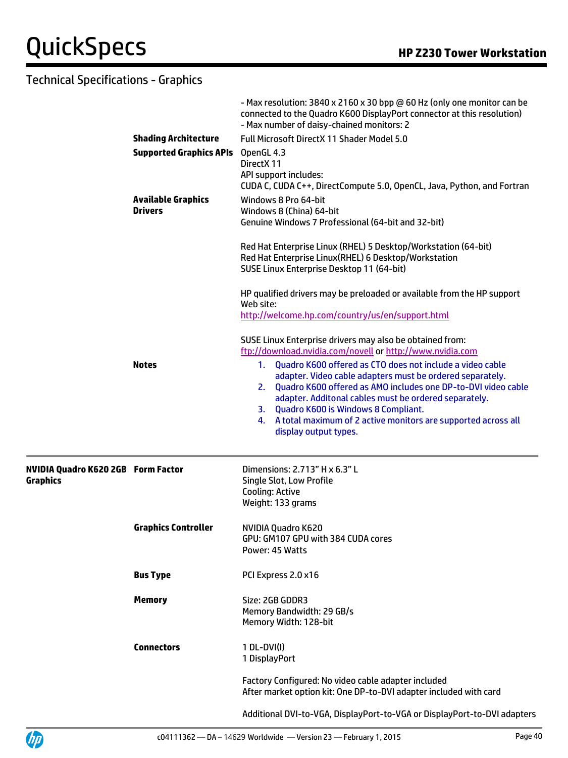## Technical Specifications - Graphics

| | | |
|---|---|---|
| | | - Max resolution: 3840 x 2160 x 30 bpp @ 60 Hz (only one monitor can be connected to the Quadro K600 DisplayPort connector at this resolution)<br>- Max number of daisy-chained monitors: 2 |
| | **Shading Architecture** | Full Microsoft DirectX 11 Shader Model 5.0 |
| | **Supported Graphics APIs** | OpenGL 4.3<br>DirectX 11<br>API support includes:<br>CUDA C, CUDA C++, DirectCompute 5.0, OpenCL, Java, Python, and Fortran |
| | **Available Graphics Drivers** | Windows 8 Pro 64-bit<br>Windows 8 (China) 64-bit<br>Genuine Windows 7 Professional (64-bit and 32-bit)<br><br>Red Hat Enterprise Linux (RHEL) 5 Desktop/Workstation (64-bit)<br>Red Hat Enterprise Linux(RHEL) 6 Desktop/Workstation<br>SUSE Linux Enterprise Desktop 11 (64-bit)<br><br>HP qualified drivers may be preloaded or available from the HP support Web site:<br>http://welcome.hp.com/country/us/en/support.html<br><br>SUSE Linux Enterprise drivers may also be obtained from:<br>ftp://download.nvidia.com/novell or http://www.nvidia.com |
| | **Notes** | 1. Quadro K600 offered as CTO does not include a video cable adapter. Video cable adapters must be ordered separately.<br>2. Quadro K600 offered as AMO includes one DP-to-DVI video cable adapter. Additonal cables must be ordered separately.<br>3. Quadro K600 is Windows 8 Compliant.<br>4. A total maximum of 2 active monitors are supported across all display output types. |
| **NVIDIA Quadro K620 2GB Graphics** | **Form Factor** | Dimensions: 2.713" H x 6.3" L<br>Single Slot, Low Profile<br>Cooling: Active<br>Weight: 133 grams |
| | **Graphics Controller** | NVIDIA Quadro K620<br>GPU: GM107 GPU with 384 CUDA cores<br>Power: 45 Watts |
| | **Bus Type** | PCI Express 2.0 x16 |
| | **Memory** | Size: 2GB GDDR3<br>Memory Bandwidth: 29 GB/s<br>Memory Width: 128-bit |
| | **Connectors** | 1 DL-DVI(I)<br>1 DisplayPort<br><br>Factory Configured: No video cable adapter included<br>After market option kit: One DP-to-DVI adapter included with card<br><br>Additional DVI-to-VGA, DisplayPort-to-VGA or DisplayPort-to-DVI adapters |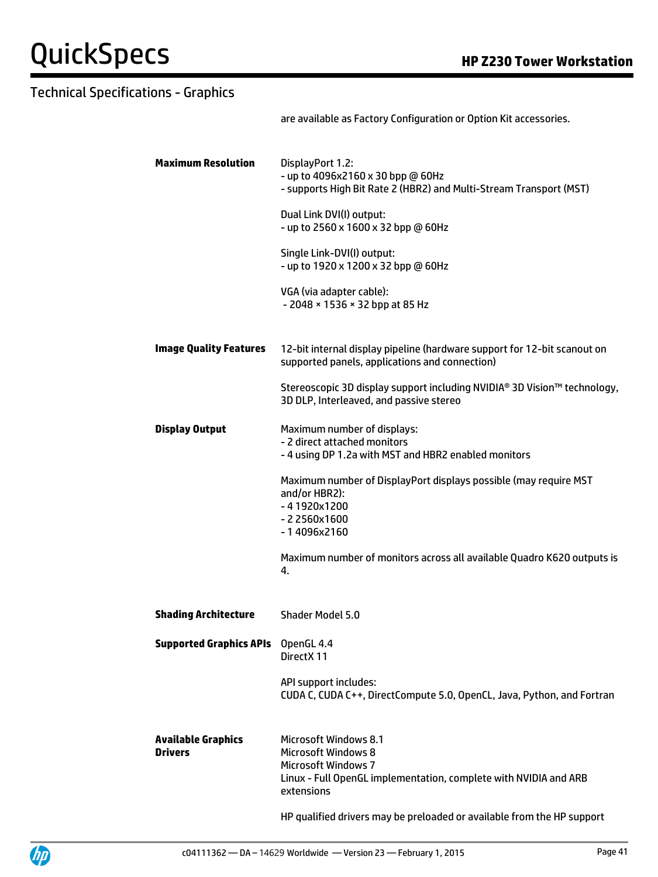## Technical Specifications - Graphics

are available as Factory Configuration or Option Kit accessories.

| | |
|---|---|
| **Maximum Resolution** | DisplayPort 1.2:<br>- up to 4096x2160 x 30 bpp @ 60Hz<br>- supports High Bit Rate 2 (HBR2) and Multi-Stream Transport (MST)<br><br>Dual Link DVI(I) output:<br>- up to 2560 x 1600 x 32 bpp @ 60Hz<br><br>Single Link-DVI(I) output:<br>- up to 1920 x 1200 x 32 bpp @ 60Hz<br><br>VGA (via adapter cable):<br>- 2048 × 1536 × 32 bpp at 85 Hz |
| **Image Quality Features** | 12-bit internal display pipeline (hardware support for 12-bit scanout on supported panels, applications and connection)<br><br>Stereoscopic 3D display support including NVIDIA® 3D Vision™ technology, 3D DLP, Interleaved, and passive stereo |
| **Display Output** | Maximum number of displays:<br>- 2 direct attached monitors<br>- 4 using DP 1.2a with MST and HBR2 enabled monitors<br><br>Maximum number of DisplayPort displays possible (may require MST and/or HBR2):<br>- 4 1920x1200<br>- 2 2560x1600<br>- 1 4096x2160<br><br>Maximum number of monitors across all available Quadro K620 outputs is 4. |
| **Shading Architecture** | Shader Model 5.0 |
| **Supported Graphics APIs** | OpenGL 4.4<br>DirectX 11<br><br>API support includes:<br>CUDA C, CUDA C++, DirectCompute 5.0, OpenCL, Java, Python, and Fortran |
| **Available Graphics Drivers** | Microsoft Windows 8.1<br>Microsoft Windows 8<br>Microsoft Windows 7<br>Linux - Full OpenGL implementation, complete with NVIDIA and ARB extensions<br><br>HP qualified drivers may be preloaded or available from the HP support |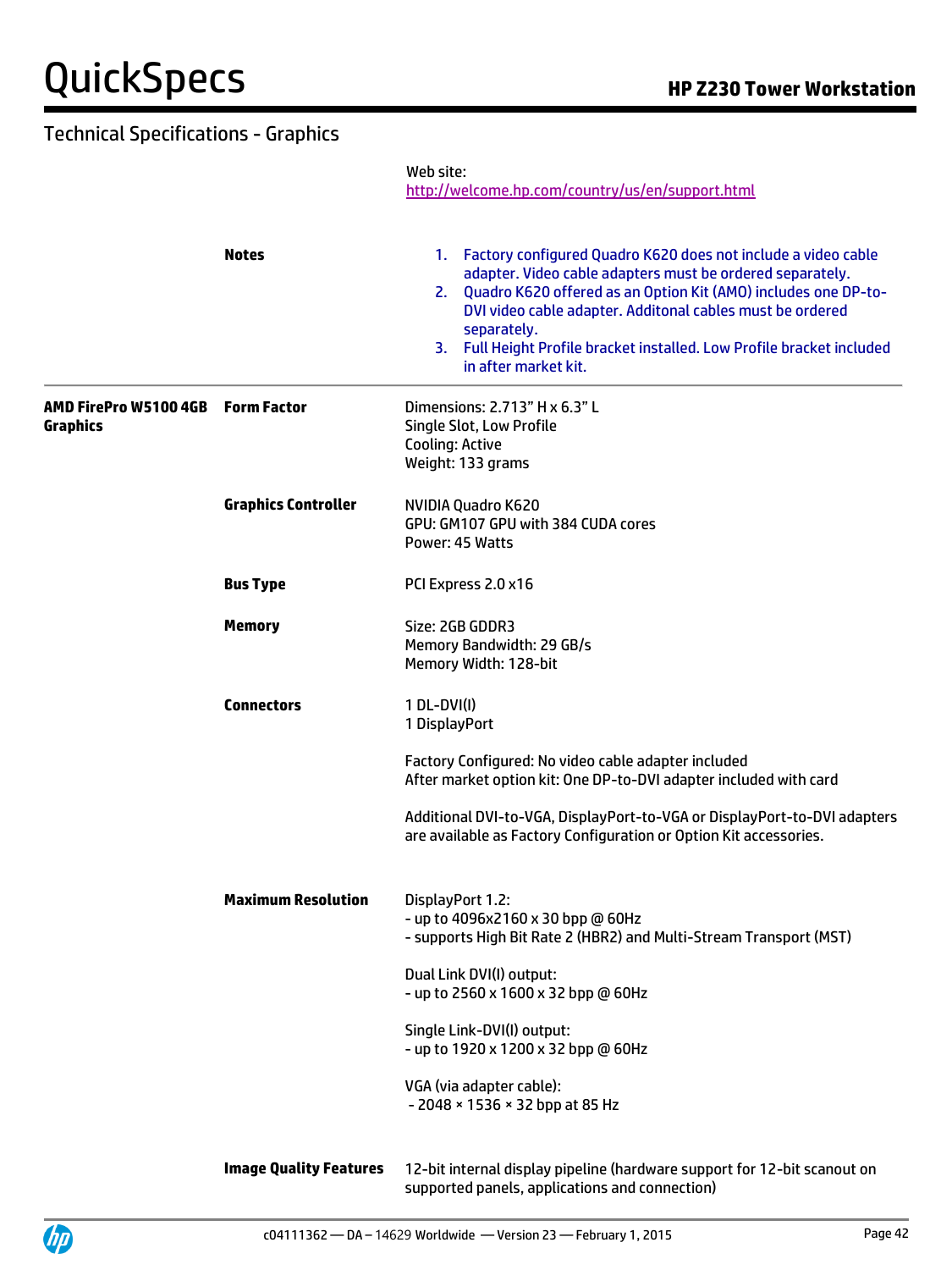## Technical Specifications - Graphics

| | | |
|---|---|---|
| | | Web site: http://welcome.hp.com/country/us/en/support.html |
| | **Notes** | 1. Factory configured Quadro K620 does not include a video cable adapter. Video cable adapters must be ordered separately.<br>2. Quadro K620 offered as an Option Kit (AMO) includes one DP-to-DVI video cable adapter. Additonal cables must be ordered separately.<br>3. Full Height Profile bracket installed. Low Profile bracket included in after market kit. |
| **AMD FirePro W5100 4GB Graphics** | **Form Factor** | Dimensions: 2.713" H x 6.3" L<br>Single Slot, Low Profile<br>Cooling: Active<br>Weight: 133 grams |
| | **Graphics Controller** | NVIDIA Quadro K620<br>GPU: GM107 GPU with 384 CUDA cores<br>Power: 45 Watts |
| | **Bus Type** | PCI Express 2.0 x16 |
| | **Memory** | Size: 2GB GDDR3<br>Memory Bandwidth: 29 GB/s<br>Memory Width: 128-bit |
| | **Connectors** | 1 DL-DVI(I)<br>1 DisplayPort<br><br>Factory Configured: No video cable adapter included<br>After market option kit: One DP-to-DVI adapter included with card<br><br>Additional DVI-to-VGA, DisplayPort-to-VGA or DisplayPort-to-DVI adapters are available as Factory Configuration or Option Kit accessories. |
| | **Maximum Resolution** | DisplayPort 1.2:<br>- up to 4096x2160 x 30 bpp @ 60Hz<br>- supports High Bit Rate 2 (HBR2) and Multi-Stream Transport (MST)<br><br>Dual Link DVI(I) output:<br>- up to 2560 x 1600 x 32 bpp @ 60Hz<br><br>Single Link-DVI(I) output:<br>- up to 1920 x 1200 x 32 bpp @ 60Hz<br><br>VGA (via adapter cable):<br>- 2048 × 1536 × 32 bpp at 85 Hz |
| | **Image Quality Features** | 12-bit internal display pipeline (hardware support for 12-bit scanout on supported panels, applications and connection) |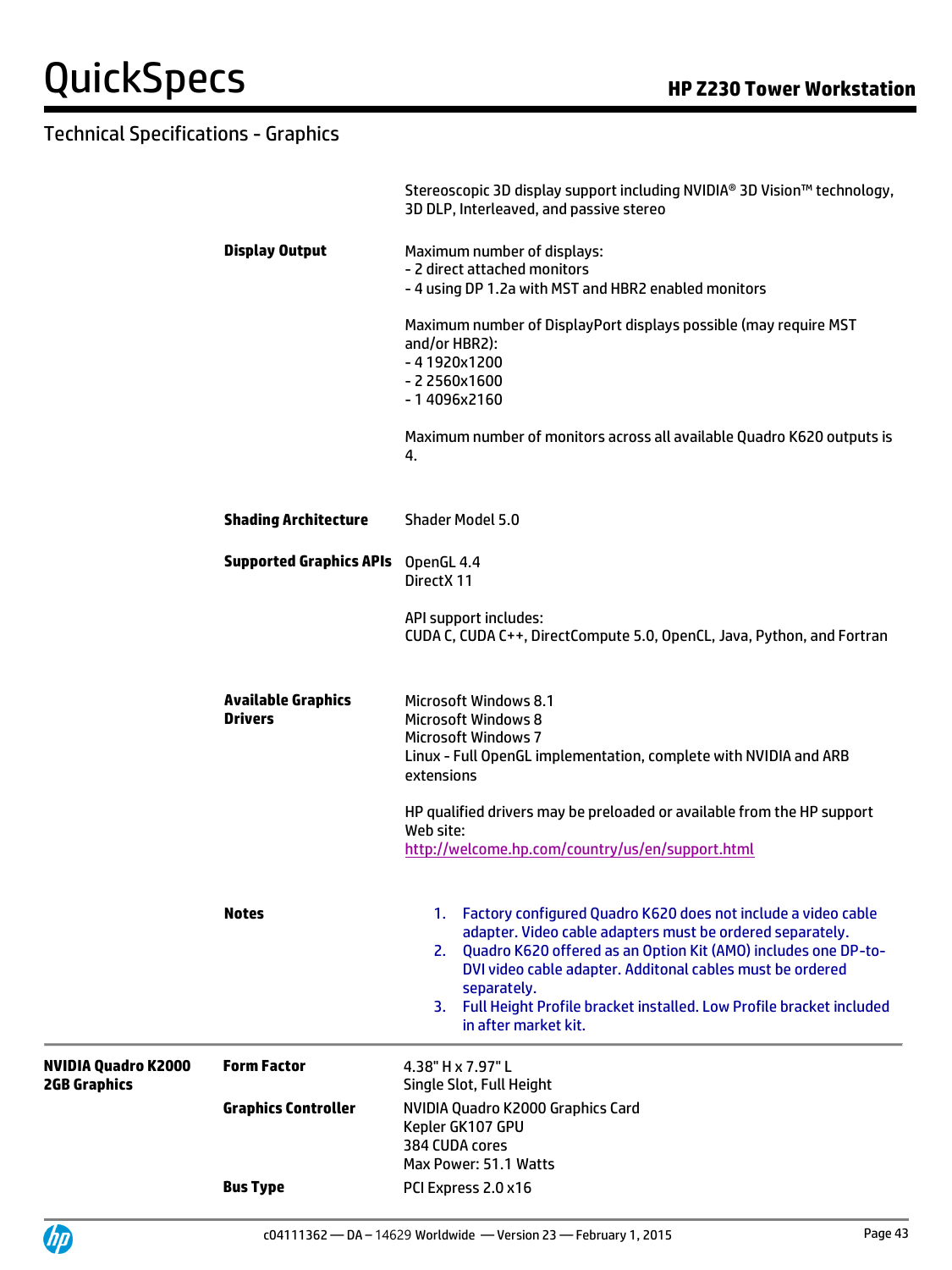## Technical Specifications - Graphics

| | | |
|---|---|---|
| | | Stereoscopic 3D display support including NVIDIA® 3D Vision™ technology, 3D DLP, Interleaved, and passive stereo |
| | **Display Output** | Maximum number of displays:<br>- 2 direct attached monitors<br>- 4 using DP 1.2a with MST and HBR2 enabled monitors<br><br>Maximum number of DisplayPort displays possible (may require MST and/or HBR2):<br>- 4 1920x1200<br>- 2 2560x1600<br>- 1 4096x2160<br><br>Maximum number of monitors across all available Quadro K620 outputs is 4. |
| | **Shading Architecture** | Shader Model 5.0 |
| | **Supported Graphics APIs** | OpenGL 4.4<br>DirectX 11<br><br>API support includes:<br>CUDA C, CUDA C++, DirectCompute 5.0, OpenCL, Java, Python, and Fortran |
| | **Available Graphics Drivers** | Microsoft Windows 8.1<br>Microsoft Windows 8<br>Microsoft Windows 7<br>Linux - Full OpenGL implementation, complete with NVIDIA and ARB extensions<br><br>HP qualified drivers may be preloaded or available from the HP support Web site:<br>http://welcome.hp.com/country/us/en/support.html |
| | **Notes** | 1. Factory configured Quadro K620 does not include a video cable adapter. Video cable adapters must be ordered separately.<br>2. Quadro K620 offered as an Option Kit (AMO) includes one DP-to-DVI video cable adapter. Additonal cables must be ordered separately.<br>3. Full Height Profile bracket installed. Low Profile bracket included in after market kit. |
| **NVIDIA Quadro K2000 2GB Graphics** | **Form Factor** | 4.38" H x 7.97" L<br>Single Slot, Full Height |
| | **Graphics Controller** | NVIDIA Quadro K2000 Graphics Card<br>Kepler GK107 GPU<br>384 CUDA cores<br>Max Power: 51.1 Watts |
| | **Bus Type** | PCI Express 2.0 x16 |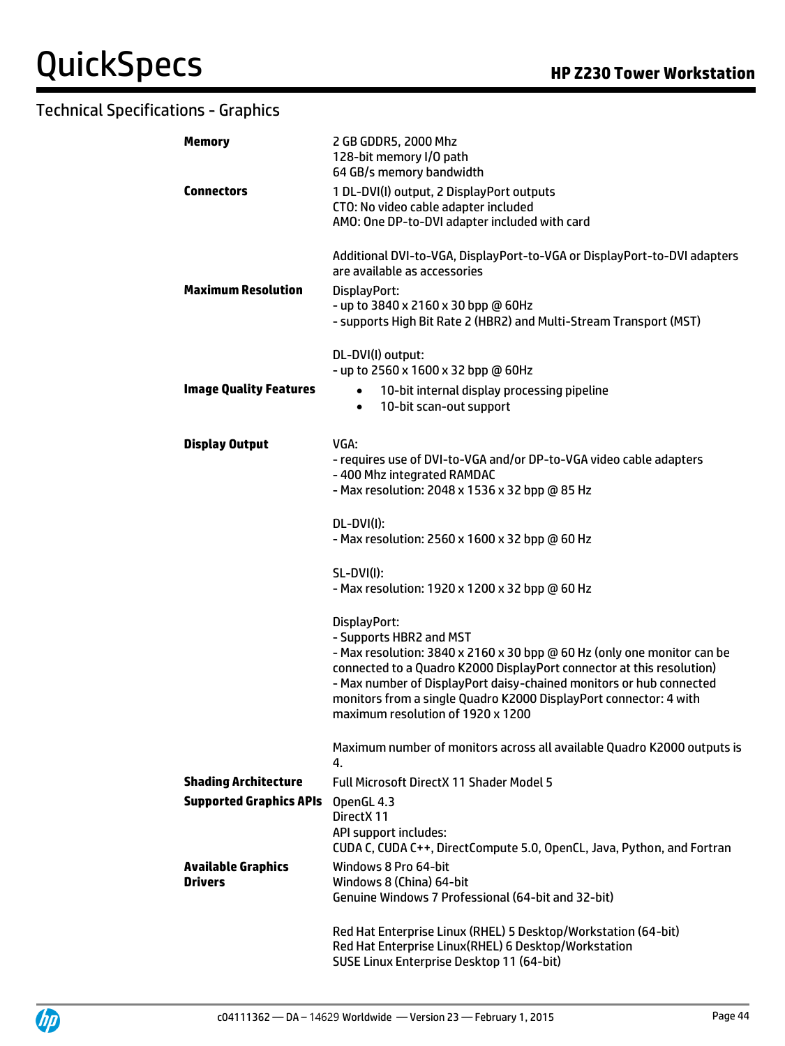## Technical Specifications - Graphics

| | |
|---|---|
| **Memory** | 2 GB GDDR5, 2000 Mhz<br>128-bit memory I/O path<br>64 GB/s memory bandwidth |
| **Connectors** | 1 DL-DVI(I) output, 2 DisplayPort outputs<br>CTO: No video cable adapter included<br>AMO: One DP-to-DVI adapter included with card<br><br>Additional DVI-to-VGA, DisplayPort-to-VGA or DisplayPort-to-DVI adapters are available as accessories |
| **Maximum Resolution** | DisplayPort:<br>- up to 3840 x 2160 x 30 bpp @ 60Hz<br>- supports High Bit Rate 2 (HBR2) and Multi-Stream Transport (MST)<br><br>DL-DVI(I) output:<br>- up to 2560 x 1600 x 32 bpp @ 60Hz |
| **Image Quality Features** | • 10-bit internal display processing pipeline<br>• 10-bit scan-out support |
| **Display Output** | VGA:<br>- requires use of DVI-to-VGA and/or DP-to-VGA video cable adapters<br>- 400 Mhz integrated RAMDAC<br>- Max resolution: 2048 x 1536 x 32 bpp @ 85 Hz<br><br>DL-DVI(I):<br>- Max resolution: 2560 x 1600 x 32 bpp @ 60 Hz<br><br>SL-DVI(I):<br>- Max resolution: 1920 x 1200 x 32 bpp @ 60 Hz<br><br>DisplayPort:<br>- Supports HBR2 and MST<br>- Max resolution: 3840 x 2160 x 30 bpp @ 60 Hz (only one monitor can be connected to a Quadro K2000 DisplayPort connector at this resolution)<br>- Max number of DisplayPort daisy-chained monitors or hub connected monitors from a single Quadro K2000 DisplayPort connector: 4 with maximum resolution of 1920 x 1200<br><br>Maximum number of monitors across all available Quadro K2000 outputs is 4. |
| **Shading Architecture** | Full Microsoft DirectX 11 Shader Model 5 |
| **Supported Graphics APIs** | OpenGL 4.3<br>DirectX 11<br>API support includes:<br>CUDA C, CUDA C++, DirectCompute 5.0, OpenCL, Java, Python, and Fortran |
| **Available Graphics Drivers** | Windows 8 Pro 64-bit<br>Windows 8 (China) 64-bit<br>Genuine Windows 7 Professional (64-bit and 32-bit)<br><br>Red Hat Enterprise Linux (RHEL) 5 Desktop/Workstation (64-bit)<br>Red Hat Enterprise Linux(RHEL) 6 Desktop/Workstation<br>SUSE Linux Enterprise Desktop 11 (64-bit) |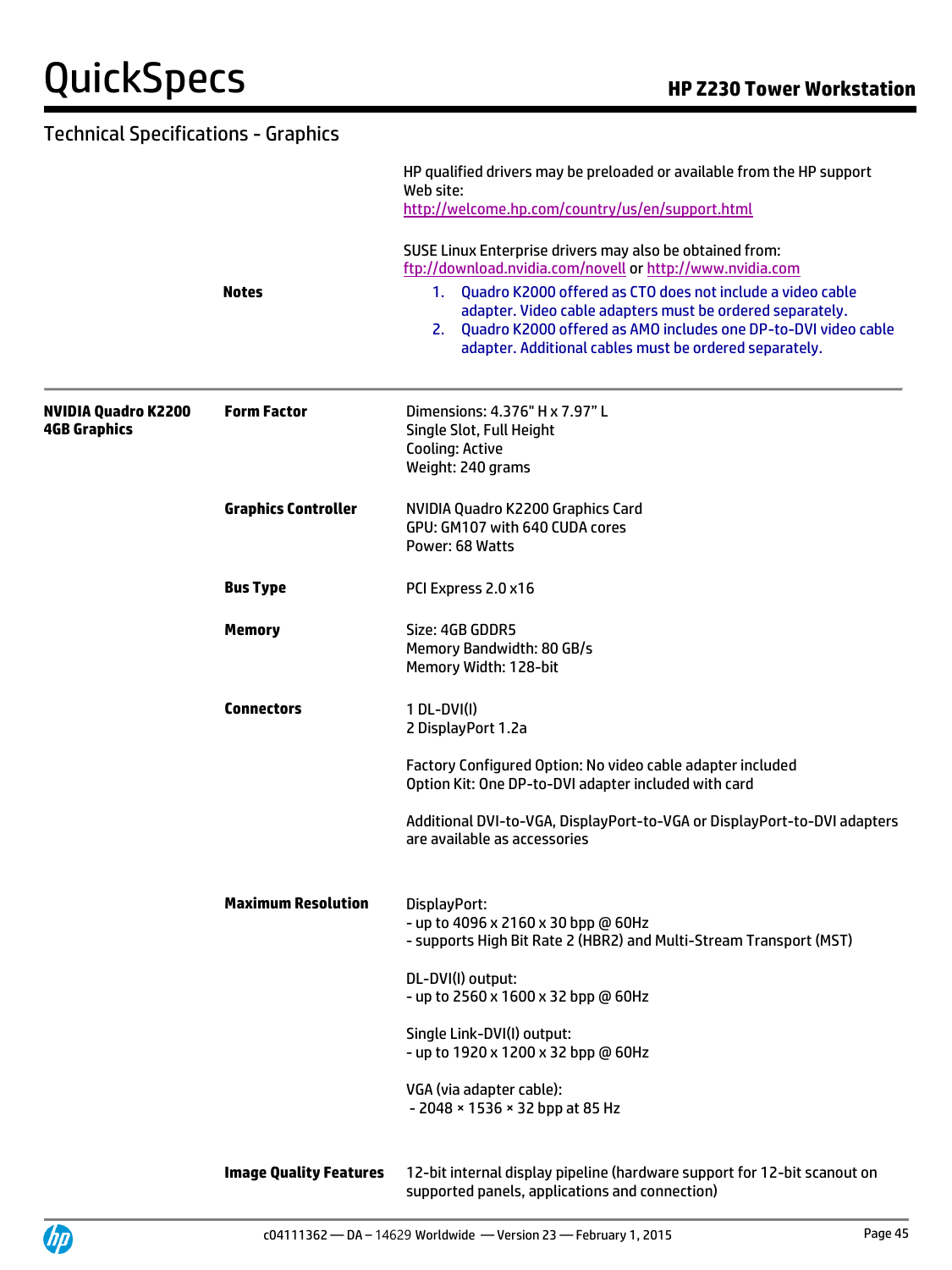## Technical Specifications - Graphics

| | | |
|---|---|---|
| | **Notes** | HP qualified drivers may be preloaded or available from the HP support Web site: http://welcome.hp.com/country/us/en/support.html<br><br>SUSE Linux Enterprise drivers may also be obtained from: ftp://download.nvidia.com/novell or http://www.nvidia.com<br>1. Quadro K2000 offered as CTO does not include a video cable adapter. Video cable adapters must be ordered separately.<br>2. Quadro K2000 offered as AMO includes one DP-to-DVI video cable adapter. Additional cables must be ordered separately. |
| **NVIDIA Quadro K2200 4GB Graphics** | **Form Factor** | Dimensions: 4.376" H x 7.97" L<br>Single Slot, Full Height<br>Cooling: Active<br>Weight: 240 grams |
| | **Graphics Controller** | NVIDIA Quadro K2200 Graphics Card<br>GPU: GM107 with 640 CUDA cores<br>Power: 68 Watts |
| | **Bus Type** | PCI Express 2.0 x16 |
| | **Memory** | Size: 4GB GDDR5<br>Memory Bandwidth: 80 GB/s<br>Memory Width: 128-bit |
| | **Connectors** | 1 DL-DVI(I)<br>2 DisplayPort 1.2a<br><br>Factory Configured Option: No video cable adapter included<br>Option Kit: One DP-to-DVI adapter included with card<br><br>Additional DVI-to-VGA, DisplayPort-to-VGA or DisplayPort-to-DVI adapters are available as accessories |
| | **Maximum Resolution** | DisplayPort:<br>- up to 4096 x 2160 x 30 bpp @ 60Hz<br>- supports High Bit Rate 2 (HBR2) and Multi-Stream Transport (MST)<br><br>DL-DVI(I) output:<br>- up to 2560 x 1600 x 32 bpp @ 60Hz<br><br>Single Link-DVI(I) output:<br>- up to 1920 x 1200 x 32 bpp @ 60Hz<br><br>VGA (via adapter cable):<br>- 2048 × 1536 × 32 bpp at 85 Hz |
| | **Image Quality Features** | 12-bit internal display pipeline (hardware support for 12-bit scanout on supported panels, applications and connection) |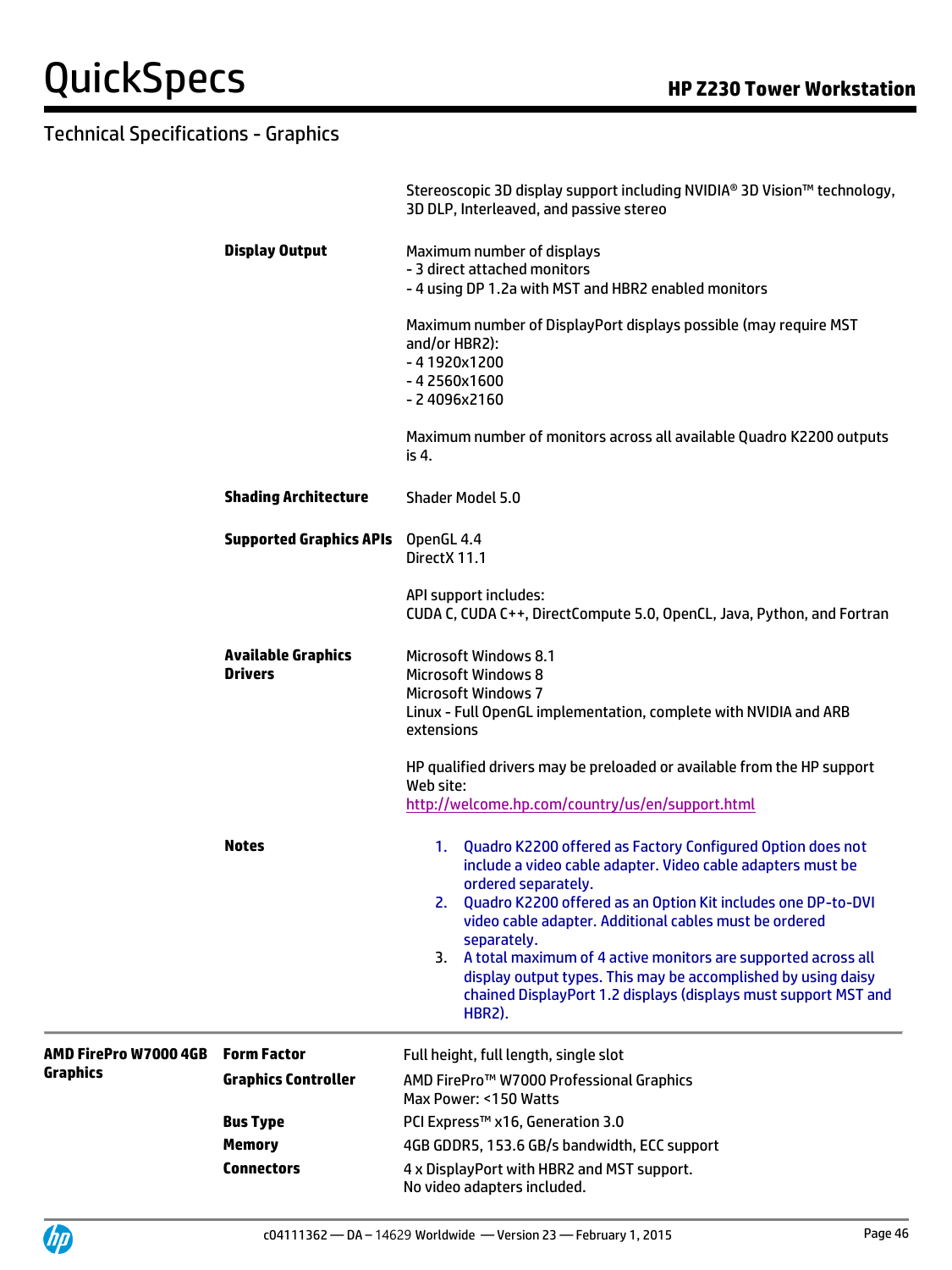## Technical Specifications - Graphics

| | | |
|---|---|---|
| | | Stereoscopic 3D display support including NVIDIA® 3D Vision™ technology, 3D DLP, Interleaved, and passive stereo |
| | **Display Output** | Maximum number of displays<br>- 3 direct attached monitors<br>- 4 using DP 1.2a with MST and HBR2 enabled monitors<br><br>Maximum number of DisplayPort displays possible (may require MST and/or HBR2):<br>- 4 1920x1200<br>- 4 2560x1600<br>- 2 4096x2160<br><br>Maximum number of monitors across all available Quadro K2200 outputs is 4. |
| | **Shading Architecture** | Shader Model 5.0 |
| | **Supported Graphics APIs** | OpenGL 4.4<br>DirectX 11.1<br><br>API support includes:<br>CUDA C, CUDA C++, DirectCompute 5.0, OpenCL, Java, Python, and Fortran |
| | **Available Graphics Drivers** | Microsoft Windows 8.1<br>Microsoft Windows 8<br>Microsoft Windows 7<br>Linux - Full OpenGL implementation, complete with NVIDIA and ARB extensions<br><br>HP qualified drivers may be preloaded or available from the HP support Web site:<br>http://welcome.hp.com/country/us/en/support.html |
| | **Notes** | 1. Quadro K2200 offered as Factory Configured Option does not include a video cable adapter. Video cable adapters must be ordered separately.<br>2. Quadro K2200 offered as an Option Kit includes one DP-to-DVI video cable adapter. Additional cables must be ordered separately.<br>3. A total maximum of 4 active monitors are supported across all display output types. This may be accomplished by using daisy chained DisplayPort 1.2 displays (displays must support MST and HBR2). |
| **AMD FirePro W7000 4GB Graphics** | **Form Factor** | Full height, full length, single slot |
| | **Graphics Controller** | AMD FirePro™ W7000 Professional Graphics<br>Max Power: <150 Watts |
| | **Bus Type** | PCI Express™ x16, Generation 3.0 |
| | **Memory** | 4GB GDDR5, 153.6 GB/s bandwidth, ECC support |
| | **Connectors** | 4 x DisplayPort with HBR2 and MST support.<br>No video adapters included. |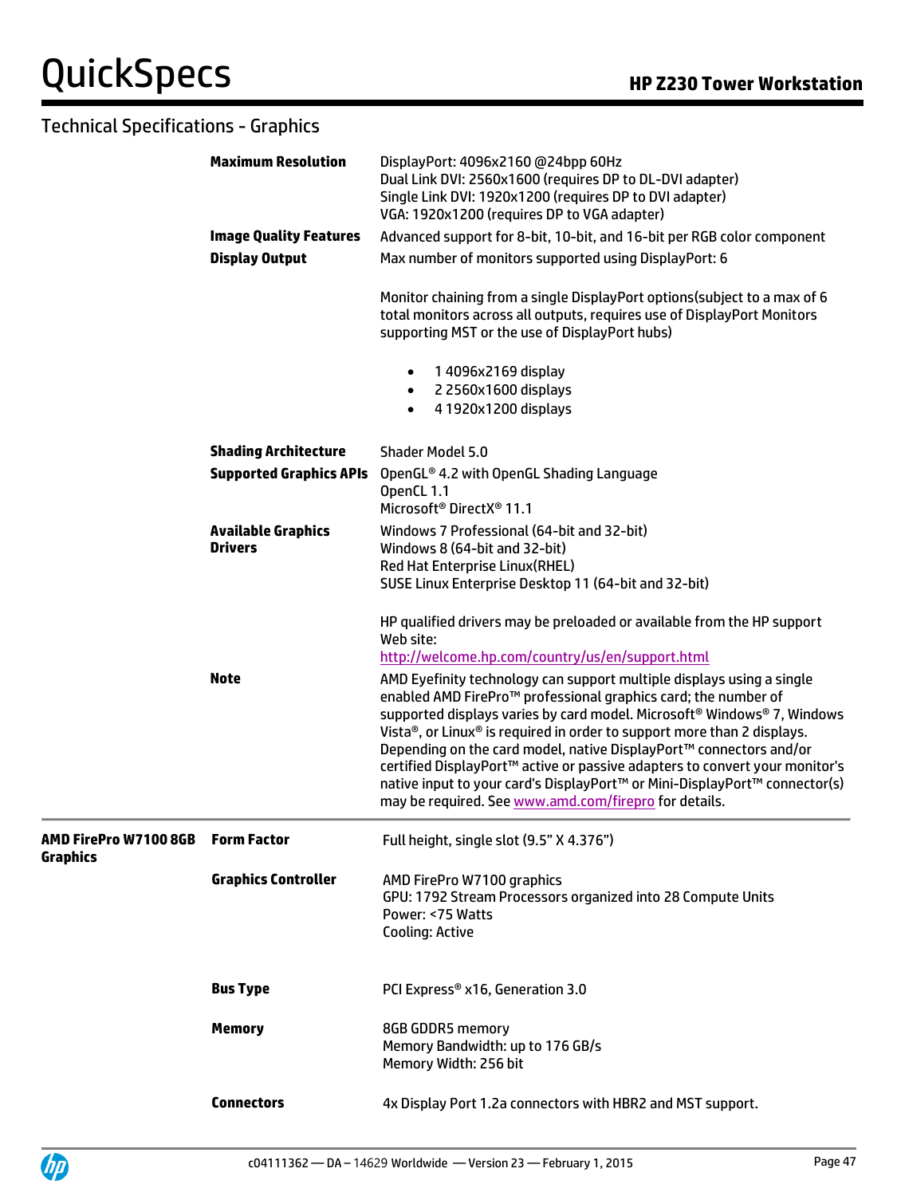## Technical Specifications - Graphics

| | | |
|---|---|---|
| | **Maximum Resolution** | DisplayPort: 4096x2160 @24bpp 60Hz<br>Dual Link DVI: 2560x1600 (requires DP to DL-DVI adapter)<br>Single Link DVI: 1920x1200 (requires DP to DVI adapter)<br>VGA: 1920x1200 (requires DP to VGA adapter) |
| | **Image Quality Features** | Advanced support for 8-bit, 10-bit, and 16-bit per RGB color component |
| | **Display Output** | Max number of monitors supported using DisplayPort: 6<br><br>Monitor chaining from a single DisplayPort options(subject to a max of 6 total monitors across all outputs, requires use of DisplayPort Monitors supporting MST or the use of DisplayPort hubs)<br><br>• 1 4096x2169 display<br>• 2 2560x1600 displays<br>• 4 1920x1200 displays |
| | **Shading Architecture** | Shader Model 5.0 |
| | **Supported Graphics APIs** | OpenGL® 4.2 with OpenGL Shading Language<br>OpenCL 1.1<br>Microsoft® DirectX® 11.1 |
| | **Available Graphics Drivers** | Windows 7 Professional (64-bit and 32-bit)<br>Windows 8 (64-bit and 32-bit)<br>Red Hat Enterprise Linux(RHEL)<br>SUSE Linux Enterprise Desktop 11 (64-bit and 32-bit)<br><br>HP qualified drivers may be preloaded or available from the HP support Web site:<br>http://welcome.hp.com/country/us/en/support.html |
| | **Note** | AMD Eyefinity technology can support multiple displays using a single enabled AMD FirePro™ professional graphics card; the number of supported displays varies by card model. Microsoft® Windows® 7, Windows Vista®, or Linux® is required in order to support more than 2 displays. Depending on the card model, native DisplayPort™ connectors and/or certified DisplayPort™ active or passive adapters to convert your monitor's native input to your card's DisplayPort™ or Mini-DisplayPort™ connector(s) may be required. See www.amd.com/firepro for details. |
| **AMD FirePro W7100 8GB Graphics** | **Form Factor** | Full height, single slot (9.5" X 4.376") |
| | **Graphics Controller** | AMD FirePro W7100 graphics<br>GPU: 1792 Stream Processors organized into 28 Compute Units<br>Power: <75 Watts<br>Cooling: Active |
| | **Bus Type** | PCI Express® x16, Generation 3.0 |
| | **Memory** | 8GB GDDR5 memory<br>Memory Bandwidth: up to 176 GB/s<br>Memory Width: 256 bit |
| | **Connectors** | 4x Display Port 1.2a connectors with HBR2 and MST support. |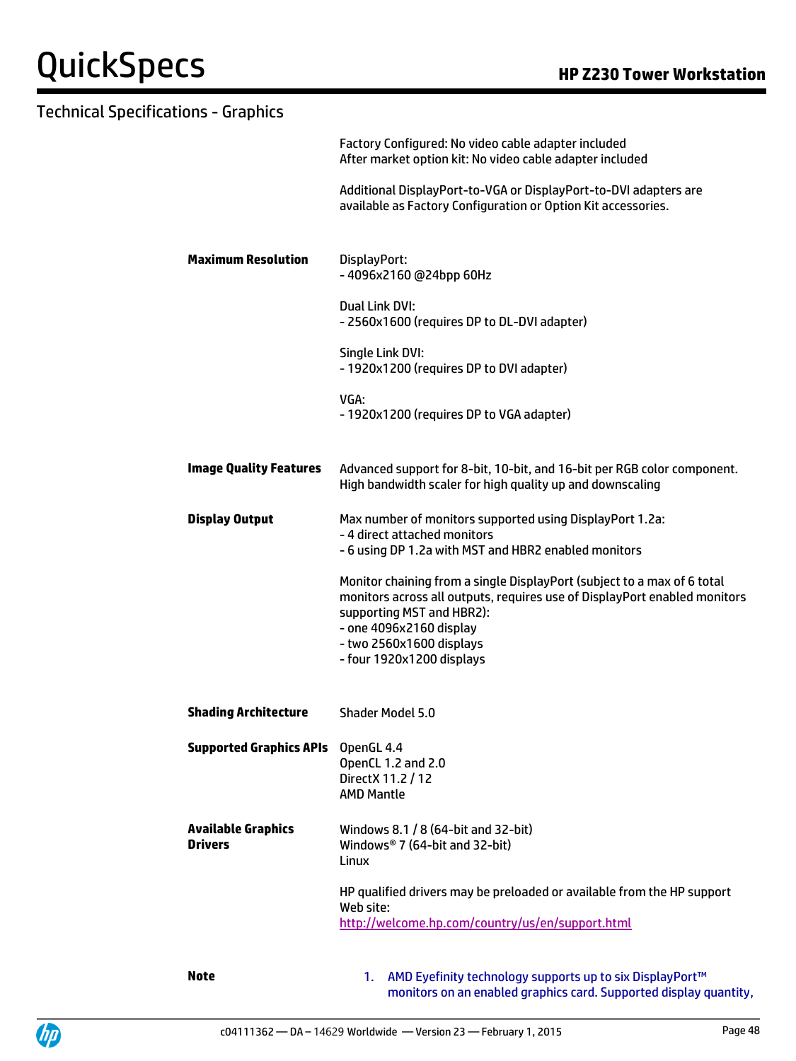## Technical Specifications - Graphics

Factory Configured: No video cable adapter included
After market option kit: No video cable adapter included

Additional DisplayPort-to-VGA or DisplayPort-to-DVI adapters are available as Factory Configuration or Option Kit accessories.

**Maximum Resolution**

DisplayPort:
- 4096x2160 @24bpp 60Hz

Dual Link DVI:
- 2560x1600 (requires DP to DL-DVI adapter)

Single Link DVI:
- 1920x1200 (requires DP to DVI adapter)

VGA:
- 1920x1200 (requires DP to VGA adapter)

**Image Quality Features**

Advanced support for 8-bit, 10-bit, and 16-bit per RGB color component.
High bandwidth scaler for high quality up and downscaling

**Display Output**

Max number of monitors supported using DisplayPort 1.2a:
- 4 direct attached monitors
- 6 using DP 1.2a with MST and HBR2 enabled monitors

Monitor chaining from a single DisplayPort (subject to a max of 6 total monitors across all outputs, requires use of DisplayPort enabled monitors supporting MST and HBR2):
- one 4096x2160 display
- two 2560x1600 displays
- four 1920x1200 displays

**Shading Architecture**

Shader Model 5.0

**Supported Graphics APIs**

OpenGL 4.4
OpenCL 1.2 and 2.0
DirectX 11.2 / 12
AMD Mantle

**Available Graphics Drivers**

Windows 8.1 / 8 (64-bit and 32-bit)
Windows® 7 (64-bit and 32-bit)
Linux

HP qualified drivers may be preloaded or available from the HP support Web site:
http://welcome.hp.com/country/us/en/support.html

**Note**

1. AMD Eyefinity technology supports up to six DisplayPort™ monitors on an enabled graphics card. Supported display quantity,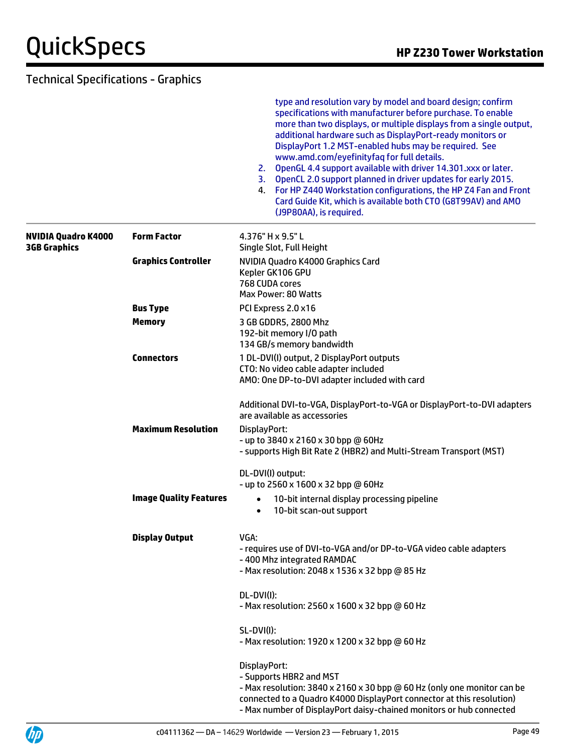## Technical Specifications - Graphics

type and resolution vary by model and board design; confirm specifications with manufacturer before purchase. To enable more than two displays, or multiple displays from a single output, additional hardware such as DisplayPort-ready monitors or DisplayPort 1.2 MST-enabled hubs may be required. See www.amd.com/eyefinityfaq for full details.

2. OpenGL 4.4 support available with driver 14.301.xxx or later.
3. OpenCL 2.0 support planned in driver updates for early 2015.
4. For HP Z440 Workstation configurations, the HP Z4 Fan and Front Card Guide Kit, which is available both CTO (G8T99AV) and AMO (J9P80AA), is required.

| | | |
|---|---|---|
| **NVIDIA Quadro K4000 3GB Graphics** | **Form Factor** | 4.376" H x 9.5" L<br>Single Slot, Full Height |
| | **Graphics Controller** | NVIDIA Quadro K4000 Graphics Card<br>Kepler GK106 GPU<br>768 CUDA cores<br>Max Power: 80 Watts |
| | **Bus Type** | PCI Express 2.0 x16 |
| | **Memory** | 3 GB GDDR5, 2800 Mhz<br>192-bit memory I/O path<br>134 GB/s memory bandwidth |
| | **Connectors** | 1 DL-DVI(I) output, 2 DisplayPort outputs<br>CTO: No video cable adapter included<br>AMO: One DP-to-DVI adapter included with card<br><br>Additional DVI-to-VGA, DisplayPort-to-VGA or DisplayPort-to-DVI adapters are available as accessories |
| | **Maximum Resolution** | DisplayPort:<br>- up to 3840 x 2160 x 30 bpp @ 60Hz<br>- supports High Bit Rate 2 (HBR2) and Multi-Stream Transport (MST)<br><br>DL-DVI(I) output:<br>- up to 2560 x 1600 x 32 bpp @ 60Hz |
| | **Image Quality Features** | • 10-bit internal display processing pipeline<br>• 10-bit scan-out support |
| | **Display Output** | VGA:<br>- requires use of DVI-to-VGA and/or DP-to-VGA video cable adapters<br>- 400 Mhz integrated RAMDAC<br>- Max resolution: 2048 x 1536 x 32 bpp @ 85 Hz<br><br>DL-DVI(I):<br>- Max resolution: 2560 x 1600 x 32 bpp @ 60 Hz<br><br>SL-DVI(I):<br>- Max resolution: 1920 x 1200 x 32 bpp @ 60 Hz<br><br>DisplayPort:<br>- Supports HBR2 and MST<br>- Max resolution: 3840 x 2160 x 30 bpp @ 60 Hz (only one monitor can be connected to a Quadro K4000 DisplayPort connector at this resolution)<br>- Max number of DisplayPort daisy-chained monitors or hub connected |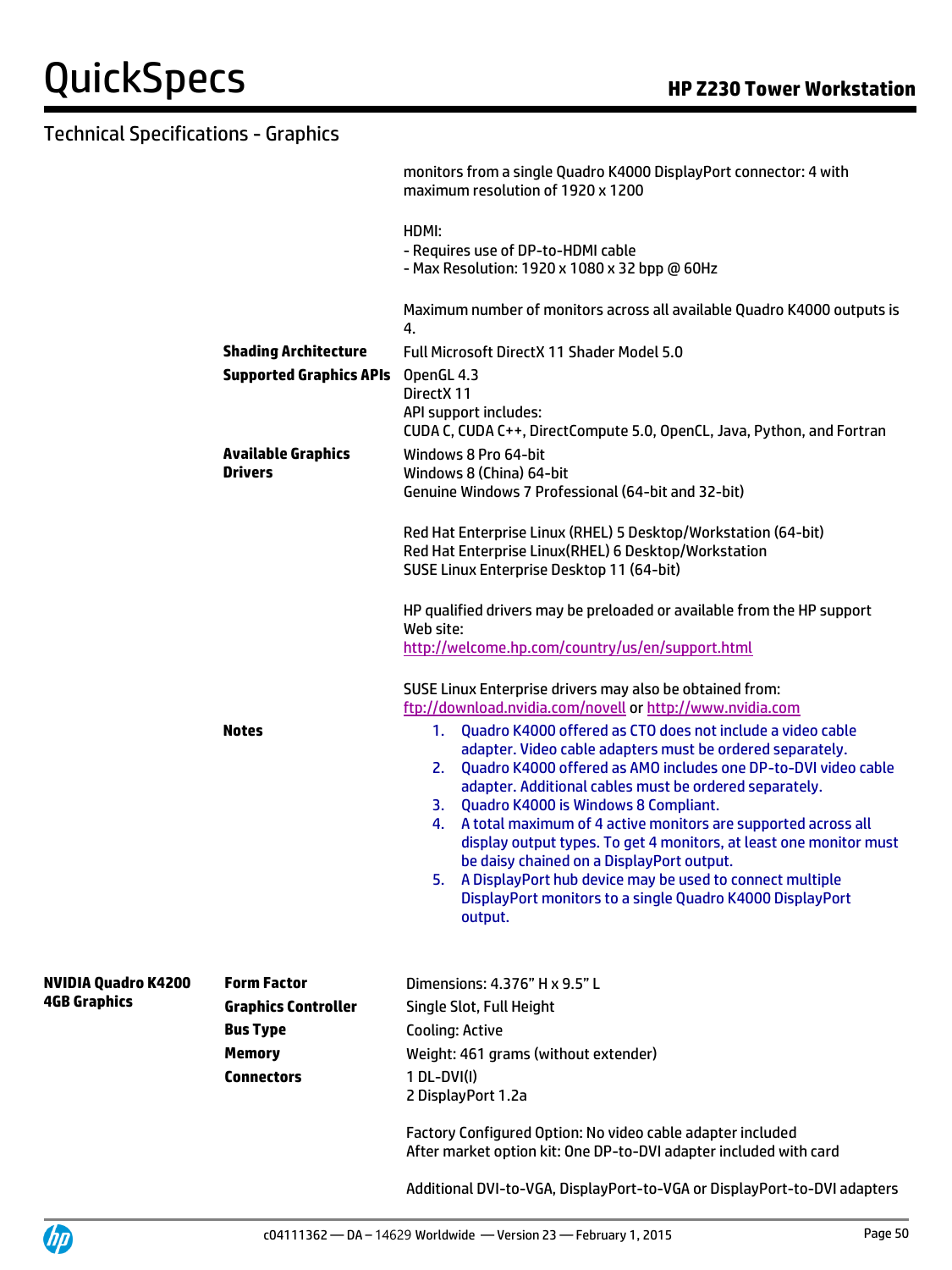## Technical Specifications - Graphics

| | | |
|---|---|---|
| | | monitors from a single Quadro K4000 DisplayPort connector: 4 with maximum resolution of 1920 x 1200<br><br>HDMI:<br>- Requires use of DP-to-HDMI cable<br>- Max Resolution: 1920 x 1080 x 32 bpp @ 60Hz<br><br>Maximum number of monitors across all available Quadro K4000 outputs is 4. |
| | **Shading Architecture** | Full Microsoft DirectX 11 Shader Model 5.0 |
| | **Supported Graphics APIs** | OpenGL 4.3<br>DirectX 11<br>API support includes:<br>CUDA C, CUDA C++, DirectCompute 5.0, OpenCL, Java, Python, and Fortran |
| | **Available Graphics Drivers** | Windows 8 Pro 64-bit<br>Windows 8 (China) 64-bit<br>Genuine Windows 7 Professional (64-bit and 32-bit)<br><br>Red Hat Enterprise Linux (RHEL) 5 Desktop/Workstation (64-bit)<br>Red Hat Enterprise Linux(RHEL) 6 Desktop/Workstation<br>SUSE Linux Enterprise Desktop 11 (64-bit)<br><br>HP qualified drivers may be preloaded or available from the HP support Web site:<br>http://welcome.hp.com/country/us/en/support.html<br><br>SUSE Linux Enterprise drivers may also be obtained from:<br>ftp://download.nvidia.com/novell or http://www.nvidia.com |
| | **Notes** | 1. Quadro K4000 offered as CTO does not include a video cable adapter. Video cable adapters must be ordered separately.<br>2. Quadro K4000 offered as AMO includes one DP-to-DVI video cable adapter. Additional cables must be ordered separately.<br>3. Quadro K4000 is Windows 8 Compliant.<br>4. A total maximum of 4 active monitors are supported across all display output types. To get 4 monitors, at least one monitor must be daisy chained on a DisplayPort output.<br>5. A DisplayPort hub device may be used to connect multiple DisplayPort monitors to a single Quadro K4000 DisplayPort output. |
| **NVIDIA Quadro K4200 4GB Graphics** | **Form Factor** | Dimensions: 4.376" H x 9.5" L |
| | **Graphics Controller** | Single Slot, Full Height |
| | **Bus Type** | Cooling: Active |
| | **Memory** | Weight: 461 grams (without extender) |
| | **Connectors** | 1 DL-DVI(I)<br>2 DisplayPort 1.2a<br><br>Factory Configured Option: No video cable adapter included<br>After market option kit: One DP-to-DVI adapter included with card<br><br>Additional DVI-to-VGA, DisplayPort-to-VGA or DisplayPort-to-DVI adapters |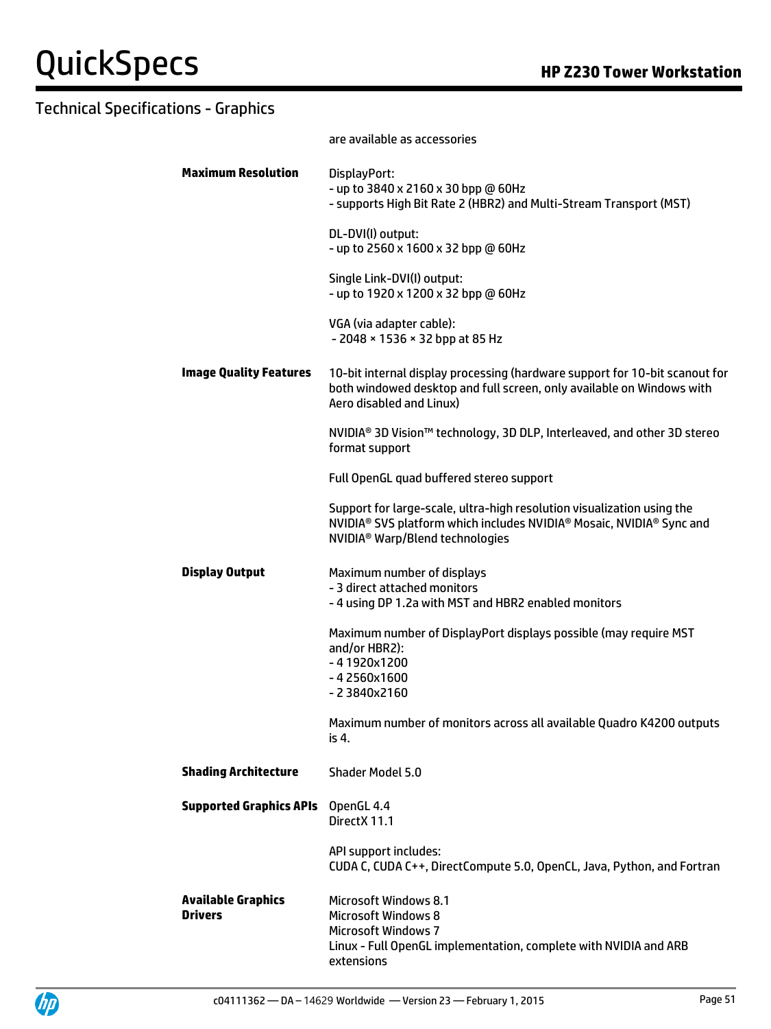## Technical Specifications - Graphics

| | |
|---|---|
| | are available as accessories |
| **Maximum Resolution** | DisplayPort:<br>- up to 3840 x 2160 x 30 bpp @ 60Hz<br>- supports High Bit Rate 2 (HBR2) and Multi-Stream Transport (MST)<br><br>DL-DVI(I) output:<br>- up to 2560 x 1600 x 32 bpp @ 60Hz<br><br>Single Link-DVI(I) output:<br>- up to 1920 x 1200 x 32 bpp @ 60Hz<br><br>VGA (via adapter cable):<br>- 2048 × 1536 × 32 bpp at 85 Hz |
| **Image Quality Features** | 10-bit internal display processing (hardware support for 10-bit scanout for both windowed desktop and full screen, only available on Windows with Aero disabled and Linux)<br><br>NVIDIA® 3D Vision™ technology, 3D DLP, Interleaved, and other 3D stereo format support<br><br>Full OpenGL quad buffered stereo support<br><br>Support for large-scale, ultra-high resolution visualization using the NVIDIA® SVS platform which includes NVIDIA® Mosaic, NVIDIA® Sync and NVIDIA® Warp/Blend technologies |
| **Display Output** | Maximum number of displays<br>- 3 direct attached monitors<br>- 4 using DP 1.2a with MST and HBR2 enabled monitors<br><br>Maximum number of DisplayPort displays possible (may require MST and/or HBR2):<br>- 4 1920x1200<br>- 4 2560x1600<br>- 2 3840x2160<br><br>Maximum number of monitors across all available Quadro K4200 outputs is 4. |
| **Shading Architecture** | Shader Model 5.0 |
| **Supported Graphics APIs** | OpenGL 4.4<br>DirectX 11.1<br><br>API support includes:<br>CUDA C, CUDA C++, DirectCompute 5.0, OpenCL, Java, Python, and Fortran |
| **Available Graphics Drivers** | Microsoft Windows 8.1<br>Microsoft Windows 8<br>Microsoft Windows 7<br>Linux - Full OpenGL implementation, complete with NVIDIA and ARB extensions |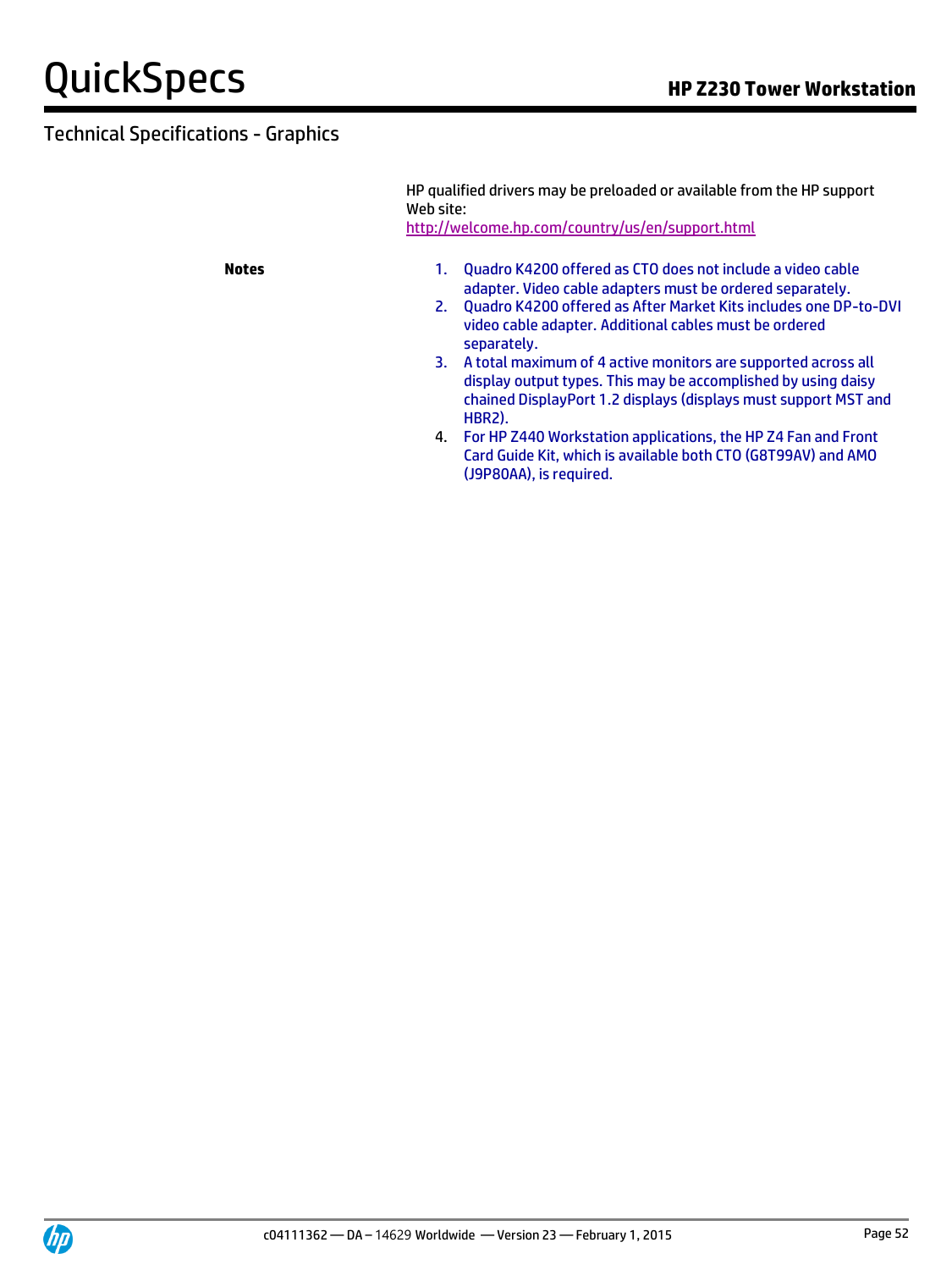## Technical Specifications - Graphics

HP qualified drivers may be preloaded or available from the HP support Web site:
http://welcome.hp.com/country/us/en/support.html

**Notes**

1. Quadro K4200 offered as CTO does not include a video cable adapter. Video cable adapters must be ordered separately.
2. Quadro K4200 offered as After Market Kits includes one DP-to-DVI video cable adapter. Additional cables must be ordered separately.
3. A total maximum of 4 active monitors are supported across all display output types. This may be accomplished by using daisy chained DisplayPort 1.2 displays (displays must support MST and HBR2).
4. For HP Z440 Workstation applications, the HP Z4 Fan and Front Card Guide Kit, which is available both CTO (G8T99AV) and AMO (J9P80AA), is required.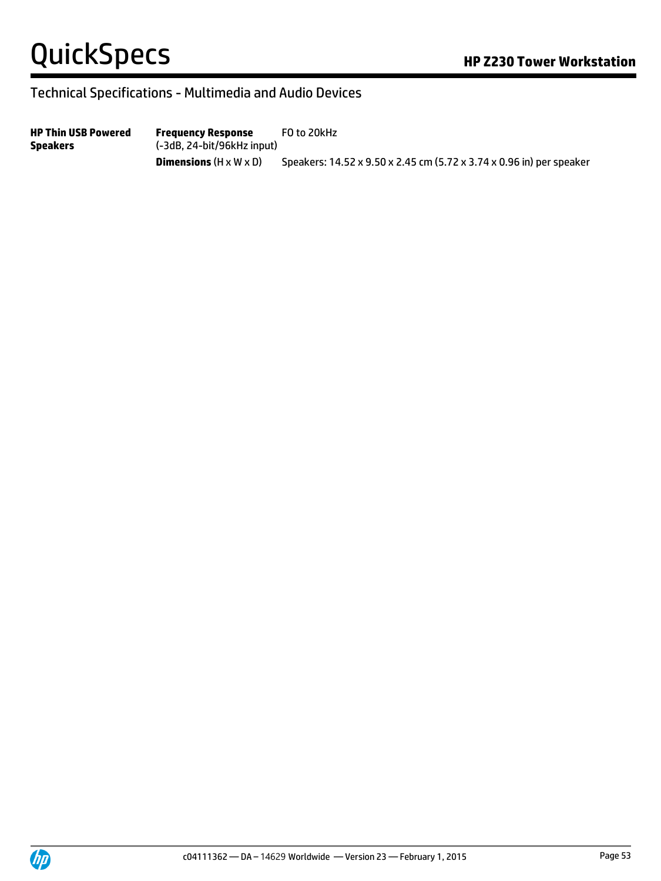## Technical Specifications - Multimedia and Audio Devices

| | | |
|---|---|---|
| **HP Thin USB Powered Speakers** | **Frequency Response** (-3dB, 24-bit/96kHz input) | FO to 20kHz |
| | **Dimensions** (H x W x D) | Speakers: 14.52 x 9.50 x 2.45 cm (5.72 x 3.74 x 0.96 in) per speaker |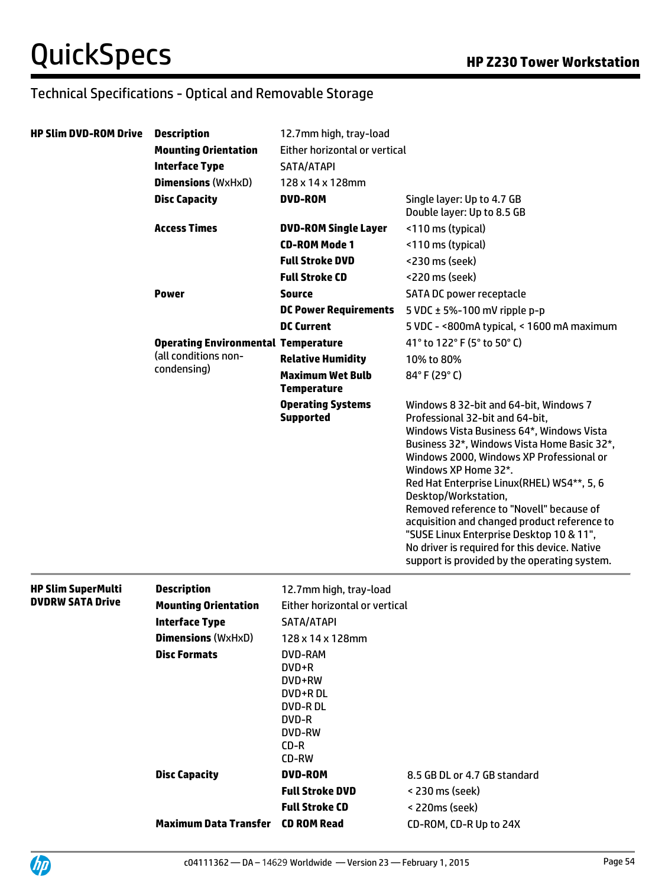## Technical Specifications - Optical and Removable Storage

| | | | |
|---|---|---|---|
| **HP Slim DVD-ROM Drive** | **Description** | 12.7mm high, tray-load | |
| | **Mounting Orientation** | Either horizontal or vertical | |
| | **Interface Type** | SATA/ATAPI | |
| | **Dimensions** (WxHxD) | 128 x 14 x 128mm | |
| | **Disc Capacity** | **DVD-ROM** | Single layer: Up to 4.7 GB<br>Double layer: Up to 8.5 GB |
| | **Access Times** | **DVD-ROM Single Layer** | <110 ms (typical) |
| | | **CD-ROM Mode 1** | <110 ms (typical) |
| | | **Full Stroke DVD** | <230 ms (seek) |
| | | **Full Stroke CD** | <220 ms (seek) |
| | **Power** | **Source** | SATA DC power receptacle |
| | | **DC Power Requirements** | 5 VDC ± 5%-100 mV ripple p-p |
| | | **DC Current** | 5 VDC - <800mA typical, < 1600 mA maximum |
| | **Operating Environmental** (all conditions non-condensing) | **Temperature** | 41° to 122° F (5° to 50° C) |
| | | **Relative Humidity** | 10% to 80% |
| | | **Maximum Wet Bulb Temperature** | 84° F (29° C) |
| | | **Operating Systems Supported** | Windows 8 32-bit and 64-bit, Windows 7 Professional 32-bit and 64-bit,<br>Windows Vista Business 64*, Windows Vista Business 32*, Windows Vista Home Basic 32*, Windows 2000, Windows XP Professional or Windows XP Home 32*.<br>Red Hat Enterprise Linux(RHEL) WS4**, 5, 6 Desktop/Workstation,<br>Removed reference to "Novell" because of acquisition and changed product reference to "SUSE Linux Enterprise Desktop 10 & 11",<br>No driver is required for this device. Native support is provided by the operating system. |
| **HP Slim SuperMulti DVDRW SATA Drive** | **Description** | 12.7mm high, tray-load | |
| | **Mounting Orientation** | Either horizontal or vertical | |
| | **Interface Type** | SATA/ATAPI | |
| | **Dimensions** (WxHxD) | 128 x 14 x 128mm | |
| | **Disc Formats** | DVD-RAM<br>DVD+R<br>DVD+RW<br>DVD+R DL<br>DVD-R DL<br>DVD-R<br>DVD-RW<br>CD-R<br>CD-RW | |
| | **Disc Capacity** | **DVD-ROM** | 8.5 GB DL or 4.7 GB standard |
| | | **Full Stroke DVD** | < 230 ms (seek) |
| | | **Full Stroke CD** | < 220ms (seek) |
| | **Maximum Data Transfer** | **CD ROM Read** | CD-ROM, CD-R Up to 24X |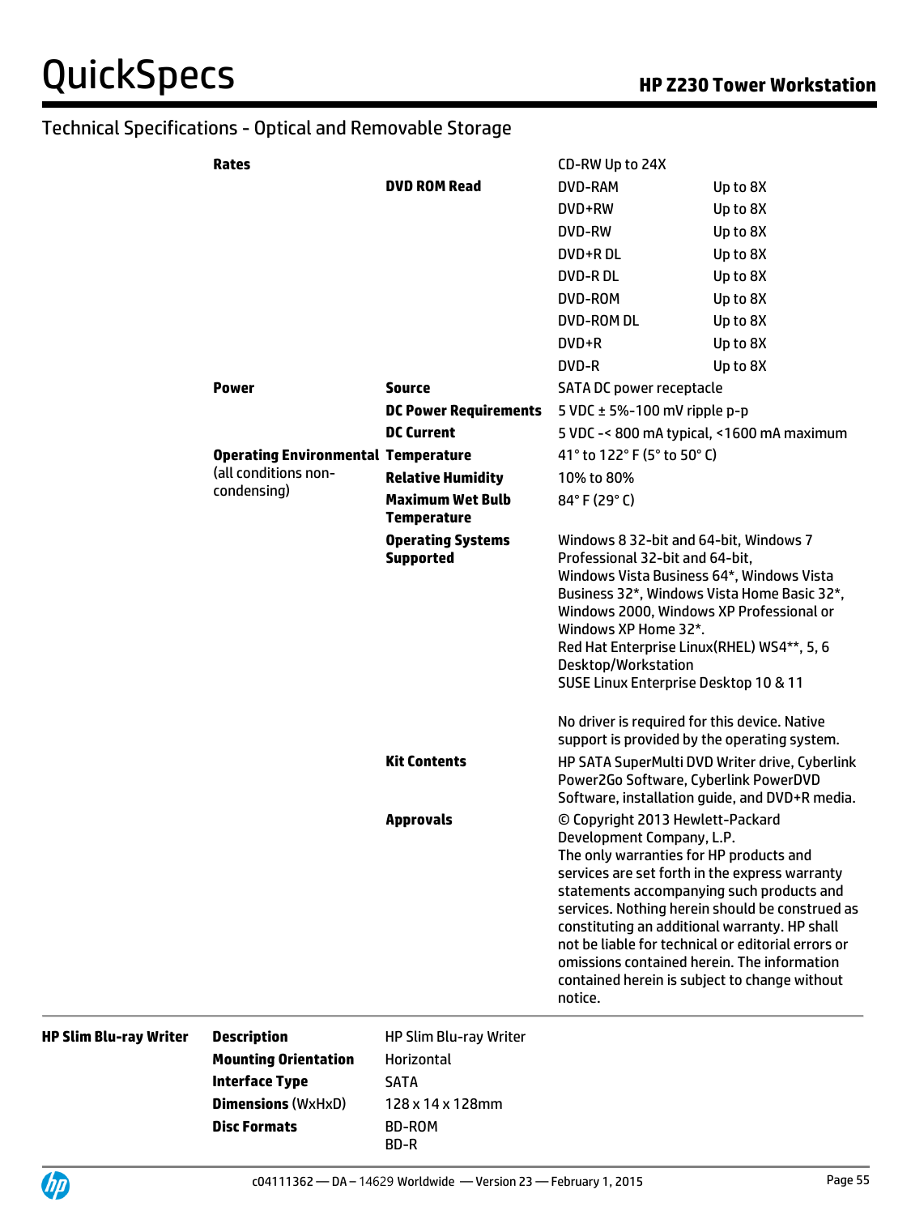## Technical Specifications - Optical and Removable Storage

| | | | |
|---|---|---|---|
| **Rates** | | CD-RW Up to 24X | |
| | **DVD ROM Read** | DVD-RAM | Up to 8X |
| | | DVD+RW | Up to 8X |
| | | DVD-RW | Up to 8X |
| | | DVD+R DL | Up to 8X |
| | | DVD-R DL | Up to 8X |
| | | DVD-ROM | Up to 8X |
| | | DVD-ROM DL | Up to 8X |
| | | DVD+R | Up to 8X |
| | | DVD-R | Up to 8X |
| **Power** | **Source** | SATA DC power receptacle | |
| | **DC Power Requirements** | 5 VDC ± 5%-100 mV ripple p-p | |
| | **DC Current** | 5 VDC -< 800 mA typical, <1600 mA maximum | |
| **Operating Environmental** (all conditions non-condensing) | **Temperature** | 41° to 122° F (5° to 50° C) | |
| | **Relative Humidity** | 10% to 80% | |
| | **Maximum Wet Bulb Temperature** | 84° F (29° C) | |
| | **Operating Systems Supported** | Windows 8 32-bit and 64-bit, Windows 7 Professional 32-bit and 64-bit, Windows Vista Business 64*, Windows Vista Business 32*, Windows Vista Home Basic 32*, Windows 2000, Windows XP Professional or Windows XP Home 32*. Red Hat Enterprise Linux(RHEL) WS4**, 5, 6 Desktop/Workstation SUSE Linux Enterprise Desktop 10 & 11<br><br>No driver is required for this device. Native support is provided by the operating system. | |
| | **Kit Contents** | HP SATA SuperMulti DVD Writer drive, Cyberlink Power2Go Software, Cyberlink PowerDVD Software, installation guide, and DVD+R media. | |
| | **Approvals** | © Copyright 2013 Hewlett-Packard Development Company, L.P. The only warranties for HP products and services are set forth in the express warranty statements accompanying such products and services. Nothing herein should be construed as constituting an additional warranty. HP shall not be liable for technical or editorial errors or omissions contained herein. The information contained herein is subject to change without notice. | |

| | | |
|---|---|---|
| **HP Slim Blu-ray Writer** | **Description** | HP Slim Blu-ray Writer |
| | **Mounting Orientation** | Horizontal |
| | **Interface Type** | SATA |
| | **Dimensions** (WxHxD) | 128 x 14 x 128mm |
| | **Disc Formats** | BD-ROM<br>BD-R |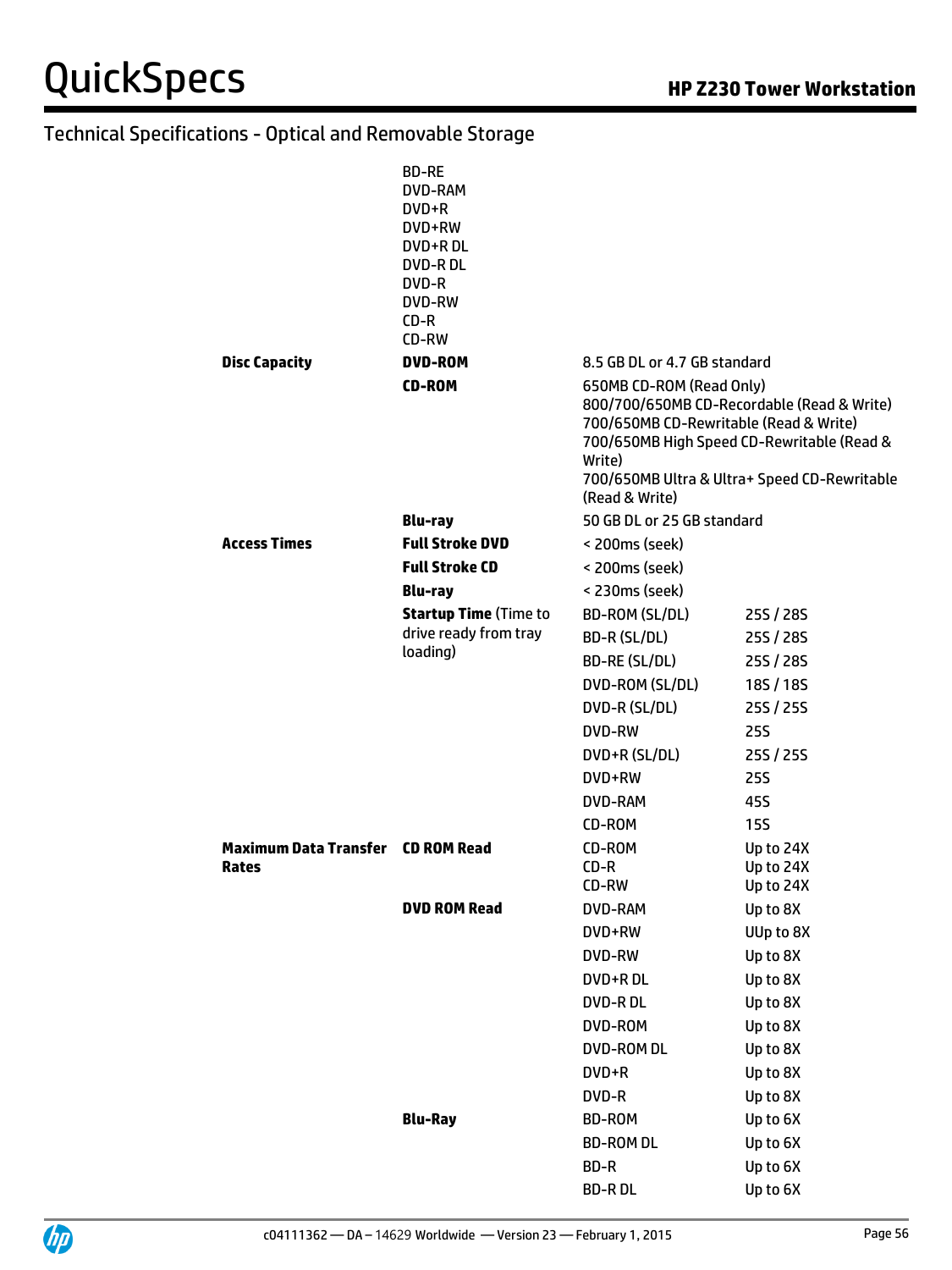## Technical Specifications - Optical and Removable Storage

| | | | |
|---|---|---|---|
| | BD-RE<br>DVD-RAM<br>DVD+R<br>DVD+RW<br>DVD+R DL<br>DVD-R DL<br>DVD-R<br>DVD-RW<br>CD-R<br>CD-RW | | |
| **Disc Capacity** | **DVD-ROM** | 8.5 GB DL or 4.7 GB standard | |
| | **CD-ROM** | 650MB CD-ROM (Read Only)<br>800/700/650MB CD-Recordable (Read & Write)<br>700/650MB CD-Rewritable (Read & Write)<br>700/650MB High Speed CD-Rewritable (Read & Write)<br>700/650MB Ultra & Ultra+ Speed CD-Rewritable (Read & Write) | |
| | **Blu-ray** | 50 GB DL or 25 GB standard | |
| **Access Times** | **Full Stroke DVD** | < 200ms (seek) | |
| | **Full Stroke CD** | < 200ms (seek) | |
| | **Blu-ray** | < 230ms (seek) | |
| | **Startup Time** (Time to drive ready from tray loading) | BD-ROM (SL/DL) | 25S / 28S |
| | | BD-R (SL/DL) | 25S / 28S |
| | | BD-RE (SL/DL) | 25S / 28S |
| | | DVD-ROM (SL/DL) | 18S / 18S |
| | | DVD-R (SL/DL) | 25S / 25S |
| | | DVD-RW | 25S |
| | | DVD+R (SL/DL) | 25S / 25S |
| | | DVD+RW | 25S |
| | | DVD-RAM | 45S |
| | | CD-ROM | 15S |
| **Maximum Data Transfer Rates** | **CD ROM Read** | CD-ROM<br>CD-R<br>CD-RW | Up to 24X<br>Up to 24X<br>Up to 24X |
| | **DVD ROM Read** | DVD-RAM | Up to 8X |
| | | DVD+RW | UUp to 8X |
| | | DVD-RW | Up to 8X |
| | | DVD+R DL | Up to 8X |
| | | DVD-R DL | Up to 8X |
| | | DVD-ROM | Up to 8X |
| | | DVD-ROM DL | Up to 8X |
| | | DVD+R | Up to 8X |
| | | DVD-R | Up to 8X |
| | **Blu-Ray** | BD-ROM | Up to 6X |
| | | BD-ROM DL | Up to 6X |
| | | BD-R | Up to 6X |
| | | BD-R DL | Up to 6X |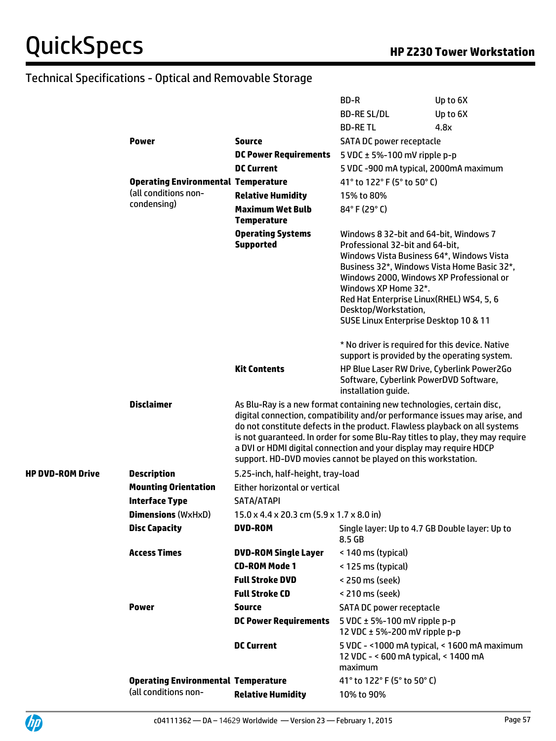## Technical Specifications - Optical and Removable Storage

| | | | |
|---|---|---|---|
| | | BD-R | Up to 6X |
| | | BD-RE SL/DL | Up to 6X |
| | | BD-RE TL | 4.8x |
| | **Power** | **Source** | SATA DC power receptacle |
| | | **DC Power Requirements** | 5 VDC ± 5%-100 mV ripple p-p |
| | | **DC Current** | 5 VDC -900 mA typical, 2000mA maximum |
| | **Operating Environmental** (all conditions non-condensing) | **Temperature** | 41° to 122° F (5° to 50° C) |
| | | **Relative Humidity** | 15% to 80% |
| | | **Maximum Wet Bulb Temperature** | 84° F (29° C) |
| | | **Operating Systems Supported** | Windows 8 32-bit and 64-bit, Windows 7 Professional 32-bit and 64-bit, Windows Vista Business 64*, Windows Vista Business 32*, Windows Vista Home Basic 32*, Windows 2000, Windows XP Professional or Windows XP Home 32*. Red Hat Enterprise Linux(RHEL) WS4, 5, 6 Desktop/Workstation, SUSE Linux Enterprise Desktop 10 & 11<br><br>* No driver is required for this device. Native support is provided by the operating system. |
| | | **Kit Contents** | HP Blue Laser RW Drive, Cyberlink Power2Go Software, Cyberlink PowerDVD Software, installation guide. |
| | **Disclaimer** | As Blu-Ray is a new format containing new technologies, certain disc, digital connection, compatibility and/or performance issues may arise, and do not constitute defects in the product. Flawless playback on all systems is not guaranteed. In order for some Blu-Ray titles to play, they may require a DVI or HDMI digital connection and your display may require HDCP support. HD-DVD movies cannot be played on this workstation. | |
| **HP DVD-ROM Drive** | **Description** | 5.25-inch, half-height, tray-load | |
| | **Mounting Orientation** | Either horizontal or vertical | |
| | **Interface Type** | SATA/ATAPI | |
| | **Dimensions** (WxHxD) | 15.0 x 4.4 x 20.3 cm (5.9 x 1.7 x 8.0 in) | |
| | **Disc Capacity** | **DVD-ROM** | Single layer: Up to 4.7 GB Double layer: Up to 8.5 GB |
| | **Access Times** | **DVD-ROM Single Layer** | < 140 ms (typical) |
| | | **CD-ROM Mode 1** | < 125 ms (typical) |
| | | **Full Stroke DVD** | < 250 ms (seek) |
| | | **Full Stroke CD** | < 210 ms (seek) |
| | **Power** | **Source** | SATA DC power receptacle |
| | | **DC Power Requirements** | 5 VDC ± 5%-100 mV ripple p-p<br>12 VDC ± 5%-200 mV ripple p-p |
| | | **DC Current** | 5 VDC - <1000 mA typical, < 1600 mA maximum<br>12 VDC - < 600 mA typical, < 1400 mA maximum |
| | **Operating Environmental** (all conditions non- | **Temperature** | 41° to 122° F (5° to 50° C) |
| | | **Relative Humidity** | 10% to 90% |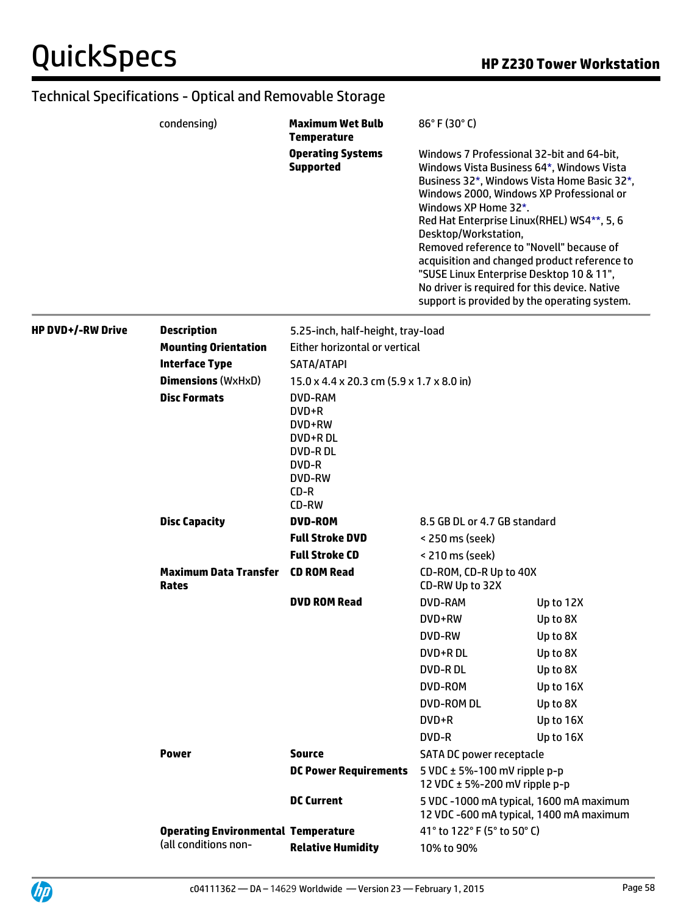## Technical Specifications - Optical and Removable Storage

| | | | |
|---|---|---|---|
| condensing) | **Maximum Wet Bulb Temperature** | 86° F (30° C) | |
| | **Operating Systems Supported** | Windows 7 Professional 32-bit and 64-bit, Windows Vista Business 64*, Windows Vista Business 32*, Windows Vista Home Basic 32*, Windows 2000, Windows XP Professional or Windows XP Home 32*. Red Hat Enterprise Linux(RHEL) WS4**, 5, 6 Desktop/Workstation, Removed reference to "Novell" because of acquisition and changed product reference to "SUSE Linux Enterprise Desktop 10 & 11", No driver is required for this device. Native support is provided by the operating system. | |

| | | | | |
|---|---|---|---|---|
| **HP DVD+/-RW Drive** | **Description** | 5.25-inch, half-height, tray-load | | |
| | **Mounting Orientation** | Either horizontal or vertical | | |
| | **Interface Type** | SATA/ATAPI | | |
| | **Dimensions** (WxHxD) | 15.0 x 4.4 x 20.3 cm (5.9 x 1.7 x 8.0 in) | | |
| | **Disc Formats** | DVD-RAM<br>DVD+R<br>DVD+RW<br>DVD+R DL<br>DVD-R DL<br>DVD-R<br>DVD-RW<br>CD-R<br>CD-RW | | |
| | **Disc Capacity** | **DVD-ROM** | 8.5 GB DL or 4.7 GB standard | |
| | | **Full Stroke DVD** | < 250 ms (seek) | |
| | | **Full Stroke CD** | < 210 ms (seek) | |
| | **Maximum Data Transfer Rates** | **CD ROM Read** | CD-ROM, CD-R Up to 40X<br>CD-RW Up to 32X | |
| | | **DVD ROM Read** | DVD-RAM | Up to 12X |
| | | | DVD+RW | Up to 8X |
| | | | DVD-RW | Up to 8X |
| | | | DVD+R DL | Up to 8X |
| | | | DVD-R DL | Up to 8X |
| | | | DVD-ROM | Up to 16X |
| | | | DVD-ROM DL | Up to 8X |
| | | | DVD+R | Up to 16X |
| | | | DVD-R | Up to 16X |
| | **Power** | **Source** | SATA DC power receptacle | |
| | | **DC Power Requirements** | 5 VDC ± 5%-100 mV ripple p-p<br>12 VDC ± 5%-200 mV ripple p-p | |
| | | **DC Current** | 5 VDC -1000 mA typical, 1600 mA maximum<br>12 VDC -600 mA typical, 1400 mA maximum | |
| | **Operating Environmental** (all conditions non- | **Temperature** | 41° to 122° F (5° to 50° C) | |
| | | **Relative Humidity** | 10% to 90% | |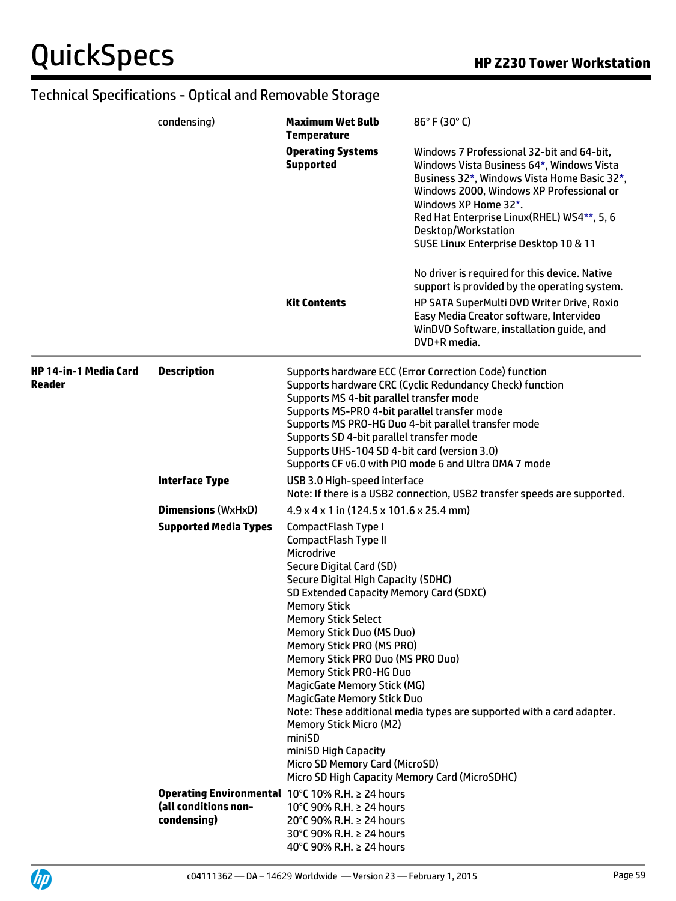## Technical Specifications - Optical and Removable Storage

| | | | |
|---|---|---|---|
| | condensing) | **Maximum Wet Bulb Temperature** | 86° F (30° C) |
| | | **Operating Systems Supported** | Windows 7 Professional 32-bit and 64-bit, Windows Vista Business 64*, Windows Vista Business 32*, Windows Vista Home Basic 32*, Windows 2000, Windows XP Professional or Windows XP Home 32*.<br>Red Hat Enterprise Linux(RHEL) WS4**, 5, 6 Desktop/Workstation<br>SUSE Linux Enterprise Desktop 10 & 11<br><br>No driver is required for this device. Native support is provided by the operating system. |
| | | **Kit Contents** | HP SATA SuperMulti DVD Writer Drive, Roxio Easy Media Creator software, Intervideo WinDVD Software, installation guide, and DVD+R media. |

| | | |
|---|---|---|
| **HP 14-in-1 Media Card Reader** | **Description** | Supports hardware ECC (Error Correction Code) function<br>Supports hardware CRC (Cyclic Redundancy Check) function<br>Supports MS 4-bit parallel transfer mode<br>Supports MS-PRO 4-bit parallel transfer mode<br>Supports MS PRO-HG Duo 4-bit parallel transfer mode<br>Supports SD 4-bit parallel transfer mode<br>Supports UHS-104 SD 4-bit card (version 3.0)<br>Supports CF v6.0 with PIO mode 6 and Ultra DMA 7 mode |
| | **Interface Type** | USB 3.0 High-speed interface<br>Note: If there is a USB2 connection, USB2 transfer speeds are supported. |
| | **Dimensions** (WxHxD) | 4.9 x 4 x 1 in (124.5 x 101.6 x 25.4 mm) |
| | **Supported Media Types** | CompactFlash Type I<br>CompactFlash Type II<br>Microdrive<br>Secure Digital Card (SD)<br>Secure Digital High Capacity (SDHC)<br>SD Extended Capacity Memory Card (SDXC)<br>Memory Stick<br>Memory Stick Select<br>Memory Stick Duo (MS Duo)<br>Memory Stick PRO (MS PRO)<br>Memory Stick PRO Duo (MS PRO Duo)<br>Memory Stick PRO-HG Duo<br>MagicGate Memory Stick (MG)<br>MagicGate Memory Stick Duo<br>Note: These additional media types are supported with a card adapter.<br>Memory Stick Micro (M2)<br>miniSD<br>miniSD High Capacity<br>Micro SD Memory Card (MicroSD)<br>Micro SD High Capacity Memory Card (MicroSDHC) |
| | **Operating Environmental (all conditions non-condensing)** | 10°C 10% R.H. ≥ 24 hours<br>10°C 90% R.H. ≥ 24 hours<br>20°C 90% R.H. ≥ 24 hours<br>30°C 90% R.H. ≥ 24 hours<br>40°C 90% R.H. ≥ 24 hours |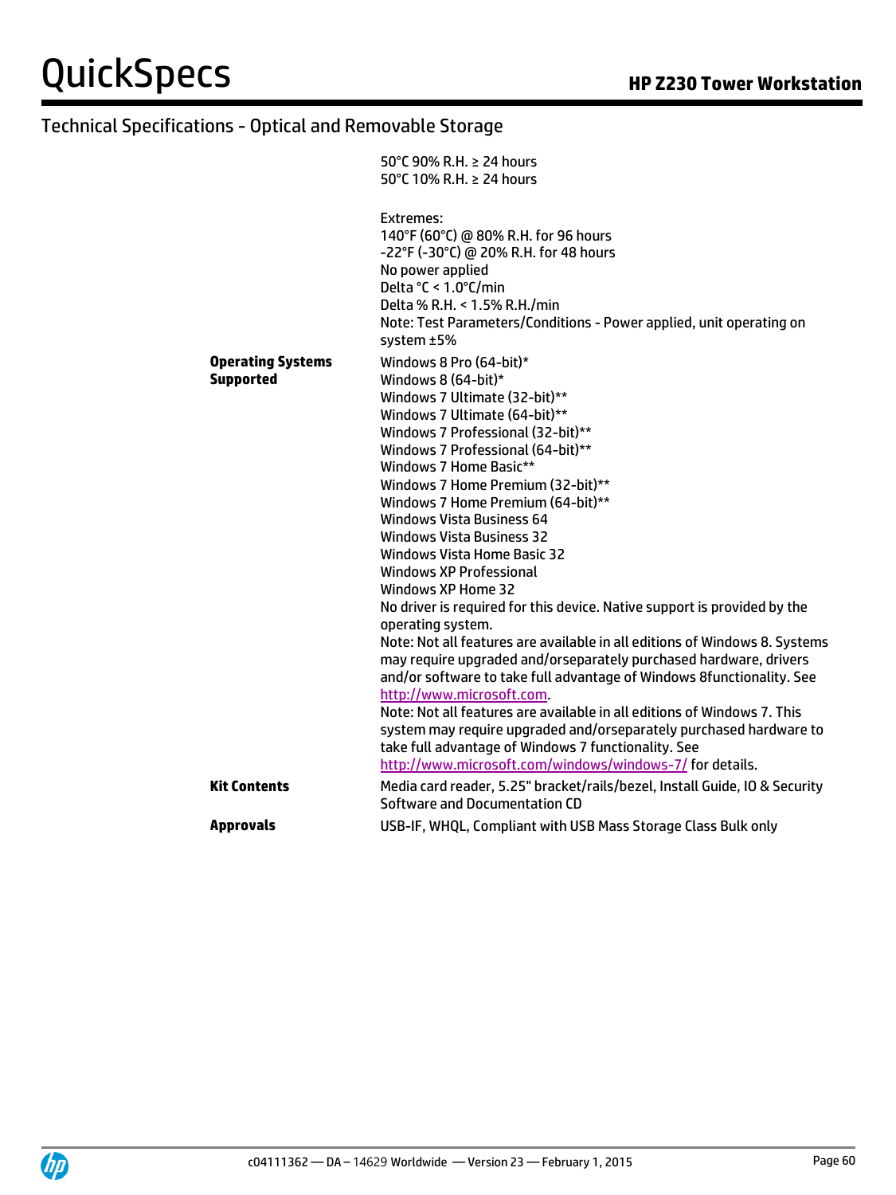## Technical Specifications - Optical and Removable Storage

| | |
|---|---|
| | 50°C 90% R.H. ≥ 24 hours<br>50°C 10% R.H. ≥ 24 hours<br><br>Extremes:<br>140°F (60°C) @ 80% R.H. for 96 hours<br>-22°F (-30°C) @ 20% R.H. for 48 hours<br>No power applied<br>Delta °C < 1.0°C/min<br>Delta % R.H. < 1.5% R.H./min<br>Note: Test Parameters/Conditions - Power applied, unit operating on system ±5% |
| **Operating Systems Supported** | Windows 8 Pro (64-bit)*<br>Windows 8 (64-bit)*<br>Windows 7 Ultimate (32-bit)**<br>Windows 7 Ultimate (64-bit)**<br>Windows 7 Professional (32-bit)**<br>Windows 7 Professional (64-bit)**<br>Windows 7 Home Basic**<br>Windows 7 Home Premium (32-bit)**<br>Windows 7 Home Premium (64-bit)**<br>Windows Vista Business 64<br>Windows Vista Business 32<br>Windows Vista Home Basic 32<br>Windows XP Professional<br>Windows XP Home 32<br>No driver is required for this device. Native support is provided by the operating system.<br>Note: Not all features are available in all editions of Windows 8. Systems may require upgraded and/orseparately purchased hardware, drivers and/or software to take full advantage of Windows 8functionality. See http://www.microsoft.com.<br>Note: Not all features are available in all editions of Windows 7. This system may require upgraded and/orseparately purchased hardware to take full advantage of Windows 7 functionality. See http://www.microsoft.com/windows/windows-7/ for details. |
| **Kit Contents** | Media card reader, 5.25" bracket/rails/bezel, Install Guide, IO & Security Software and Documentation CD |
| **Approvals** | USB-IF, WHQL, Compliant with USB Mass Storage Class Bulk only |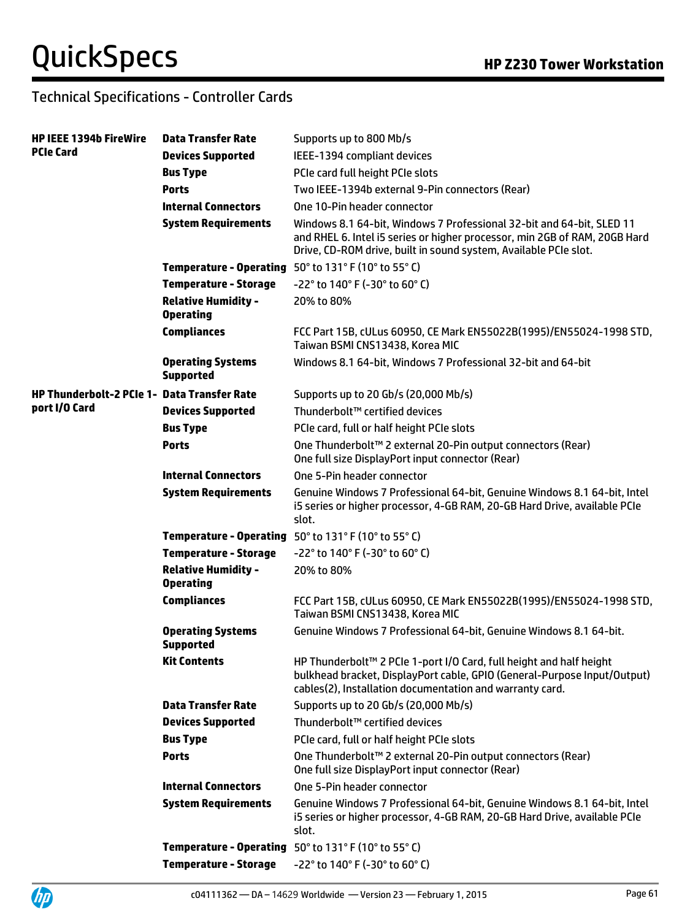## Technical Specifications - Controller Cards

| | | |
|---|---|---|
| **HP IEEE 1394b FireWire PCIe Card** | **Data Transfer Rate** | Supports up to 800 Mb/s |
| | **Devices Supported** | IEEE-1394 compliant devices |
| | **Bus Type** | PCIe card full height PCIe slots |
| | **Ports** | Two IEEE-1394b external 9-Pin connectors (Rear) |
| | **Internal Connectors** | One 10-Pin header connector |
| | **System Requirements** | Windows 8.1 64-bit, Windows 7 Professional 32-bit and 64-bit, SLED 11 and RHEL 6. Intel i5 series or higher processor, min 2GB of RAM, 20GB Hard Drive, CD-ROM drive, built in sound system, Available PCIe slot. |
| | **Temperature - Operating** | 50° to 131° F (10° to 55° C) |
| | **Temperature - Storage** | -22° to 140° F (-30° to 60° C) |
| | **Relative Humidity - Operating** | 20% to 80% |
| | **Compliances** | FCC Part 15B, cULus 60950, CE Mark EN55022B(1995)/EN55024-1998 STD, Taiwan BSMI CNS13438, Korea MIC |
| | **Operating Systems Supported** | Windows 8.1 64-bit, Windows 7 Professional 32-bit and 64-bit |
| **HP Thunderbolt-2 PCIe 1-port I/O Card** | **Data Transfer Rate** | Supports up to 20 Gb/s (20,000 Mb/s) |
| | **Devices Supported** | Thunderbolt™ certified devices |
| | **Bus Type** | PCIe card, full or half height PCIe slots |
| | **Ports** | One Thunderbolt™ 2 external 20-Pin output connectors (Rear)<br>One full size DisplayPort input connector (Rear) |
| | **Internal Connectors** | One 5-Pin header connector |
| | **System Requirements** | Genuine Windows 7 Professional 64-bit, Genuine Windows 8.1 64-bit, Intel i5 series or higher processor, 4-GB RAM, 20-GB Hard Drive, available PCIe slot. |
| | **Temperature - Operating** | 50° to 131° F (10° to 55° C) |
| | **Temperature - Storage** | -22° to 140° F (-30° to 60° C) |
| | **Relative Humidity - Operating** | 20% to 80% |
| | **Compliances** | FCC Part 15B, cULus 60950, CE Mark EN55022B(1995)/EN55024-1998 STD, Taiwan BSMI CNS13438, Korea MIC |
| | **Operating Systems Supported** | Genuine Windows 7 Professional 64-bit, Genuine Windows 8.1 64-bit. |
| | **Kit Contents** | HP Thunderbolt™ 2 PCIe 1-port I/O Card, full height and half height bulkhead bracket, DisplayPort cable, GPIO (General-Purpose Input/Output) cables(2), Installation documentation and warranty card. |
| | **Data Transfer Rate** | Supports up to 20 Gb/s (20,000 Mb/s) |
| | **Devices Supported** | Thunderbolt™ certified devices |
| | **Bus Type** | PCIe card, full or half height PCIe slots |
| | **Ports** | One Thunderbolt™ 2 external 20-Pin output connectors (Rear)<br>One full size DisplayPort input connector (Rear) |
| | **Internal Connectors** | One 5-Pin header connector |
| | **System Requirements** | Genuine Windows 7 Professional 64-bit, Genuine Windows 8.1 64-bit, Intel i5 series or higher processor, 4-GB RAM, 20-GB Hard Drive, available PCIe slot. |
| | **Temperature - Operating** | 50° to 131° F (10° to 55° C) |
| | **Temperature - Storage** | -22° to 140° F (-30° to 60° C) |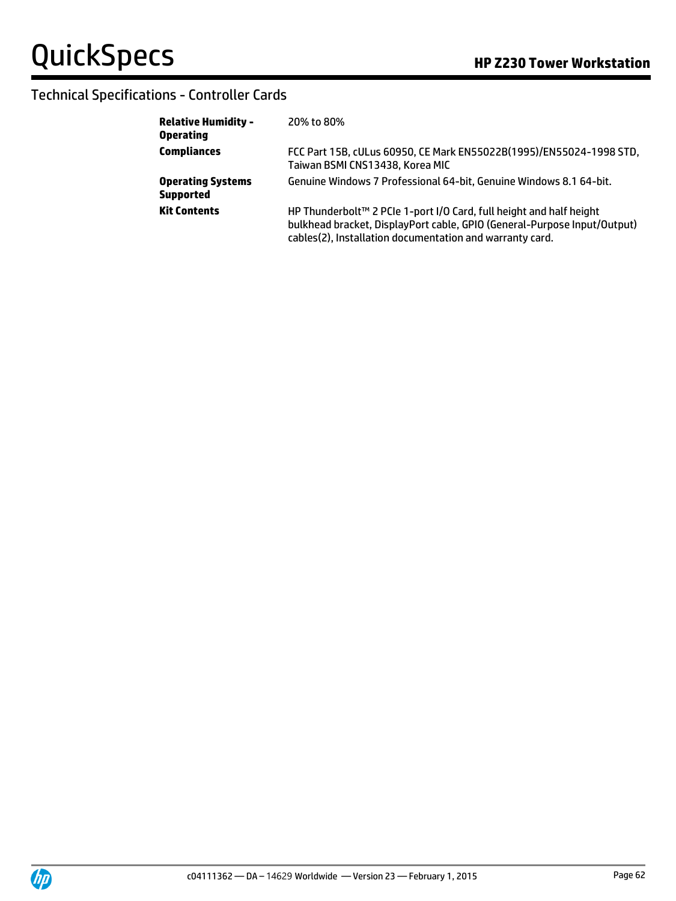## Technical Specifications - Controller Cards

| | |
|---|---|
| **Relative Humidity - Operating** | 20% to 80% |
| **Compliances** | FCC Part 15B, cULus 60950, CE Mark EN55022B(1995)/EN55024-1998 STD, Taiwan BSMI CNS13438, Korea MIC |
| **Operating Systems Supported** | Genuine Windows 7 Professional 64-bit, Genuine Windows 8.1 64-bit. |
| **Kit Contents** | HP Thunderbolt™ 2 PCIe 1-port I/O Card, full height and half height bulkhead bracket, DisplayPort cable, GPIO (General-Purpose Input/Output) cables(2), Installation documentation and warranty card. |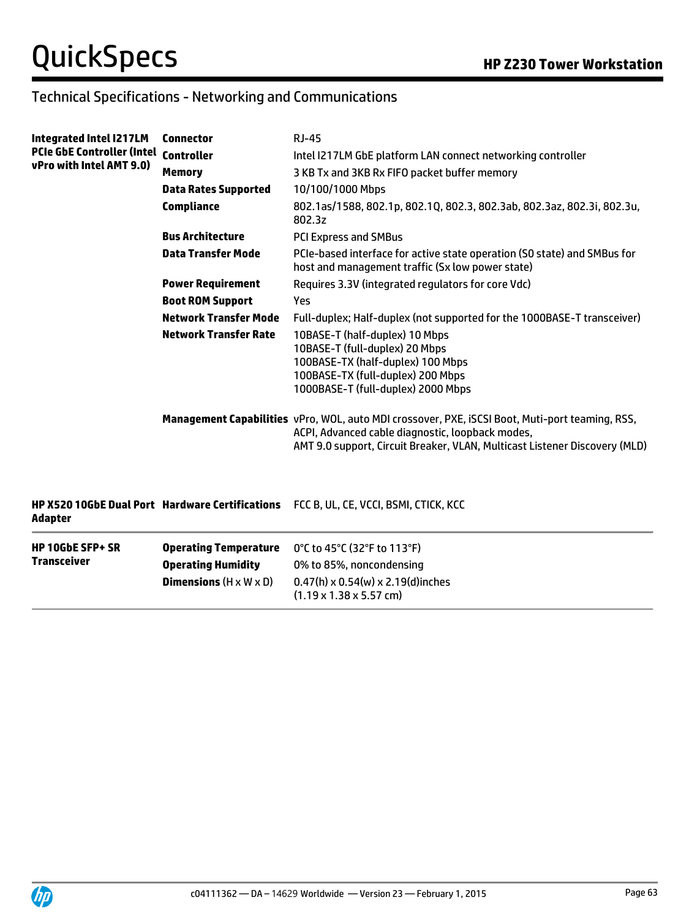## Technical Specifications - Networking and Communications

| | | |
|---|---|---|
| **Integrated Intel I217LM PCIe GbE Controller (Intel vPro with Intel AMT 9.0)** | **Connector** | RJ-45 |
| | **Controller** | Intel I217LM GbE platform LAN connect networking controller |
| | **Memory** | 3 KB Tx and 3KB Rx FIFO packet buffer memory |
| | **Data Rates Supported** | 10/100/1000 Mbps |
| | **Compliance** | 802.1as/1588, 802.1p, 802.1Q, 802.3, 802.3ab, 802.3az, 802.3i, 802.3u, 802.3z |
| | **Bus Architecture** | PCI Express and SMBus |
| | **Data Transfer Mode** | PCIe-based interface for active state operation (S0 state) and SMBus for host and management traffic (Sx low power state) |
| | **Power Requirement** | Requires 3.3V (integrated regulators for core Vdc) |
| | **Boot ROM Support** | Yes |
| | **Network Transfer Mode** | Full-duplex; Half-duplex (not supported for the 1000BASE-T transceiver) |
| | **Network Transfer Rate** | 10BASE-T (half-duplex) 10 Mbps<br>10BASE-T (full-duplex) 20 Mbps<br>100BASE-TX (half-duplex) 100 Mbps<br>100BASE-TX (full-duplex) 200 Mbps<br>1000BASE-T (full-duplex) 2000 Mbps |
| | **Management Capabilities** | vPro, WOL, auto MDI crossover, PXE, iSCSI Boot, Muti-port teaming, RSS, ACPI, Advanced cable diagnostic, loopback modes,<br>AMT 9.0 support, Circuit Breaker, VLAN, Multicast Listener Discovery (MLD) |

| | | |
|---|---|---|
| **HP X520 10GbE Dual Port Adapter** | **Hardware Certifications** | FCC B, UL, CE, VCCI, BSMI, CTICK, KCC |
| **HP 10GbE SFP+ SR Transceiver** | **Operating Temperature** | 0°C to 45°C (32°F to 113°F) |
| | **Operating Humidity** | 0% to 85%, noncondensing |
| | **Dimensions** (H x W x D) | 0.47(h) x 0.54(w) x 2.19(d)inches<br>(1.19 x 1.38 x 5.57 cm) |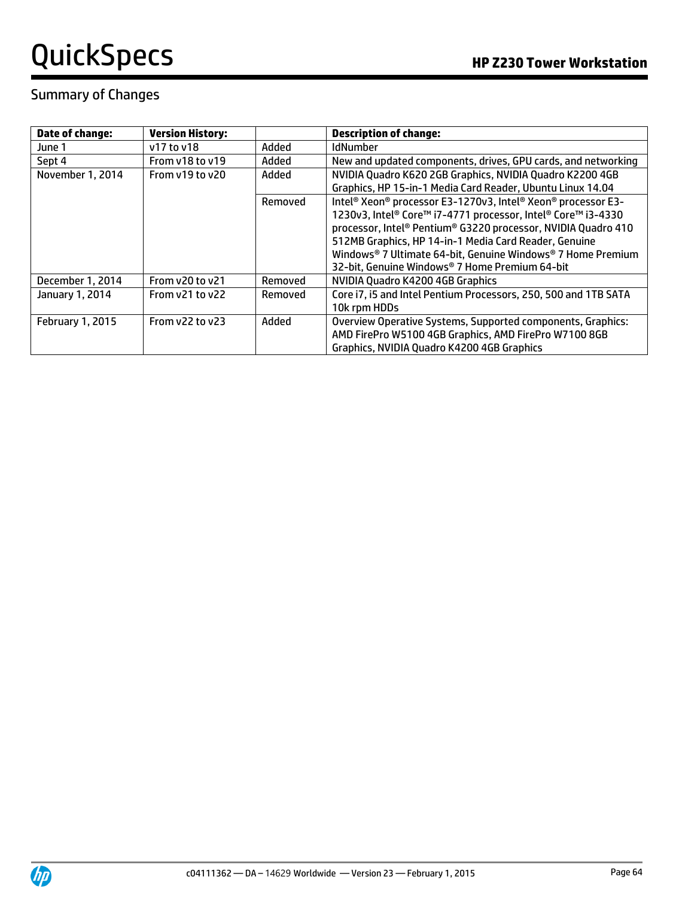## Summary of Changes

| Date of change: | Version History: | | Description of change: |
|---|---|---|---|
| June 1 | v17 to v18 | Added | IdNumber |
| Sept 4 | From v18 to v19 | Added | New and updated components, drives, GPU cards, and networking |
| November 1, 2014 | From v19 to v20 | Added | NVIDIA Quadro K620 2GB Graphics, NVIDIA Quadro K2200 4GB Graphics, HP 15-in-1 Media Card Reader, Ubuntu Linux 14.04 |
| | | Removed | Intel® Xeon® processor E3-1270v3, Intel® Xeon® processor E3-1230v3, Intel® Core™ i7-4771 processor, Intel® Core™ i3-4330 processor, Intel® Pentium® G3220 processor, NVIDIA Quadro 410 512MB Graphics, HP 14-in-1 Media Card Reader, Genuine Windows® 7 Ultimate 64-bit, Genuine Windows® 7 Home Premium 32-bit, Genuine Windows® 7 Home Premium 64-bit |
| December 1, 2014 | From v20 to v21 | Removed | NVIDIA Quadro K4200 4GB Graphics |
| January 1, 2014 | From v21 to v22 | Removed | Core i7, i5 and Intel Pentium Processors, 250, 500 and 1TB SATA 10k rpm HDDs |
| February 1, 2015 | From v22 to v23 | Added | Overview Operative Systems, Supported components, Graphics: AMD FirePro W5100 4GB Graphics, AMD FirePro W7100 8GB Graphics, NVIDIA Quadro K4200 4GB Graphics |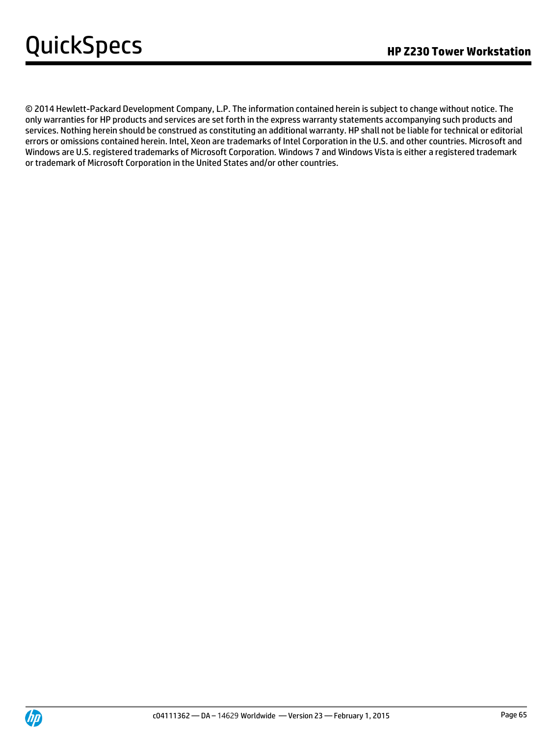© 2014 Hewlett-Packard Development Company, L.P. The information contained herein is subject to change without notice. The only warranties for HP products and services are set forth in the express warranty statements accompanying such products and services. Nothing herein should be construed as constituting an additional warranty. HP shall not be liable for technical or editorial errors or omissions contained herein. Intel, Xeon are trademarks of Intel Corporation in the U.S. and other countries. Microsoft and Windows are U.S. registered trademarks of Microsoft Corporation. Windows 7 and Windows Vista is either a registered trademark or trademark of Microsoft Corporation in the United States and/or other countries.